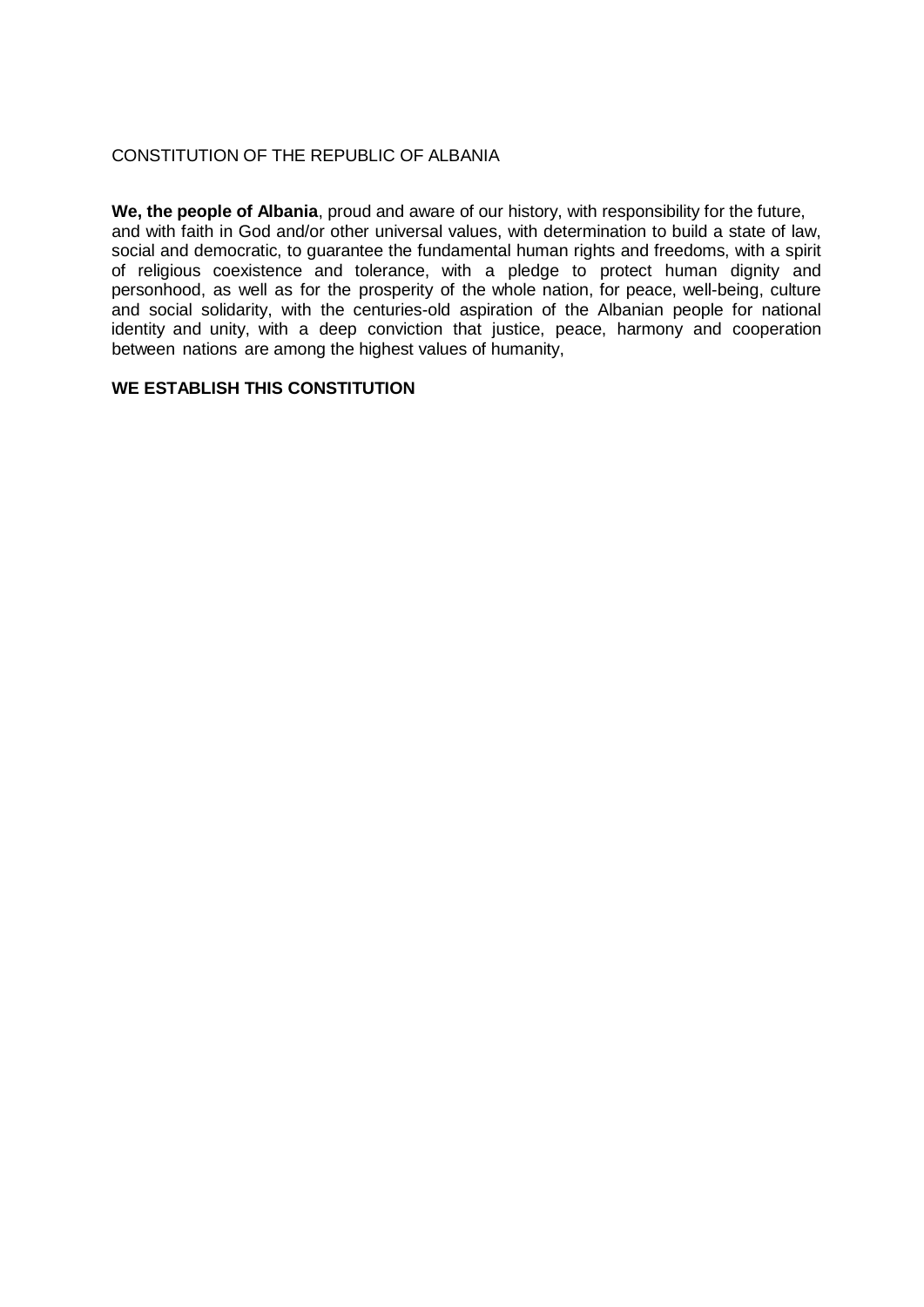# CONSTITUTION OF THE REPUBLIC OF ALBANIA

**We, the people of Albania**, proud and aware of our history, with responsibility for the future, and with faith in God and/or other universal values, with determination to build a state of law, social and democratic, to guarantee the fundamental human rights and freedoms, with a spirit of religious coexistence and tolerance, with a pledge to protect human dignity and personhood, as well as for the prosperity of the whole nation, for peace, well-being, culture and social solidarity, with the centuries-old aspiration of the Albanian people for national identity and unity, with a deep conviction that justice, peace, harmony and cooperation between nations are among the highest values of humanity,

**WE ESTABLISH THIS CONSTITUTION**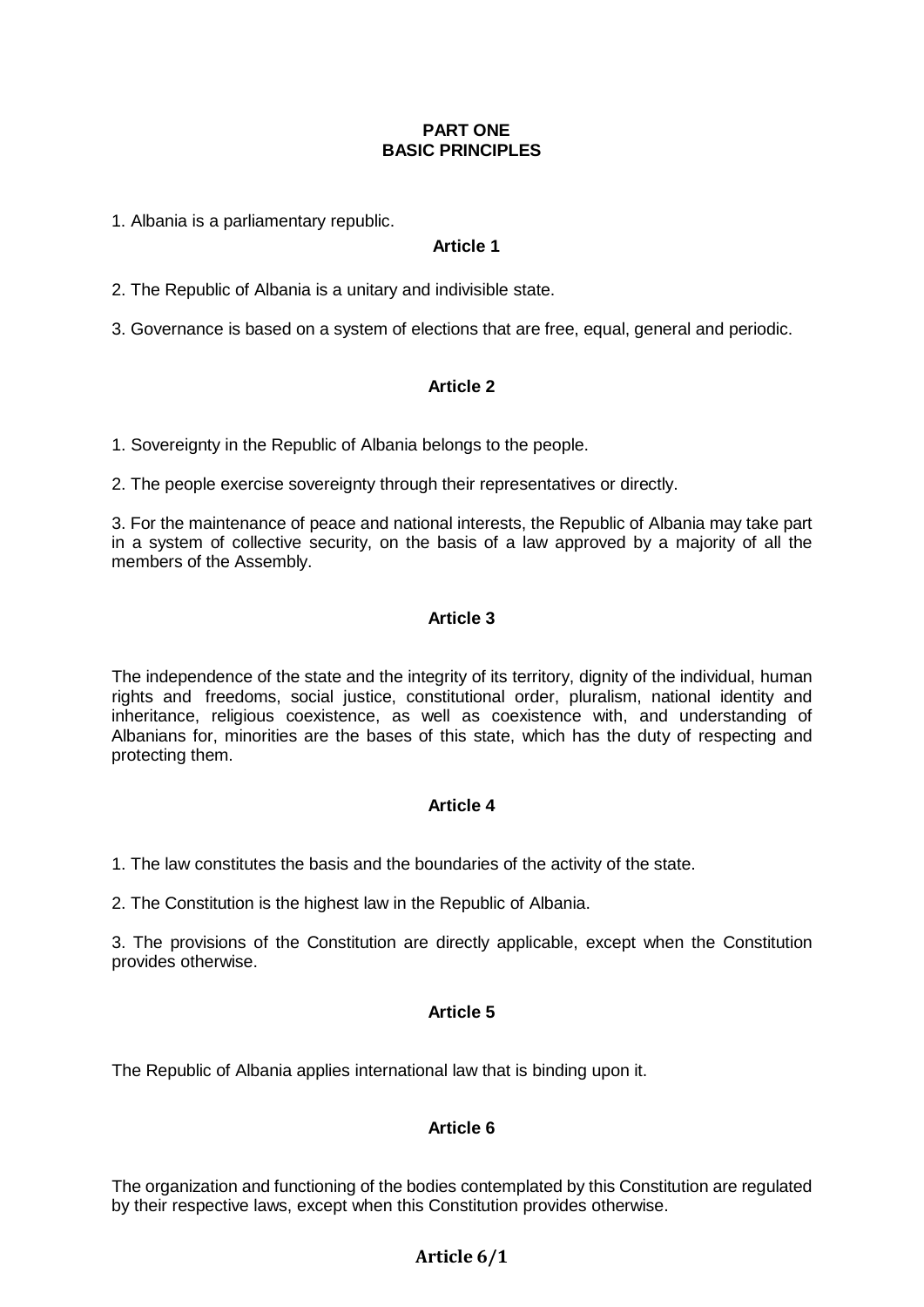**PART ONE**
**BASIC PRINCIPLES**

1. Albania is a parliamentary republic.

**Article 1**

2. The Republic of Albania is a unitary and indivisible state.

3. Governance is based on a system of elections that are free, equal, general and periodic.

**Article 2**

1. Sovereignty in the Republic of Albania belongs to the people.

2. The people exercise sovereignty through their representatives or directly.

3. For the maintenance of peace and national interests, the Republic of Albania may take part in a system of collective security, on the basis of a law approved by a majority of all the members of the Assembly.

**Article 3**

The independence of the state and the integrity of its territory, dignity of the individual, human rights and freedoms, social justice, constitutional order, pluralism, national identity and inheritance, religious coexistence, as well as coexistence with, and understanding of Albanians for, minorities are the bases of this state, which has the duty of respecting and protecting them.

**Article 4**

1. The law constitutes the basis and the boundaries of the activity of the state.

2. The Constitution is the highest law in the Republic of Albania.

3. The provisions of the Constitution are directly applicable, except when the Constitution provides otherwise.

**Article 5**

The Republic of Albania applies international law that is binding upon it.

**Article 6**

The organization and functioning of the bodies contemplated by this Constitution are regulated by their respective laws, except when this Constitution provides otherwise.

**Article 6/1**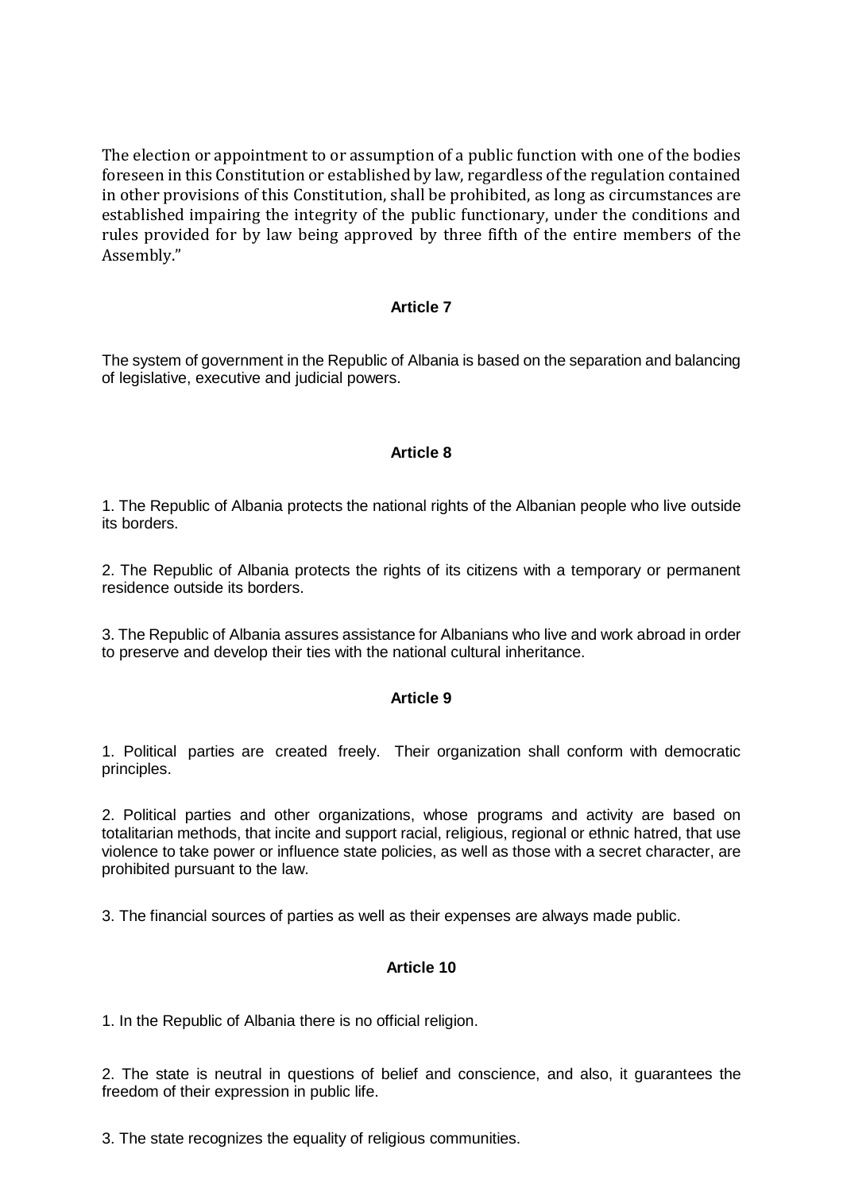The election or appointment to or assumption of a public function with one of the bodies foreseen in this Constitution or established by law, regardless of the regulation contained in other provisions of this Constitution, shall be prohibited, as long as circumstances are established impairing the integrity of the public functionary, under the conditions and rules provided for by law being approved by three fifth of the entire members of the Assembly."

#### Article 7

The system of government in the Republic of Albania is based on the separation and balancing of legislative, executive and judicial powers.

#### Article 8

1. The Republic of Albania protects the national rights of the Albanian people who live outside its borders.

2. The Republic of Albania protects the rights of its citizens with a temporary or permanent residence outside its borders.

3. The Republic of Albania assures assistance for Albanians who live and work abroad in order to preserve and develop their ties with the national cultural inheritance.

#### Article 9

1. Political parties are created freely. Their organization shall conform with democratic principles.

2. Political parties and other organizations, whose programs and activity are based on totalitarian methods, that incite and support racial, religious, regional or ethnic hatred, that use violence to take power or influence state policies, as well as those with a secret character, are prohibited pursuant to the law.

3. The financial sources of parties as well as their expenses are always made public.

#### Article 10

1. In the Republic of Albania there is no official religion.

2. The state is neutral in questions of belief and conscience, and also, it guarantees the freedom of their expression in public life.

3. The state recognizes the equality of religious communities.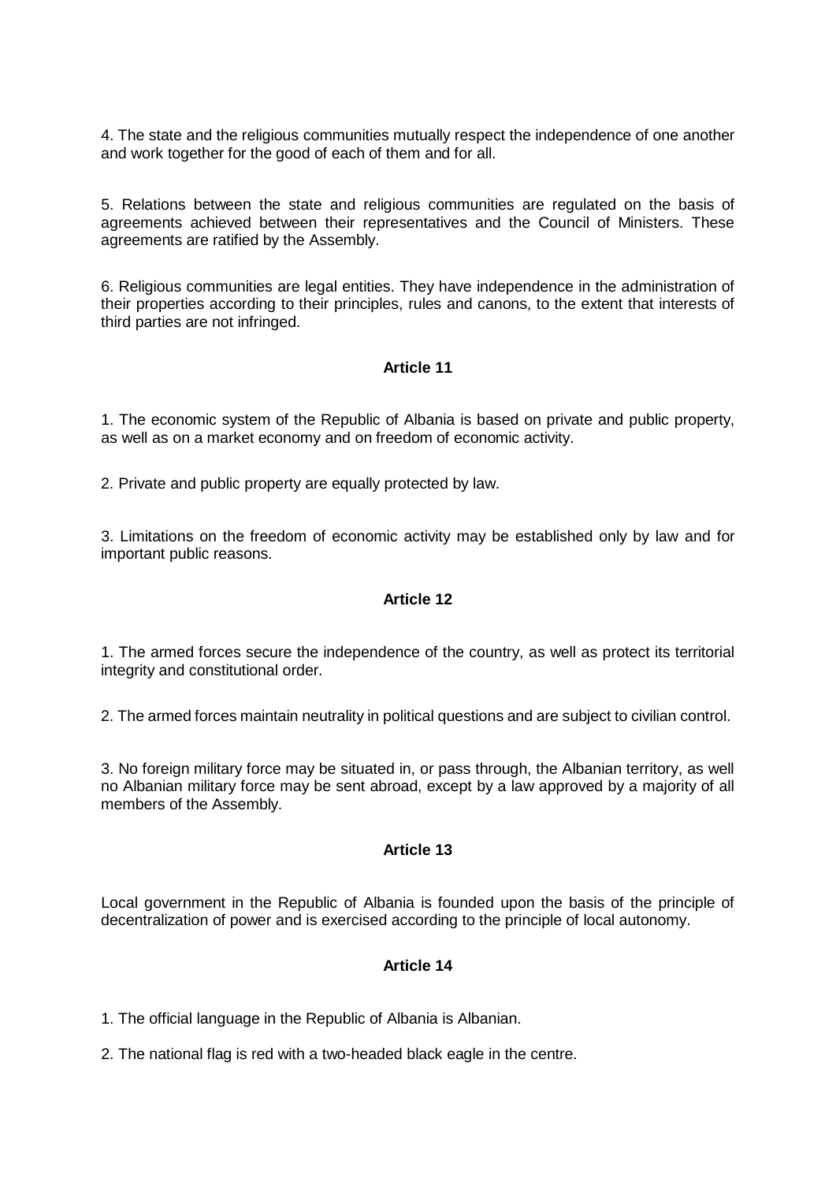4. The state and the religious communities mutually respect the independence of one another and work together for the good of each of them and for all.

5. Relations between the state and religious communities are regulated on the basis of agreements achieved between their representatives and the Council of Ministers. These agreements are ratified by the Assembly.

6. Religious communities are legal entities. They have independence in the administration of their properties according to their principles, rules and canons, to the extent that interests of third parties are not infringed.

**Article 11**

1. The economic system of the Republic of Albania is based on private and public property, as well as on a market economy and on freedom of economic activity.

2. Private and public property are equally protected by law.

3. Limitations on the freedom of economic activity may be established only by law and for important public reasons.

**Article 12**

1. The armed forces secure the independence of the country, as well as protect its territorial integrity and constitutional order.

2. The armed forces maintain neutrality in political questions and are subject to civilian control.

3. No foreign military force may be situated in, or pass through, the Albanian territory, as well no Albanian military force may be sent abroad, except by a law approved by a majority of all members of the Assembly.

**Article 13**

Local government in the Republic of Albania is founded upon the basis of the principle of decentralization of power and is exercised according to the principle of local autonomy.

**Article 14**

1. The official language in the Republic of Albania is Albanian.

2. The national flag is red with a two-headed black eagle in the centre.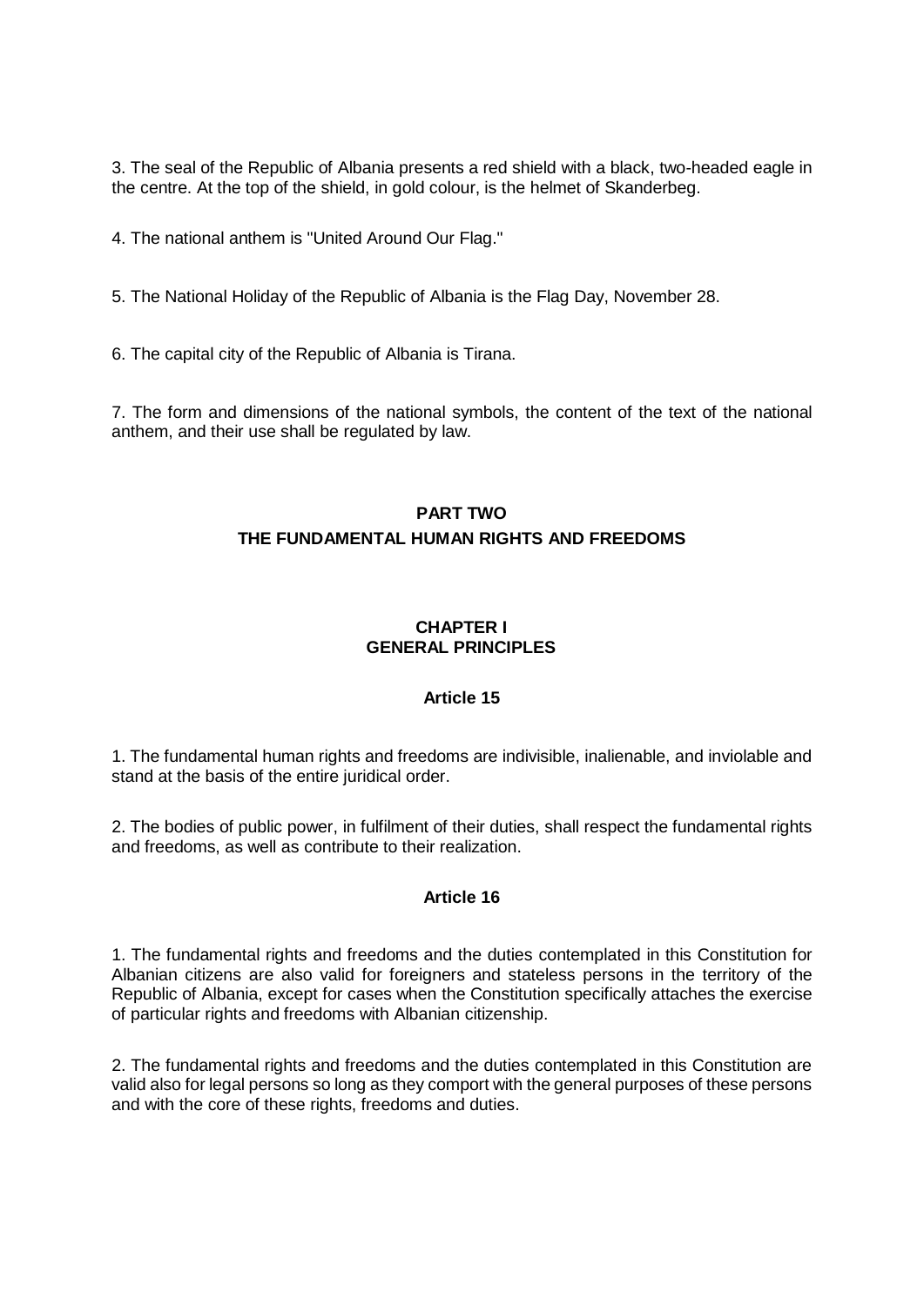3. The seal of the Republic of Albania presents a red shield with a black, two-headed eagle in the centre. At the top of the shield, in gold colour, is the helmet of Skanderbeg.

4. The national anthem is "United Around Our Flag."

5. The National Holiday of the Republic of Albania is the Flag Day, November 28.

6. The capital city of the Republic of Albania is Tirana.

7. The form and dimensions of the national symbols, the content of the text of the national anthem, and their use shall be regulated by law.

# PART TWO

# THE FUNDAMENTAL HUMAN RIGHTS AND FREEDOMS

## CHAPTER I
## GENERAL PRINCIPLES

### Article 15

1. The fundamental human rights and freedoms are indivisible, inalienable, and inviolable and stand at the basis of the entire juridical order.

2. The bodies of public power, in fulfilment of their duties, shall respect the fundamental rights and freedoms, as well as contribute to their realization.

### Article 16

1. The fundamental rights and freedoms and the duties contemplated in this Constitution for Albanian citizens are also valid for foreigners and stateless persons in the territory of the Republic of Albania, except for cases when the Constitution specifically attaches the exercise of particular rights and freedoms with Albanian citizenship.

2. The fundamental rights and freedoms and the duties contemplated in this Constitution are valid also for legal persons so long as they comport with the general purposes of these persons and with the core of these rights, freedoms and duties.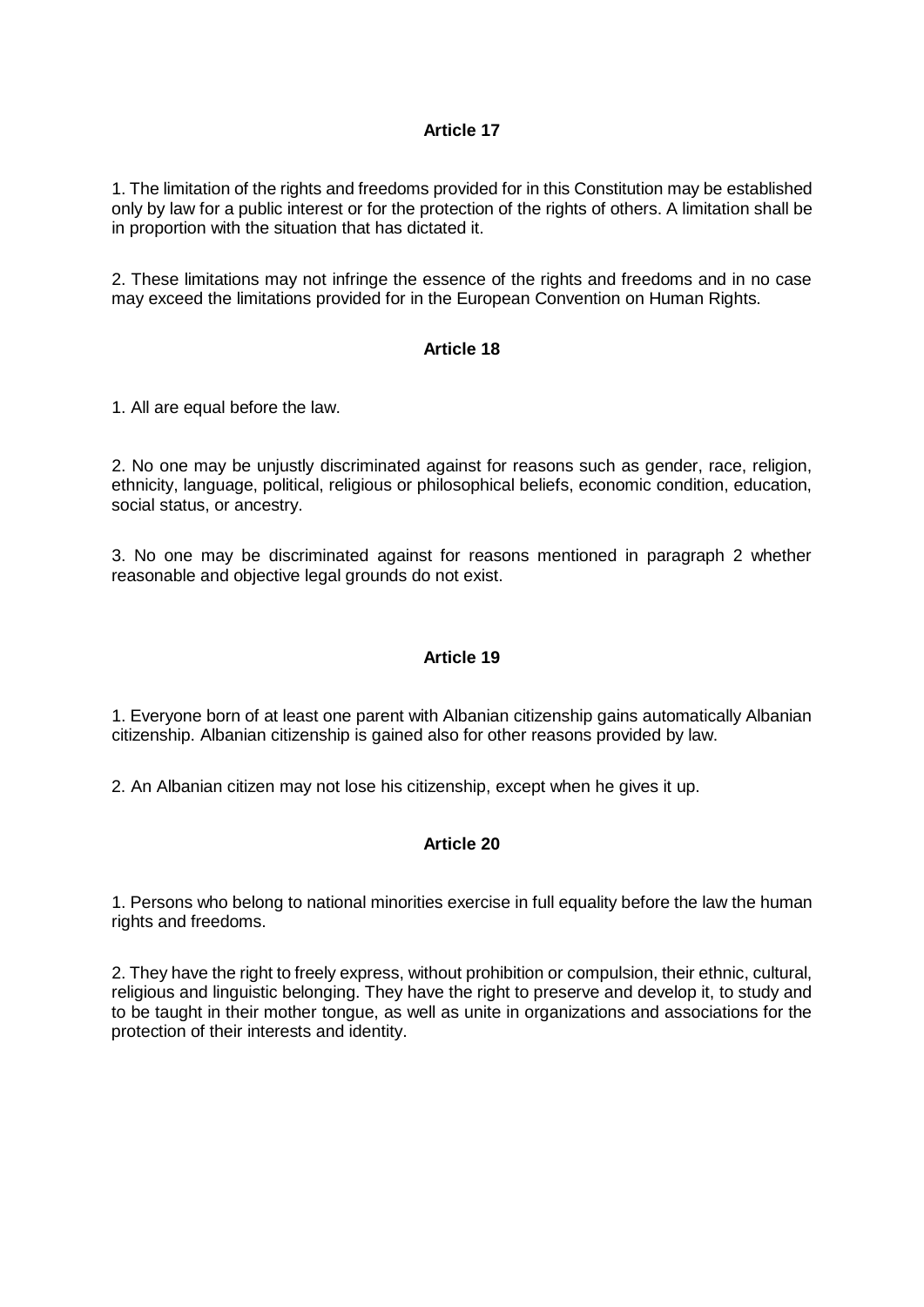**Article 17**

1. The limitation of the rights and freedoms provided for in this Constitution may be established only by law for a public interest or for the protection of the rights of others. A limitation shall be in proportion with the situation that has dictated it.

2. These limitations may not infringe the essence of the rights and freedoms and in no case may exceed the limitations provided for in the European Convention on Human Rights.

**Article 18**

1. All are equal before the law.

2. No one may be unjustly discriminated against for reasons such as gender, race, religion, ethnicity, language, political, religious or philosophical beliefs, economic condition, education, social status, or ancestry.

3. No one may be discriminated against for reasons mentioned in paragraph 2 whether reasonable and objective legal grounds do not exist.

**Article 19**

1. Everyone born of at least one parent with Albanian citizenship gains automatically Albanian citizenship. Albanian citizenship is gained also for other reasons provided by law.

2. An Albanian citizen may not lose his citizenship, except when he gives it up.

**Article 20**

1. Persons who belong to national minorities exercise in full equality before the law the human rights and freedoms.

2. They have the right to freely express, without prohibition or compulsion, their ethnic, cultural, religious and linguistic belonging. They have the right to preserve and develop it, to study and to be taught in their mother tongue, as well as unite in organizations and associations for the protection of their interests and identity.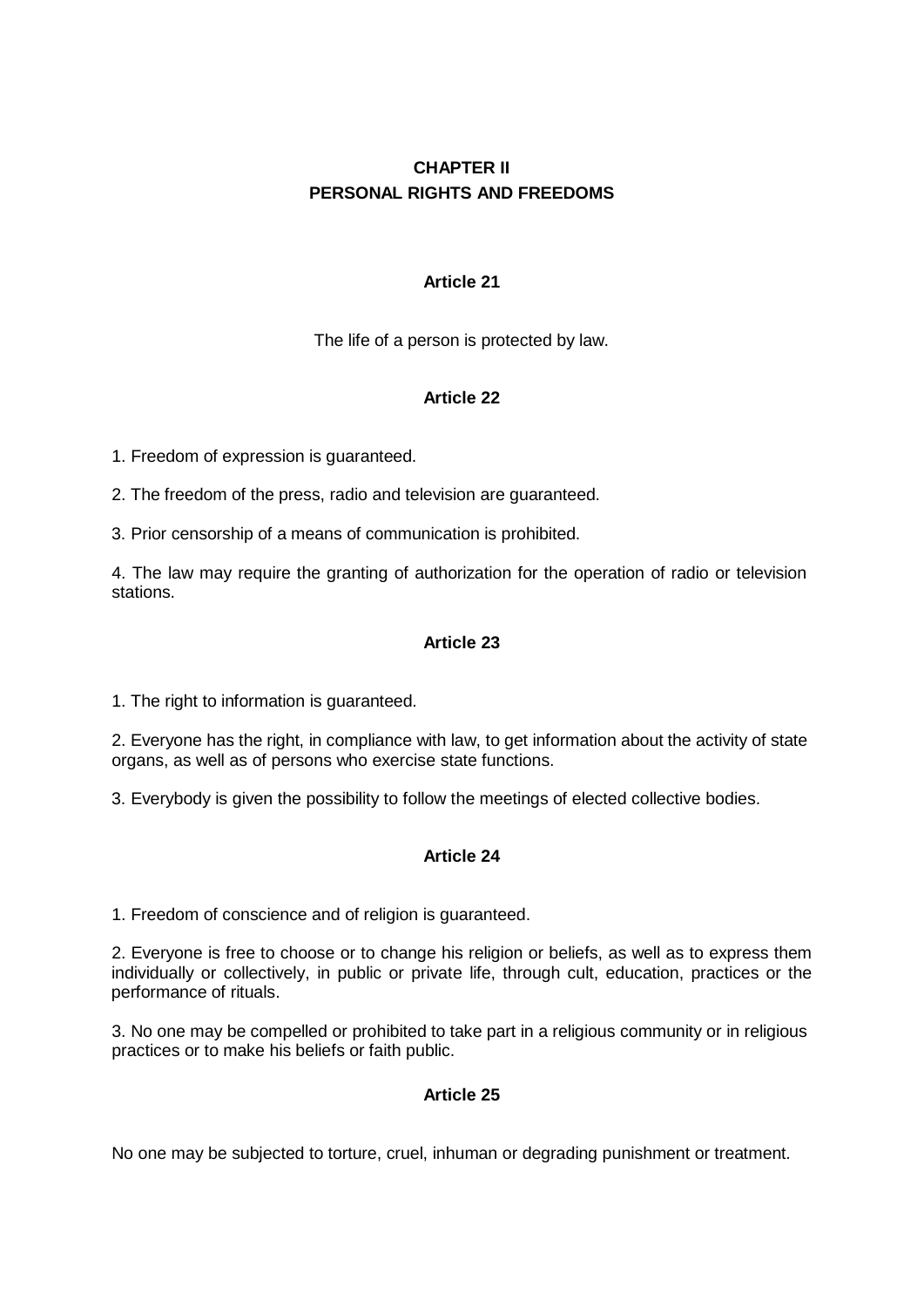## CHAPTER II
## PERSONAL RIGHTS AND FREEDOMS

### Article 21

The life of a person is protected by law.

### Article 22

1. Freedom of expression is guaranteed.

2. The freedom of the press, radio and television are guaranteed.

3. Prior censorship of a means of communication is prohibited.

4. The law may require the granting of authorization for the operation of radio or television stations.

### Article 23

1. The right to information is guaranteed.

2. Everyone has the right, in compliance with law, to get information about the activity of state organs, as well as of persons who exercise state functions.

3. Everybody is given the possibility to follow the meetings of elected collective bodies.

### Article 24

1. Freedom of conscience and of religion is guaranteed.

2. Everyone is free to choose or to change his religion or beliefs, as well as to express them individually or collectively, in public or private life, through cult, education, practices or the performance of rituals.

3. No one may be compelled or prohibited to take part in a religious community or in religious practices or to make his beliefs or faith public.

### Article 25

No one may be subjected to torture, cruel, inhuman or degrading punishment or treatment.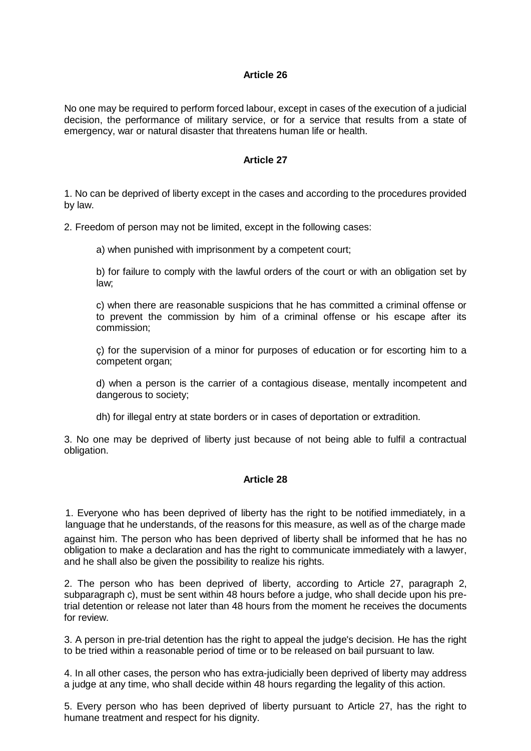## Article 26

No one may be required to perform forced labour, except in cases of the execution of a judicial decision, the performance of military service, or for a service that results from a state of emergency, war or natural disaster that threatens human life or health.

## Article 27

1. No can be deprived of liberty except in the cases and according to the procedures provided by law.

2. Freedom of person may not be limited, except in the following cases:

   a) when punished with imprisonment by a competent court;

   b) for failure to comply with the lawful orders of the court or with an obligation set by law;

   c) when there are reasonable suspicions that he has committed a criminal offense or to prevent the commission by him of a criminal offense or his escape after its commission;

   ç) for the supervision of a minor for purposes of education or for escorting him to a competent organ;

   d) when a person is the carrier of a contagious disease, mentally incompetent and dangerous to society;

   dh) for illegal entry at state borders or in cases of deportation or extradition.

3. No one may be deprived of liberty just because of not being able to fulfil a contractual obligation.

## Article 28

1. Everyone who has been deprived of liberty has the right to be notified immediately, in a language that he understands, of the reasons for this measure, as well as of the charge made against him. The person who has been deprived of liberty shall be informed that he has no obligation to make a declaration and has the right to communicate immediately with a lawyer, and he shall also be given the possibility to realize his rights.

2. The person who has been deprived of liberty, according to Article 27, paragraph 2, subparagraph c), must be sent within 48 hours before a judge, who shall decide upon his pre-trial detention or release not later than 48 hours from the moment he receives the documents for review.

3. A person in pre-trial detention has the right to appeal the judge's decision. He has the right to be tried within a reasonable period of time or to be released on bail pursuant to law.

4. In all other cases, the person who has extra-judicially been deprived of liberty may address a judge at any time, who shall decide within 48 hours regarding the legality of this action.

5. Every person who has been deprived of liberty pursuant to Article 27, has the right to humane treatment and respect for his dignity.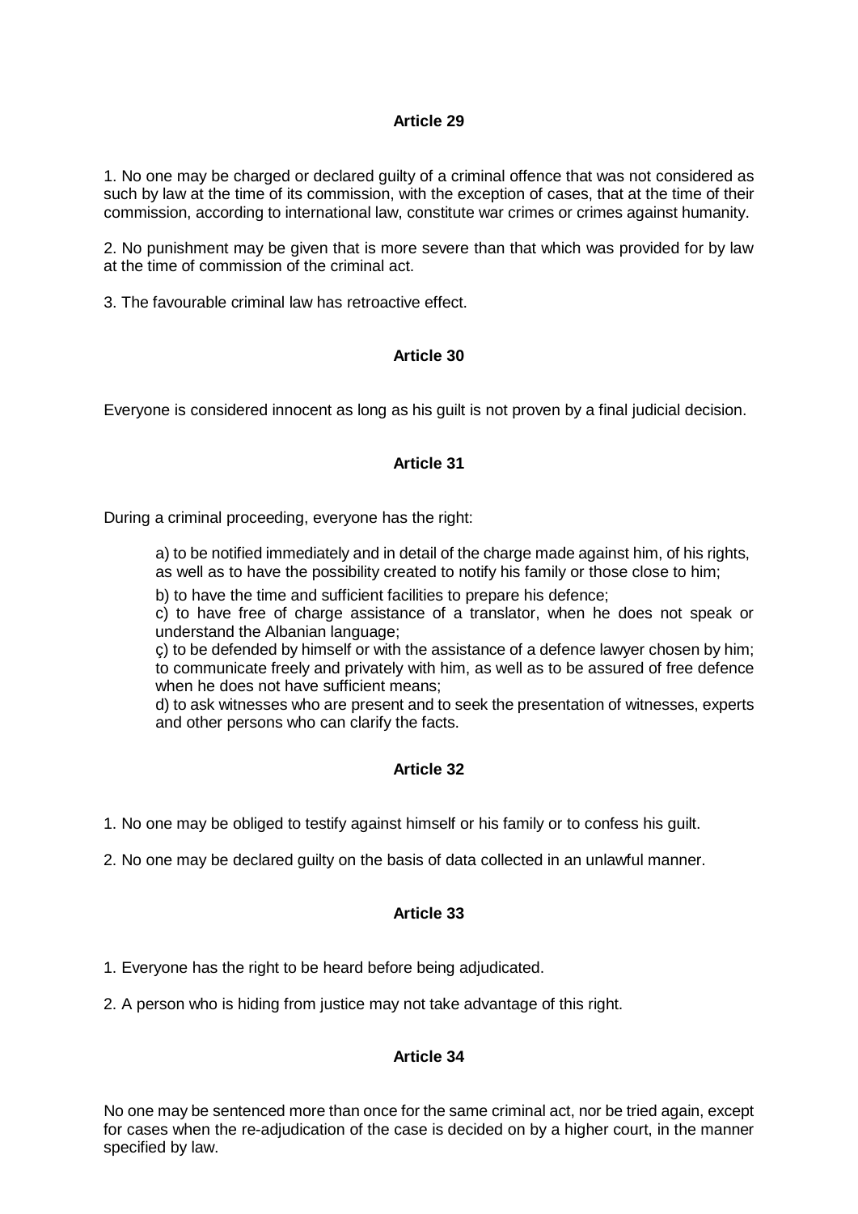### Article 29

1. No one may be charged or declared guilty of a criminal offence that was not considered as such by law at the time of its commission, with the exception of cases, that at the time of their commission, according to international law, constitute war crimes or crimes against humanity.

2. No punishment may be given that is more severe than that which was provided for by law at the time of commission of the criminal act.

3. The favourable criminal law has retroactive effect.

### Article 30

Everyone is considered innocent as long as his guilt is not proven by a final judicial decision.

### Article 31

During a criminal proceeding, everyone has the right:

a) to be notified immediately and in detail of the charge made against him, of his rights, as well as to have the possibility created to notify his family or those close to him;

b) to have the time and sufficient facilities to prepare his defence;

c) to have free of charge assistance of a translator, when he does not speak or understand the Albanian language;

ç) to be defended by himself or with the assistance of a defence lawyer chosen by him; to communicate freely and privately with him, as well as to be assured of free defence when he does not have sufficient means;

d) to ask witnesses who are present and to seek the presentation of witnesses, experts and other persons who can clarify the facts.

### Article 32

1. No one may be obliged to testify against himself or his family or to confess his guilt.

2. No one may be declared guilty on the basis of data collected in an unlawful manner.

### Article 33

1. Everyone has the right to be heard before being adjudicated.

2. A person who is hiding from justice may not take advantage of this right.

### Article 34

No one may be sentenced more than once for the same criminal act, nor be tried again, except for cases when the re-adjudication of the case is decided on by a higher court, in the manner specified by law.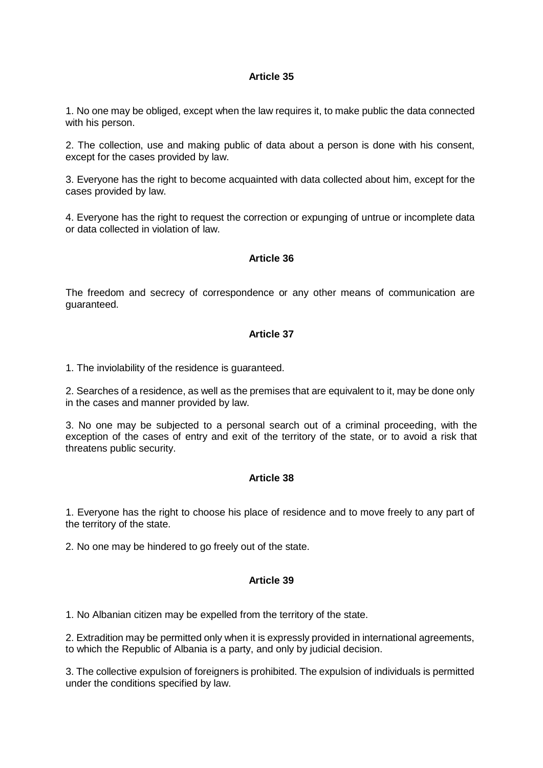**Article 35**

1. No one may be obliged, except when the law requires it, to make public the data connected with his person.

2. The collection, use and making public of data about a person is done with his consent, except for the cases provided by law.

3. Everyone has the right to become acquainted with data collected about him, except for the cases provided by law.

4. Everyone has the right to request the correction or expunging of untrue or incomplete data or data collected in violation of law.

**Article 36**

The freedom and secrecy of correspondence or any other means of communication are guaranteed.

**Article 37**

1. The inviolability of the residence is guaranteed.

2. Searches of a residence, as well as the premises that are equivalent to it, may be done only in the cases and manner provided by law.

3. No one may be subjected to a personal search out of a criminal proceeding, with the exception of the cases of entry and exit of the territory of the state, or to avoid a risk that threatens public security.

**Article 38**

1. Everyone has the right to choose his place of residence and to move freely to any part of the territory of the state.

2. No one may be hindered to go freely out of the state.

**Article 39**

1. No Albanian citizen may be expelled from the territory of the state.

2. Extradition may be permitted only when it is expressly provided in international agreements, to which the Republic of Albania is a party, and only by judicial decision.

3. The collective expulsion of foreigners is prohibited. The expulsion of individuals is permitted under the conditions specified by law.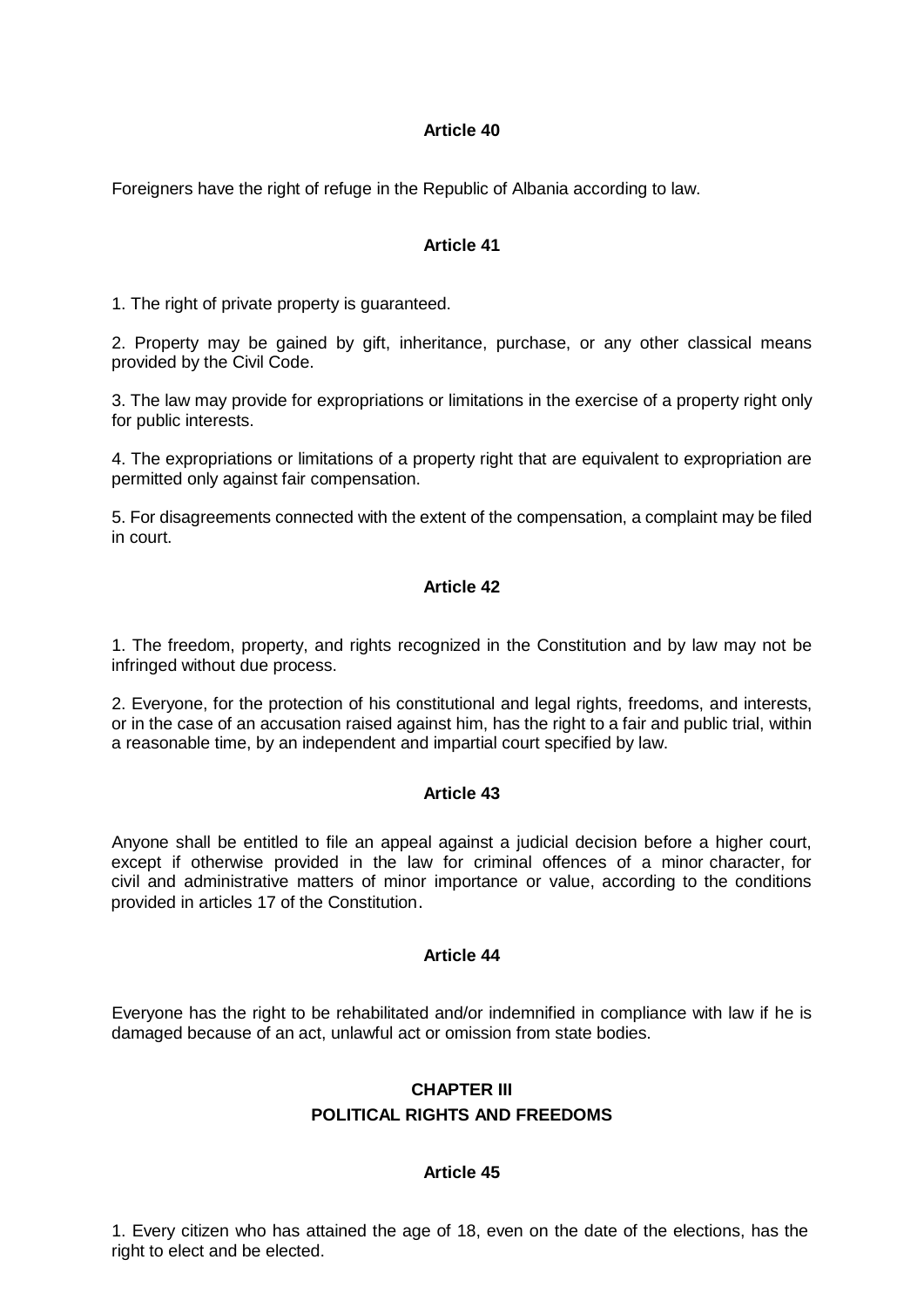**Article 40**

Foreigners have the right of refuge in the Republic of Albania according to law.

**Article 41**

1. The right of private property is guaranteed.

2. Property may be gained by gift, inheritance, purchase, or any other classical means provided by the Civil Code.

3. The law may provide for expropriations or limitations in the exercise of a property right only for public interests.

4. The expropriations or limitations of a property right that are equivalent to expropriation are permitted only against fair compensation.

5. For disagreements connected with the extent of the compensation, a complaint may be filed in court.

**Article 42**

1. The freedom, property, and rights recognized in the Constitution and by law may not be infringed without due process.

2. Everyone, for the protection of his constitutional and legal rights, freedoms, and interests, or in the case of an accusation raised against him, has the right to a fair and public trial, within a reasonable time, by an independent and impartial court specified by law.

**Article 43**

Anyone shall be entitled to file an appeal against a judicial decision before a higher court, except if otherwise provided in the law for criminal offences of a minor character, for civil and administrative matters of minor importance or value, according to the conditions provided in articles 17 of the Constitution.

**Article 44**

Everyone has the right to be rehabilitated and/or indemnified in compliance with law if he is damaged because of an act, unlawful act or omission from state bodies.

## CHAPTER III
## POLITICAL RIGHTS AND FREEDOMS

**Article 45**

1. Every citizen who has attained the age of 18, even on the date of the elections, has the right to elect and be elected.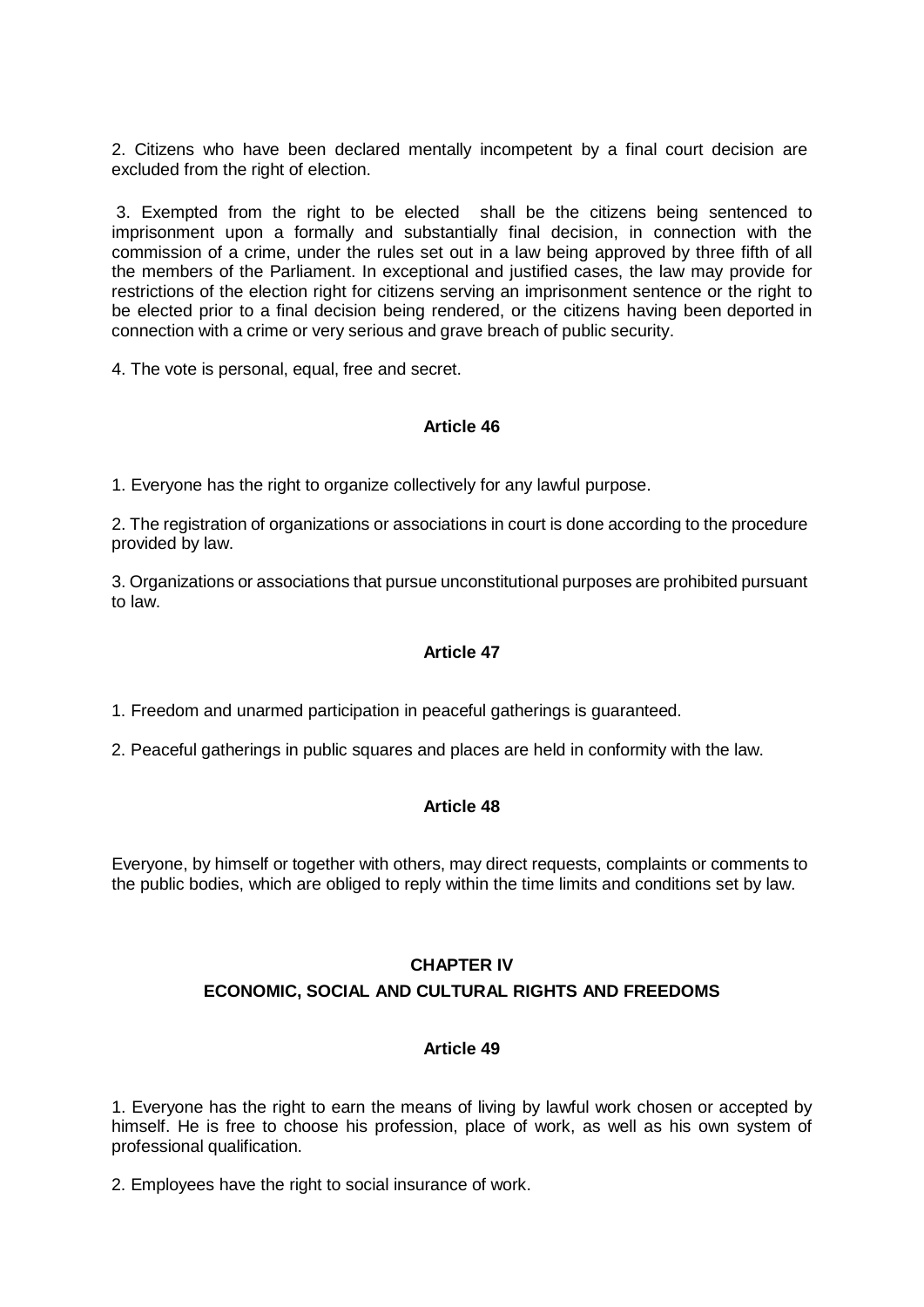2. Citizens who have been declared mentally incompetent by a final court decision are excluded from the right of election.

3. Exempted from the right to be elected shall be the citizens being sentenced to imprisonment upon a formally and substantially final decision, in connection with the commission of a crime, under the rules set out in a law being approved by three fifth of all the members of the Parliament. In exceptional and justified cases, the law may provide for restrictions of the election right for citizens serving an imprisonment sentence or the right to be elected prior to a final decision being rendered, or the citizens having been deported in connection with a crime or very serious and grave breach of public security.

4. The vote is personal, equal, free and secret.

#### Article 46

1. Everyone has the right to organize collectively for any lawful purpose.

2. The registration of organizations or associations in court is done according to the procedure provided by law.

3. Organizations or associations that pursue unconstitutional purposes are prohibited pursuant to law.

#### Article 47

1. Freedom and unarmed participation in peaceful gatherings is guaranteed.

2. Peaceful gatherings in public squares and places are held in conformity with the law.

#### Article 48

Everyone, by himself or together with others, may direct requests, complaints or comments to the public bodies, which are obliged to reply within the time limits and conditions set by law.

## CHAPTER IV
## ECONOMIC, SOCIAL AND CULTURAL RIGHTS AND FREEDOMS

#### Article 49

1. Everyone has the right to earn the means of living by lawful work chosen or accepted by himself. He is free to choose his profession, place of work, as well as his own system of professional qualification.

2. Employees have the right to social insurance of work.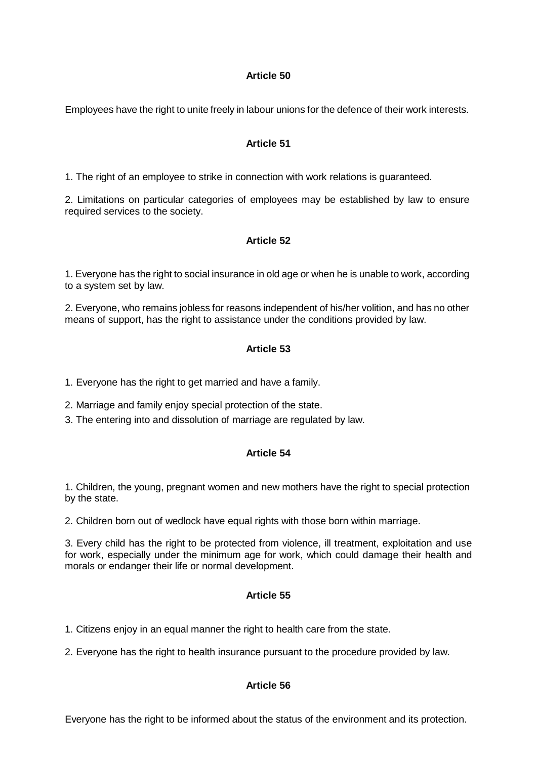### Article 50

Employees have the right to unite freely in labour unions for the defence of their work interests.

### Article 51

1. The right of an employee to strike in connection with work relations is guaranteed.

2. Limitations on particular categories of employees may be established by law to ensure required services to the society.

### Article 52

1. Everyone has the right to social insurance in old age or when he is unable to work, according to a system set by law.

2. Everyone, who remains jobless for reasons independent of his/her volition, and has no other means of support, has the right to assistance under the conditions provided by law.

### Article 53

1. Everyone has the right to get married and have a family.

2. Marriage and family enjoy special protection of the state.

3. The entering into and dissolution of marriage are regulated by law.

### Article 54

1. Children, the young, pregnant women and new mothers have the right to special protection by the state.

2. Children born out of wedlock have equal rights with those born within marriage.

3. Every child has the right to be protected from violence, ill treatment, exploitation and use for work, especially under the minimum age for work, which could damage their health and morals or endanger their life or normal development.

### Article 55

1. Citizens enjoy in an equal manner the right to health care from the state.

2. Everyone has the right to health insurance pursuant to the procedure provided by law.

### Article 56

Everyone has the right to be informed about the status of the environment and its protection.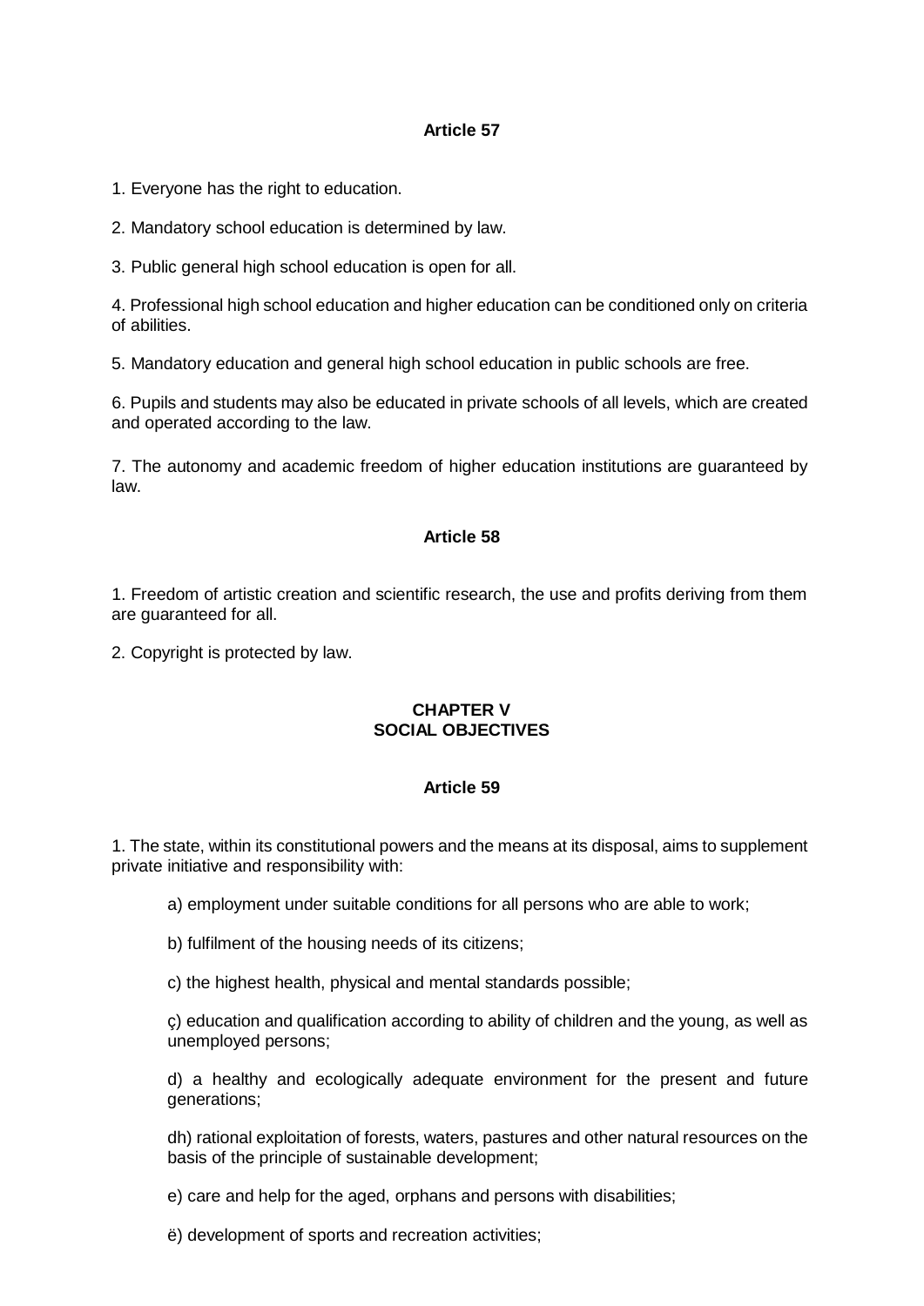### Article 57

1. Everyone has the right to education.

2. Mandatory school education is determined by law.

3. Public general high school education is open for all.

4. Professional high school education and higher education can be conditioned only on criteria of abilities.

5. Mandatory education and general high school education in public schools are free.

6. Pupils and students may also be educated in private schools of all levels, which are created and operated according to the law.

7. The autonomy and academic freedom of higher education institutions are guaranteed by law.

### Article 58

1. Freedom of artistic creation and scientific research, the use and profits deriving from them are guaranteed for all.

2. Copyright is protected by law.

## CHAPTER V
## SOCIAL OBJECTIVES

### Article 59

1. The state, within its constitutional powers and the means at its disposal, aims to supplement private initiative and responsibility with:

   a) employment under suitable conditions for all persons who are able to work;

   b) fulfilment of the housing needs of its citizens;

   c) the highest health, physical and mental standards possible;

   ç) education and qualification according to ability of children and the young, as well as unemployed persons;

   d) a healthy and ecologically adequate environment for the present and future generations;

   dh) rational exploitation of forests, waters, pastures and other natural resources on the basis of the principle of sustainable development;

   e) care and help for the aged, orphans and persons with disabilities;

   ë) development of sports and recreation activities;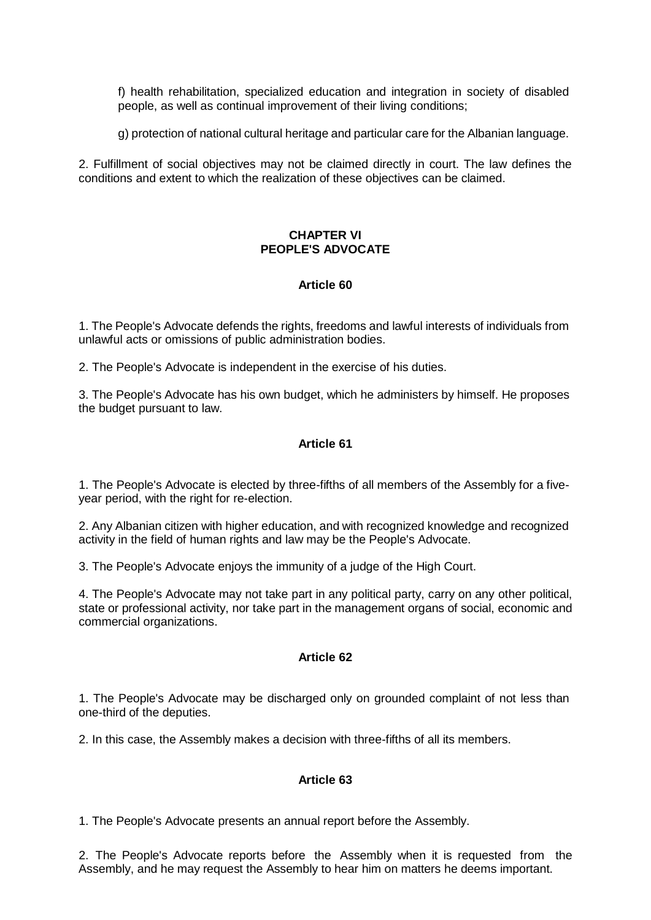f) health rehabilitation, specialized education and integration in society of disabled people, as well as continual improvement of their living conditions;

g) protection of national cultural heritage and particular care for the Albanian language.

2. Fulfillment of social objectives may not be claimed directly in court. The law defines the conditions and extent to which the realization of these objectives can be claimed.

## CHAPTER VI
## PEOPLE'S ADVOCATE

### Article 60

1. The People's Advocate defends the rights, freedoms and lawful interests of individuals from unlawful acts or omissions of public administration bodies.

2. The People's Advocate is independent in the exercise of his duties.

3. The People's Advocate has his own budget, which he administers by himself. He proposes the budget pursuant to law.

### Article 61

1. The People's Advocate is elected by three-fifths of all members of the Assembly for a five-year period, with the right for re-election.

2. Any Albanian citizen with higher education, and with recognized knowledge and recognized activity in the field of human rights and law may be the People's Advocate.

3. The People's Advocate enjoys the immunity of a judge of the High Court.

4. The People's Advocate may not take part in any political party, carry on any other political, state or professional activity, nor take part in the management organs of social, economic and commercial organizations.

### Article 62

1. The People's Advocate may be discharged only on grounded complaint of not less than one-third of the deputies.

2. In this case, the Assembly makes a decision with three-fifths of all its members.

### Article 63

1. The People's Advocate presents an annual report before the Assembly.

2. The People's Advocate reports before the Assembly when it is requested from the Assembly, and he may request the Assembly to hear him on matters he deems important.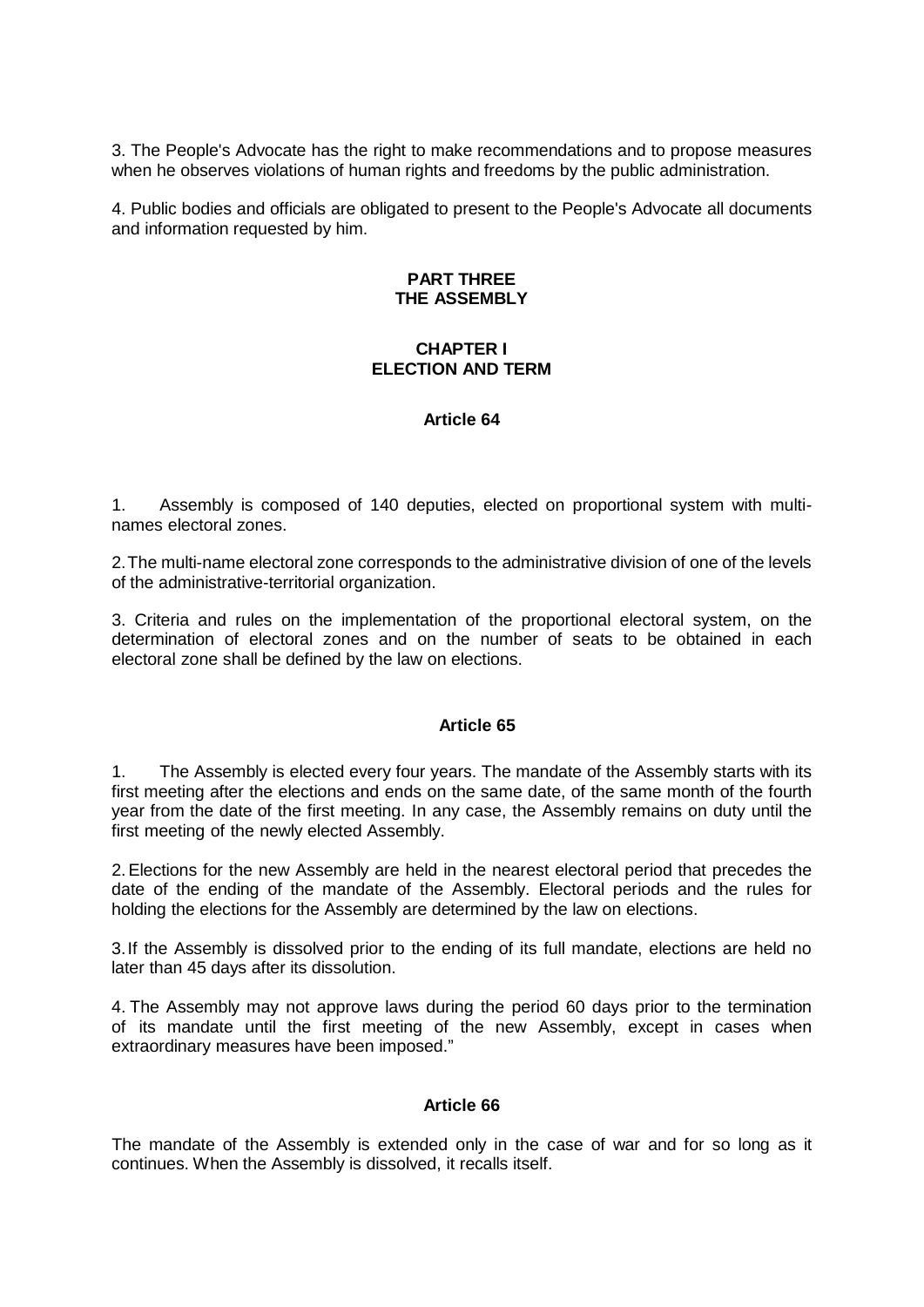3. The People's Advocate has the right to make recommendations and to propose measures when he observes violations of human rights and freedoms by the public administration.

4. Public bodies and officials are obligated to present to the People's Advocate all documents and information requested by him.

## PART THREE
## THE ASSEMBLY

### CHAPTER I
### ELECTION AND TERM

#### Article 64

1. Assembly is composed of 140 deputies, elected on proportional system with multi-names electoral zones.

2. The multi-name electoral zone corresponds to the administrative division of one of the levels of the administrative-territorial organization.

3. Criteria and rules on the implementation of the proportional electoral system, on the determination of electoral zones and on the number of seats to be obtained in each electoral zone shall be defined by the law on elections.

#### Article 65

1. The Assembly is elected every four years. The mandate of the Assembly starts with its first meeting after the elections and ends on the same date, of the same month of the fourth year from the date of the first meeting. In any case, the Assembly remains on duty until the first meeting of the newly elected Assembly.

2. Elections for the new Assembly are held in the nearest electoral period that precedes the date of the ending of the mandate of the Assembly. Electoral periods and the rules for holding the elections for the Assembly are determined by the law on elections.

3. If the Assembly is dissolved prior to the ending of its full mandate, elections are held no later than 45 days after its dissolution.

4. The Assembly may not approve laws during the period 60 days prior to the termination of its mandate until the first meeting of the new Assembly, except in cases when extraordinary measures have been imposed."

#### Article 66

The mandate of the Assembly is extended only in the case of war and for so long as it continues. When the Assembly is dissolved, it recalls itself.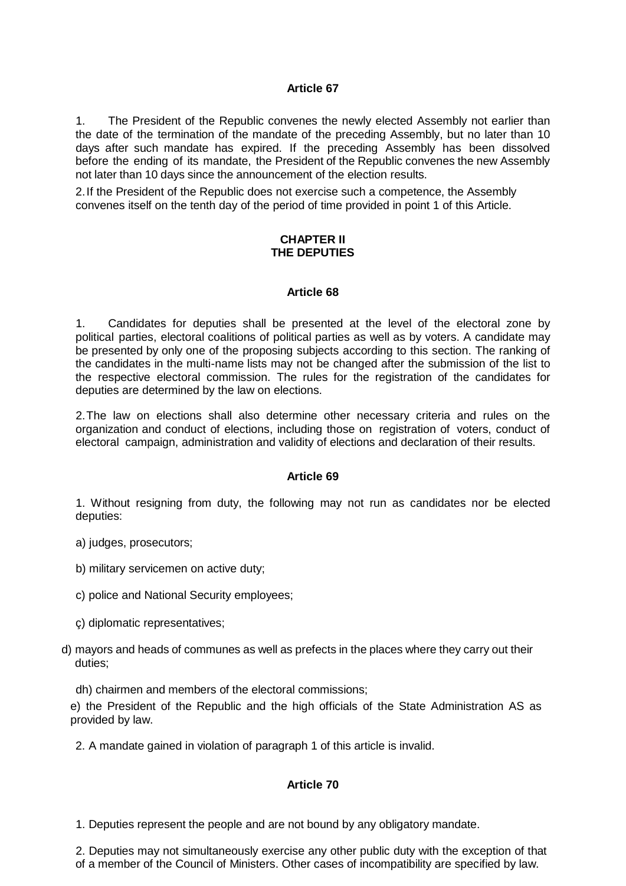**Article 67**

1. The President of the Republic convenes the newly elected Assembly not earlier than the date of the termination of the mandate of the preceding Assembly, but no later than 10 days after such mandate has expired. If the preceding Assembly has been dissolved before the ending of its mandate, the President of the Republic convenes the new Assembly not later than 10 days since the announcement of the election results.

2. If the President of the Republic does not exercise such a competence, the Assembly convenes itself on the tenth day of the period of time provided in point 1 of this Article.

## CHAPTER II
## THE DEPUTIES

**Article 68**

1. Candidates for deputies shall be presented at the level of the electoral zone by political parties, electoral coalitions of political parties as well as by voters. A candidate may be presented by only one of the proposing subjects according to this section. The ranking of the candidates in the multi-name lists may not be changed after the submission of the list to the respective electoral commission. The rules for the registration of the candidates for deputies are determined by the law on elections.

2. The law on elections shall also determine other necessary criteria and rules on the organization and conduct of elections, including those on registration of voters, conduct of electoral campaign, administration and validity of elections and declaration of their results.

**Article 69**

1. Without resigning from duty, the following may not run as candidates nor be elected deputies:

a) judges, prosecutors;

b) military servicemen on active duty;

c) police and National Security employees;

ç) diplomatic representatives;

d) mayors and heads of communes as well as prefects in the places where they carry out their duties;

dh) chairmen and members of the electoral commissions;

e) the President of the Republic and the high officials of the State Administration AS as provided by law.

2. A mandate gained in violation of paragraph 1 of this article is invalid.

**Article 70**

1. Deputies represent the people and are not bound by any obligatory mandate.

2. Deputies may not simultaneously exercise any other public duty with the exception of that of a member of the Council of Ministers. Other cases of incompatibility are specified by law.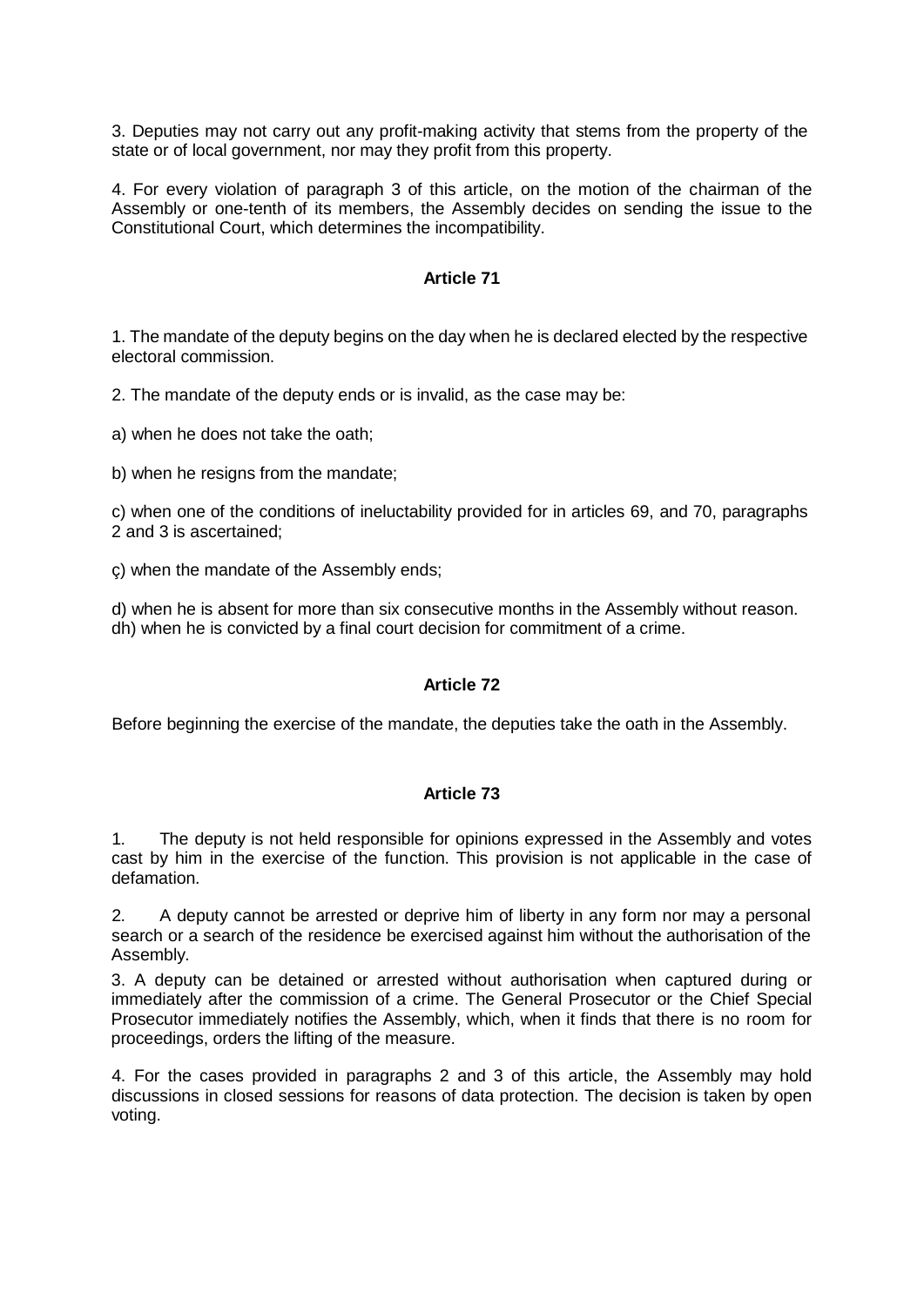3. Deputies may not carry out any profit-making activity that stems from the property of the state or of local government, nor may they profit from this property.

4. For every violation of paragraph 3 of this article, on the motion of the chairman of the Assembly or one-tenth of its members, the Assembly decides on sending the issue to the Constitutional Court, which determines the incompatibility.

**Article 71**

1. The mandate of the deputy begins on the day when he is declared elected by the respective electoral commission.

2. The mandate of the deputy ends or is invalid, as the case may be:

a) when he does not take the oath;

b) when he resigns from the mandate;

c) when one of the conditions of ineluctability provided for in articles 69, and 70, paragraphs 2 and 3 is ascertained;

ç) when the mandate of the Assembly ends;

d) when he is absent for more than six consecutive months in the Assembly without reason.
dh) when he is convicted by a final court decision for commitment of a crime.

**Article 72**

Before beginning the exercise of the mandate, the deputies take the oath in the Assembly.

**Article 73**

1. The deputy is not held responsible for opinions expressed in the Assembly and votes cast by him in the exercise of the function. This provision is not applicable in the case of defamation.

2. A deputy cannot be arrested or deprive him of liberty in any form nor may a personal search or a search of the residence be exercised against him without the authorisation of the Assembly.

3. A deputy can be detained or arrested without authorisation when captured during or immediately after the commission of a crime. The General Prosecutor or the Chief Special Prosecutor immediately notifies the Assembly, which, when it finds that there is no room for proceedings, orders the lifting of the measure.

4. For the cases provided in paragraphs 2 and 3 of this article, the Assembly may hold discussions in closed sessions for reasons of data protection. The decision is taken by open voting.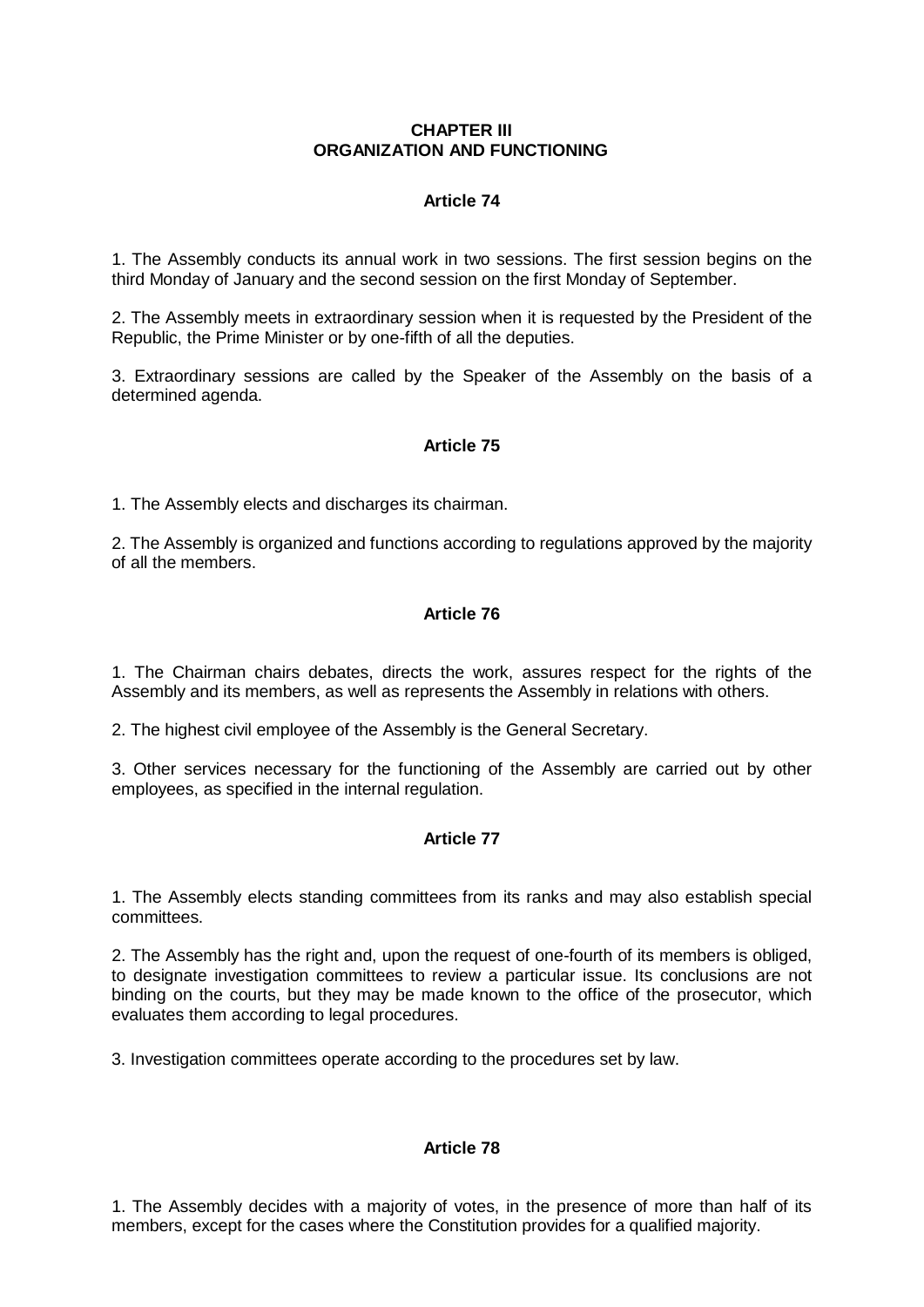## CHAPTER III
## ORGANIZATION AND FUNCTIONING

### Article 74

1. The Assembly conducts its annual work in two sessions. The first session begins on the third Monday of January and the second session on the first Monday of September.

2. The Assembly meets in extraordinary session when it is requested by the President of the Republic, the Prime Minister or by one-fifth of all the deputies.

3. Extraordinary sessions are called by the Speaker of the Assembly on the basis of a determined agenda.

### Article 75

1. The Assembly elects and discharges its chairman.

2. The Assembly is organized and functions according to regulations approved by the majority of all the members.

### Article 76

1. The Chairman chairs debates, directs the work, assures respect for the rights of the Assembly and its members, as well as represents the Assembly in relations with others.

2. The highest civil employee of the Assembly is the General Secretary.

3. Other services necessary for the functioning of the Assembly are carried out by other employees, as specified in the internal regulation.

### Article 77

1. The Assembly elects standing committees from its ranks and may also establish special committees.

2. The Assembly has the right and, upon the request of one-fourth of its members is obliged, to designate investigation committees to review a particular issue. Its conclusions are not binding on the courts, but they may be made known to the office of the prosecutor, which evaluates them according to legal procedures.

3. Investigation committees operate according to the procedures set by law.

### Article 78

1. The Assembly decides with a majority of votes, in the presence of more than half of its members, except for the cases where the Constitution provides for a qualified majority.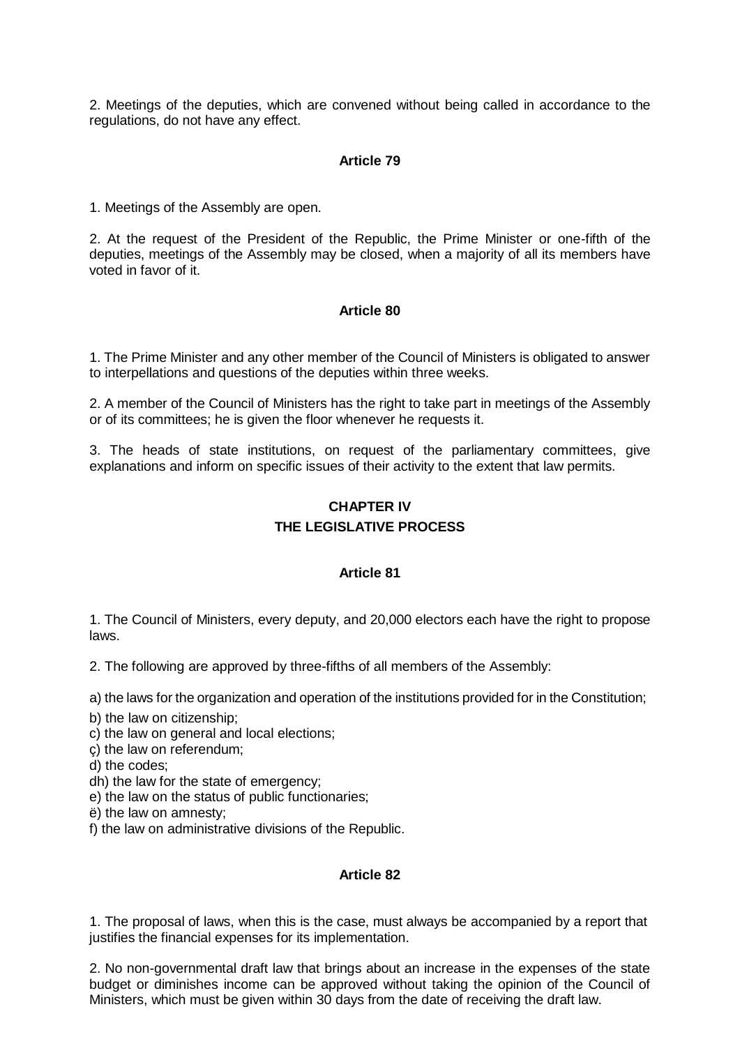2. Meetings of the deputies, which are convened without being called in accordance to the regulations, do not have any effect.

**Article 79**

1. Meetings of the Assembly are open.

2. At the request of the President of the Republic, the Prime Minister or one-fifth of the deputies, meetings of the Assembly may be closed, when a majority of all its members have voted in favor of it.

**Article 80**

1. The Prime Minister and any other member of the Council of Ministers is obligated to answer to interpellations and questions of the deputies within three weeks.

2. A member of the Council of Ministers has the right to take part in meetings of the Assembly or of its committees; he is given the floor whenever he requests it.

3. The heads of state institutions, on request of the parliamentary committees, give explanations and inform on specific issues of their activity to the extent that law permits.

## CHAPTER IV
## THE LEGISLATIVE PROCESS

**Article 81**

1. The Council of Ministers, every deputy, and 20,000 electors each have the right to propose laws.

2. The following are approved by three-fifths of all members of the Assembly:

a) the laws for the organization and operation of the institutions provided for in the Constitution;
b) the law on citizenship;
c) the law on general and local elections;
ç) the law on referendum;
d) the codes;
dh) the law for the state of emergency;
e) the law on the status of public functionaries;
ë) the law on amnesty;
f) the law on administrative divisions of the Republic.

**Article 82**

1. The proposal of laws, when this is the case, must always be accompanied by a report that justifies the financial expenses for its implementation.

2. No non-governmental draft law that brings about an increase in the expenses of the state budget or diminishes income can be approved without taking the opinion of the Council of Ministers, which must be given within 30 days from the date of receiving the draft law.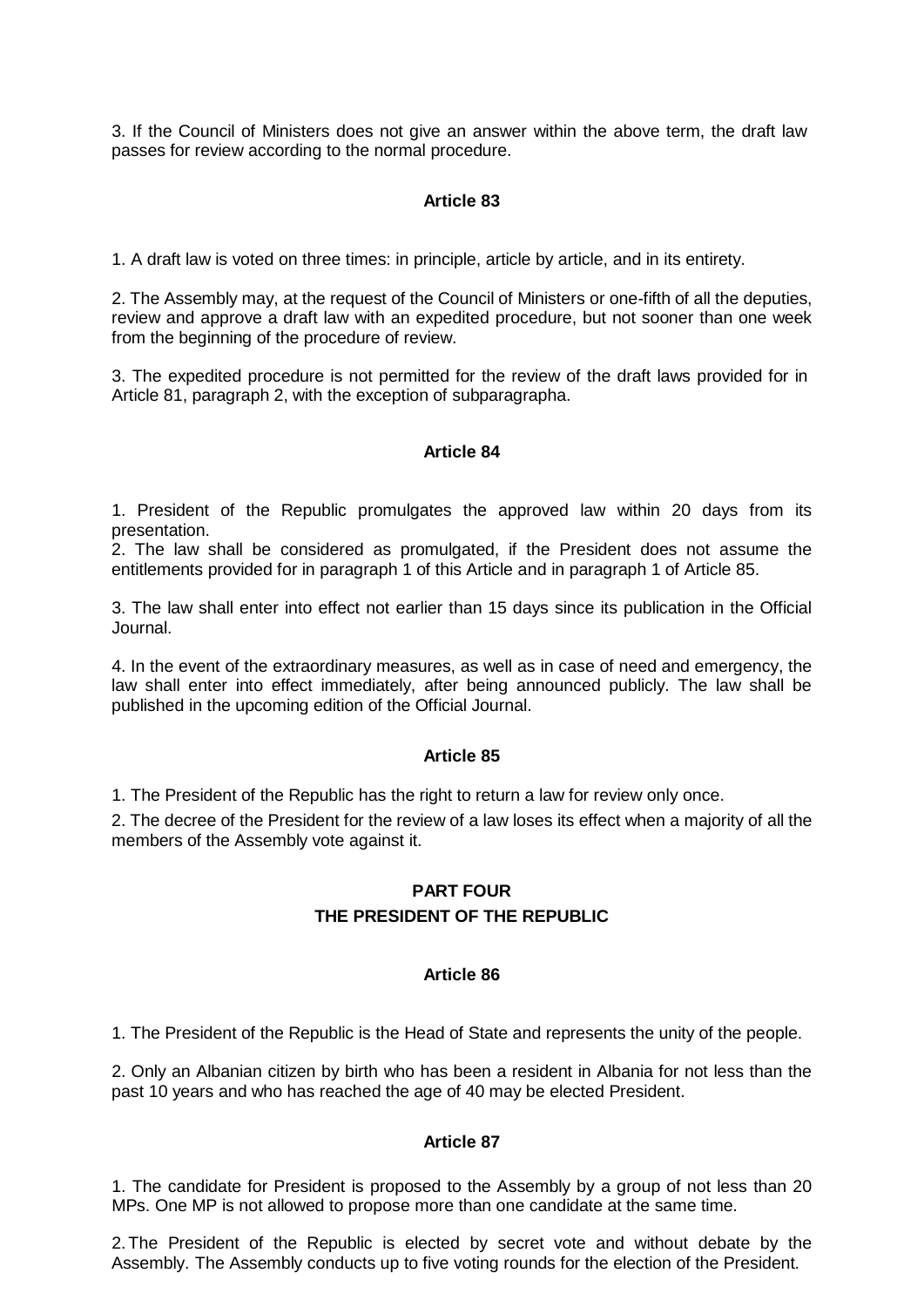3. If the Council of Ministers does not give an answer within the above term, the draft law passes for review according to the normal procedure.

### Article 83

1. A draft law is voted on three times: in principle, article by article, and in its entirety.

2. The Assembly may, at the request of the Council of Ministers or one-fifth of all the deputies, review and approve a draft law with an expedited procedure, but not sooner than one week from the beginning of the procedure of review.

3. The expedited procedure is not permitted for the review of the draft laws provided for in Article 81, paragraph 2, with the exception of subparagrapha.

### Article 84

1. President of the Republic promulgates the approved law within 20 days from its presentation.

2. The law shall be considered as promulgated, if the President does not assume the entitlements provided for in paragraph 1 of this Article and in paragraph 1 of Article 85.

3. The law shall enter into effect not earlier than 15 days since its publication in the Official Journal.

4. In the event of the extraordinary measures, as well as in case of need and emergency, the law shall enter into effect immediately, after being announced publicly. The law shall be published in the upcoming edition of the Official Journal.

### Article 85

1. The President of the Republic has the right to return a law for review only once.

2. The decree of the President for the review of a law loses its effect when a majority of all the members of the Assembly vote against it.

## PART FOUR

## THE PRESIDENT OF THE REPUBLIC

### Article 86

1. The President of the Republic is the Head of State and represents the unity of the people.

2. Only an Albanian citizen by birth who has been a resident in Albania for not less than the past 10 years and who has reached the age of 40 may be elected President.

### Article 87

1. The candidate for President is proposed to the Assembly by a group of not less than 20 MPs. One MP is not allowed to propose more than one candidate at the same time.

2. The President of the Republic is elected by secret vote and without debate by the Assembly. The Assembly conducts up to five voting rounds for the election of the President.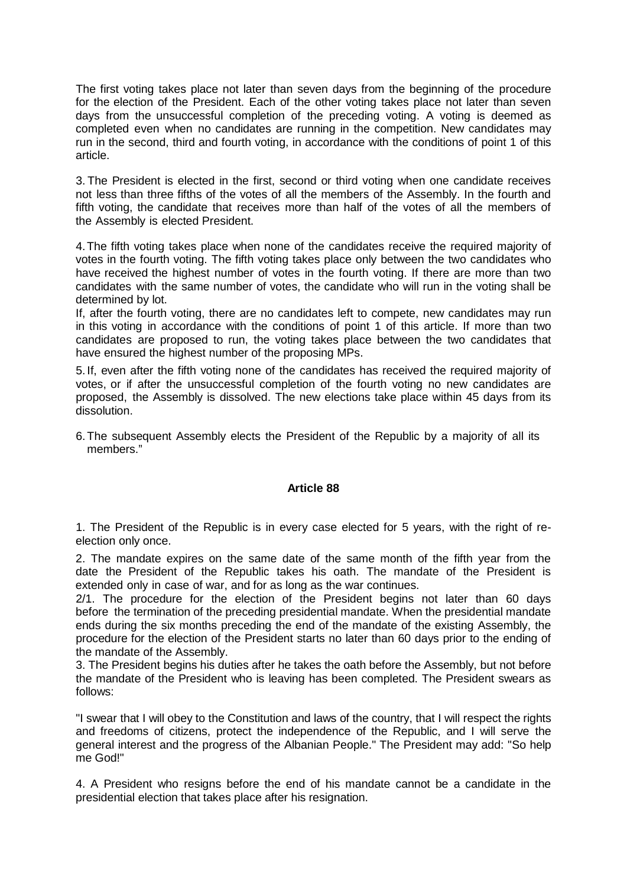The first voting takes place not later than seven days from the beginning of the procedure for the election of the President. Each of the other voting takes place not later than seven days from the unsuccessful completion of the preceding voting. A voting is deemed as completed even when no candidates are running in the competition. New candidates may run in the second, third and fourth voting, in accordance with the conditions of point 1 of this article.

3. The President is elected in the first, second or third voting when one candidate receives not less than three fifths of the votes of all the members of the Assembly. In the fourth and fifth voting, the candidate that receives more than half of the votes of all the members of the Assembly is elected President.

4. The fifth voting takes place when none of the candidates receive the required majority of votes in the fourth voting. The fifth voting takes place only between the two candidates who have received the highest number of votes in the fourth voting. If there are more than two candidates with the same number of votes, the candidate who will run in the voting shall be determined by lot.

If, after the fourth voting, there are no candidates left to compete, new candidates may run in this voting in accordance with the conditions of point 1 of this article. If more than two candidates are proposed to run, the voting takes place between the two candidates that have ensured the highest number of the proposing MPs.

5. If, even after the fifth voting none of the candidates has received the required majority of votes, or if after the unsuccessful completion of the fourth voting no new candidates are proposed, the Assembly is dissolved. The new elections take place within 45 days from its dissolution.

6. The subsequent Assembly elects the President of the Republic by a majority of all its members."

**Article 88**

1. The President of the Republic is in every case elected for 5 years, with the right of re-election only once.

2. The mandate expires on the same date of the same month of the fifth year from the date the President of the Republic takes his oath. The mandate of the President is extended only in case of war, and for as long as the war continues.

2/1. The procedure for the election of the President begins not later than 60 days before the termination of the preceding presidential mandate. When the presidential mandate ends during the six months preceding the end of the mandate of the existing Assembly, the procedure for the election of the President starts no later than 60 days prior to the ending of the mandate of the Assembly.

3. The President begins his duties after he takes the oath before the Assembly, but not before the mandate of the President who is leaving has been completed. The President swears as follows:

"I swear that I will obey to the Constitution and laws of the country, that I will respect the rights and freedoms of citizens, protect the independence of the Republic, and I will serve the general interest and the progress of the Albanian People." The President may add: "So help me God!"

4. A President who resigns before the end of his mandate cannot be a candidate in the presidential election that takes place after his resignation.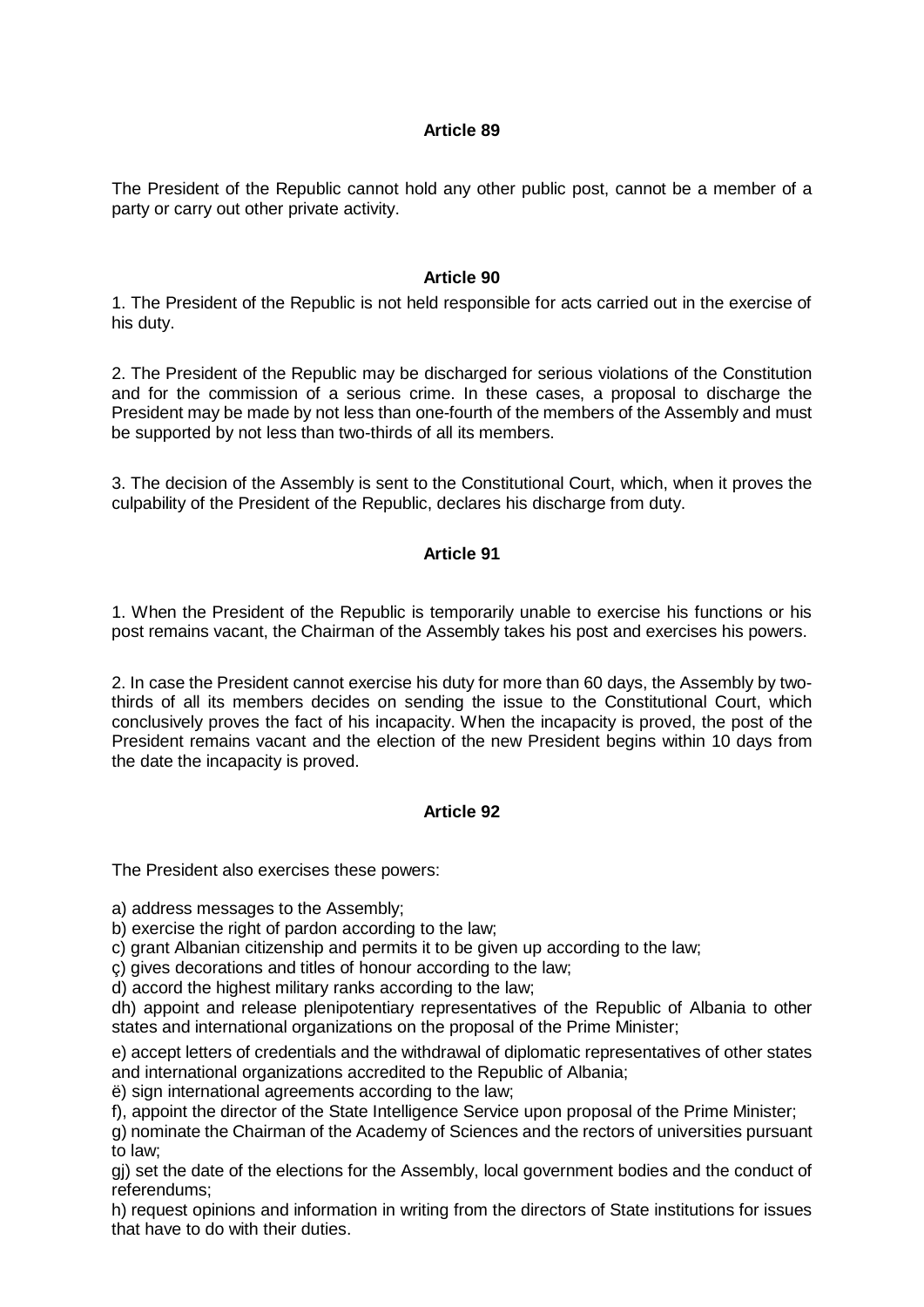### Article 89

The President of the Republic cannot hold any other public post, cannot be a member of a party or carry out other private activity.

### Article 90

1. The President of the Republic is not held responsible for acts carried out in the exercise of his duty.

2. The President of the Republic may be discharged for serious violations of the Constitution and for the commission of a serious crime. In these cases, a proposal to discharge the President may be made by not less than one-fourth of the members of the Assembly and must be supported by not less than two-thirds of all its members.

3. The decision of the Assembly is sent to the Constitutional Court, which, when it proves the culpability of the President of the Republic, declares his discharge from duty.

### Article 91

1. When the President of the Republic is temporarily unable to exercise his functions or his post remains vacant, the Chairman of the Assembly takes his post and exercises his powers.

2. In case the President cannot exercise his duty for more than 60 days, the Assembly by two-thirds of all its members decides on sending the issue to the Constitutional Court, which conclusively proves the fact of his incapacity. When the incapacity is proved, the post of the President remains vacant and the election of the new President begins within 10 days from the date the incapacity is proved.

### Article 92

The President also exercises these powers:

a) address messages to the Assembly;
b) exercise the right of pardon according to the law;
c) grant Albanian citizenship and permits it to be given up according to the law;
ç) gives decorations and titles of honour according to the law;
d) accord the highest military ranks according to the law;
dh) appoint and release plenipotentiary representatives of the Republic of Albania to other states and international organizations on the proposal of the Prime Minister;
e) accept letters of credentials and the withdrawal of diplomatic representatives of other states and international organizations accredited to the Republic of Albania;
ë) sign international agreements according to the law;
f), appoint the director of the State Intelligence Service upon proposal of the Prime Minister;
g) nominate the Chairman of the Academy of Sciences and the rectors of universities pursuant to law;
gj) set the date of the elections for the Assembly, local government bodies and the conduct of referendums;
h) request opinions and information in writing from the directors of State institutions for issues that have to do with their duties.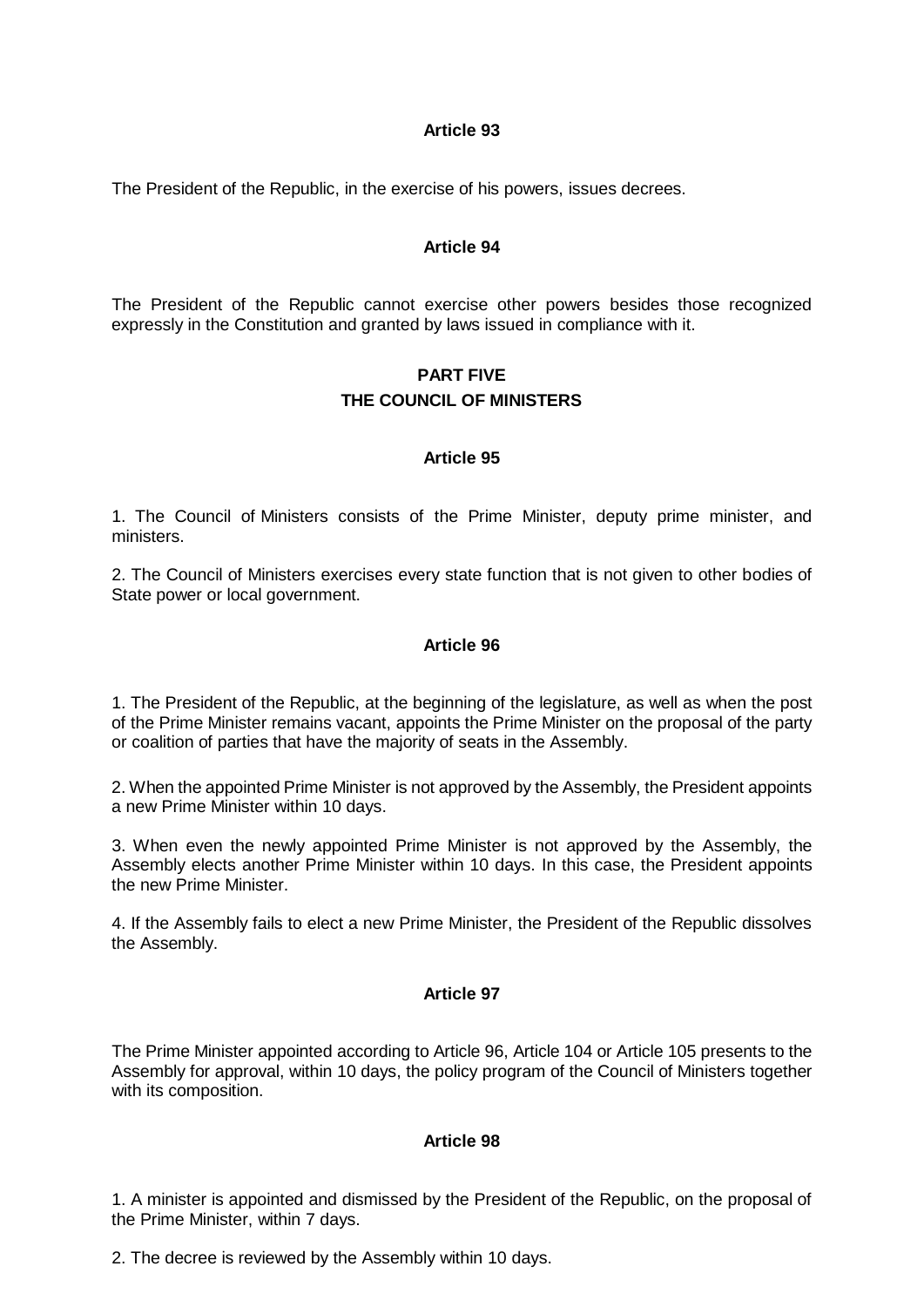### Article 93

The President of the Republic, in the exercise of his powers, issues decrees.

### Article 94

The President of the Republic cannot exercise other powers besides those recognized expressly in the Constitution and granted by laws issued in compliance with it.

## PART FIVE
## THE COUNCIL OF MINISTERS

### Article 95

1. The Council of Ministers consists of the Prime Minister, deputy prime minister, and ministers.

2. The Council of Ministers exercises every state function that is not given to other bodies of State power or local government.

### Article 96

1. The President of the Republic, at the beginning of the legislature, as well as when the post of the Prime Minister remains vacant, appoints the Prime Minister on the proposal of the party or coalition of parties that have the majority of seats in the Assembly.

2. When the appointed Prime Minister is not approved by the Assembly, the President appoints a new Prime Minister within 10 days.

3. When even the newly appointed Prime Minister is not approved by the Assembly, the Assembly elects another Prime Minister within 10 days. In this case, the President appoints the new Prime Minister.

4. If the Assembly fails to elect a new Prime Minister, the President of the Republic dissolves the Assembly.

### Article 97

The Prime Minister appointed according to Article 96, Article 104 or Article 105 presents to the Assembly for approval, within 10 days, the policy program of the Council of Ministers together with its composition.

### Article 98

1. A minister is appointed and dismissed by the President of the Republic, on the proposal of the Prime Minister, within 7 days.

2. The decree is reviewed by the Assembly within 10 days.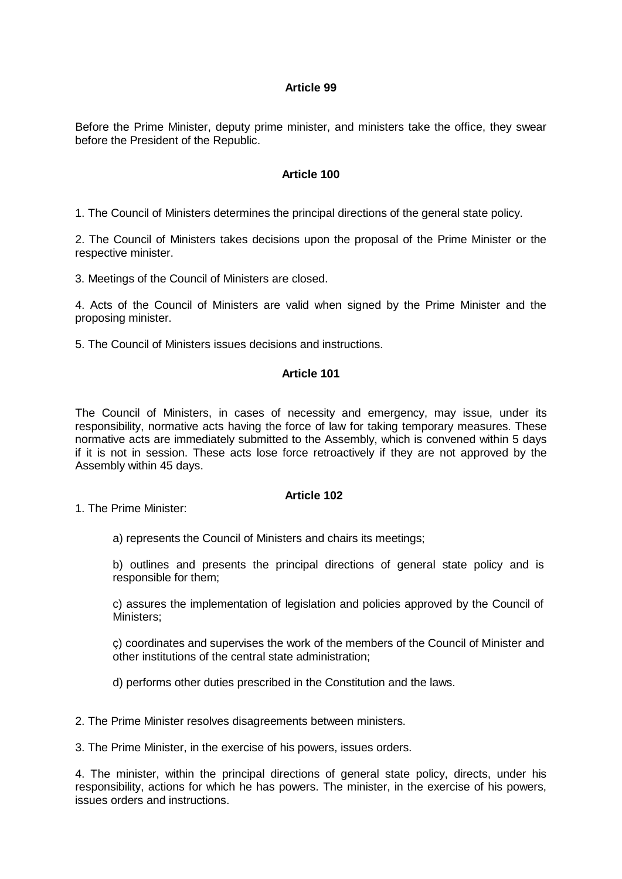### Article 99

Before the Prime Minister, deputy prime minister, and ministers take the office, they swear before the President of the Republic.

### Article 100

1. The Council of Ministers determines the principal directions of the general state policy.

2. The Council of Ministers takes decisions upon the proposal of the Prime Minister or the respective minister.

3. Meetings of the Council of Ministers are closed.

4. Acts of the Council of Ministers are valid when signed by the Prime Minister and the proposing minister.

5. The Council of Ministers issues decisions and instructions.

### Article 101

The Council of Ministers, in cases of necessity and emergency, may issue, under its responsibility, normative acts having the force of law for taking temporary measures. These normative acts are immediately submitted to the Assembly, which is convened within 5 days if it is not in session. These acts lose force retroactively if they are not approved by the Assembly within 45 days.

### Article 102

1. The Prime Minister:

a) represents the Council of Ministers and chairs its meetings;

b) outlines and presents the principal directions of general state policy and is responsible for them;

c) assures the implementation of legislation and policies approved by the Council of Ministers;

ç) coordinates and supervises the work of the members of the Council of Minister and other institutions of the central state administration;

d) performs other duties prescribed in the Constitution and the laws.

2. The Prime Minister resolves disagreements between ministers.

3. The Prime Minister, in the exercise of his powers, issues orders.

4. The minister, within the principal directions of general state policy, directs, under his responsibility, actions for which he has powers. The minister, in the exercise of his powers, issues orders and instructions.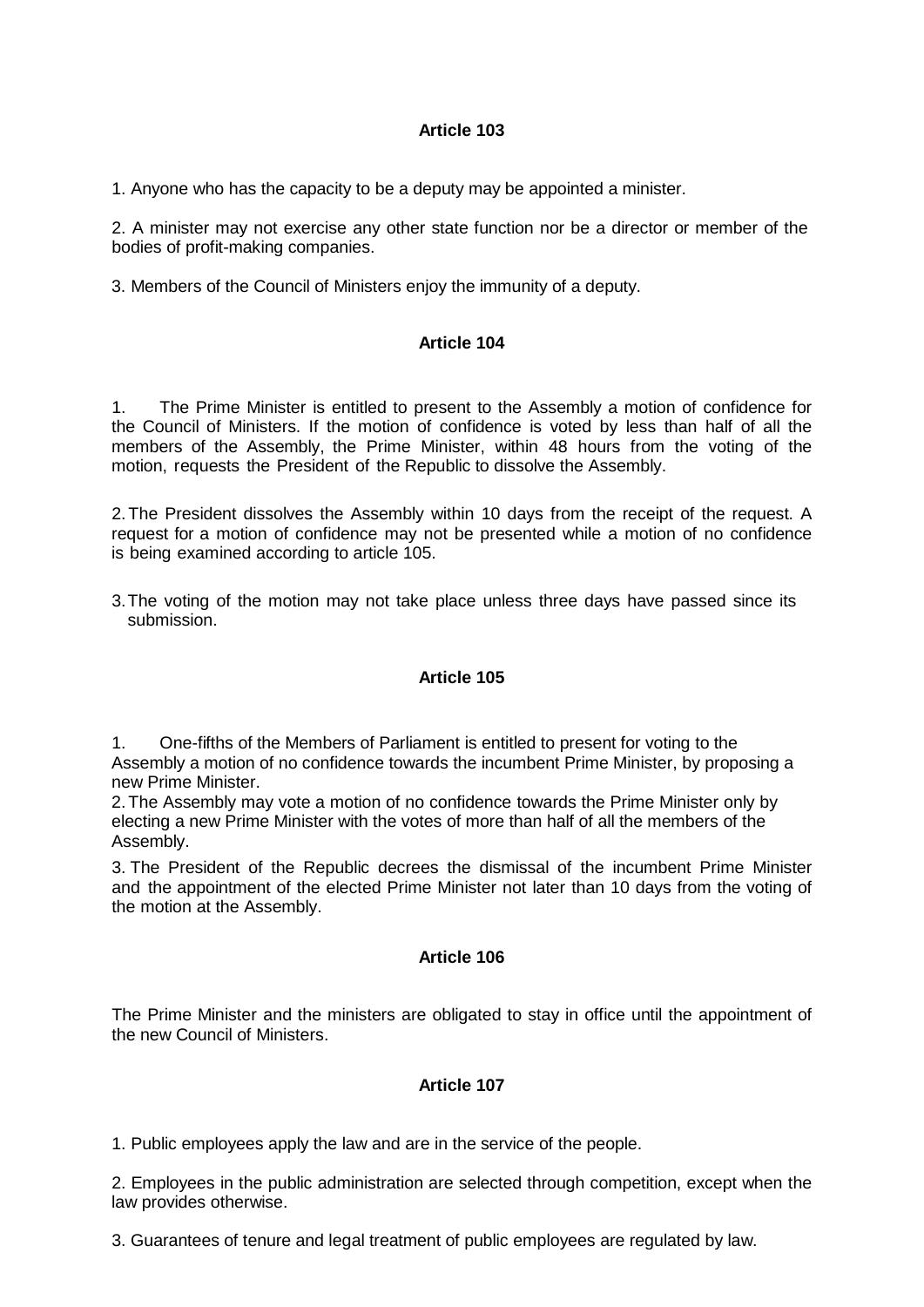### Article 103

1. Anyone who has the capacity to be a deputy may be appointed a minister.

2. A minister may not exercise any other state function nor be a director or member of the bodies of profit-making companies.

3. Members of the Council of Ministers enjoy the immunity of a deputy.

### Article 104

1. The Prime Minister is entitled to present to the Assembly a motion of confidence for the Council of Ministers. If the motion of confidence is voted by less than half of all the members of the Assembly, the Prime Minister, within 48 hours from the voting of the motion, requests the President of the Republic to dissolve the Assembly.

2. The President dissolves the Assembly within 10 days from the receipt of the request. A request for a motion of confidence may not be presented while a motion of no confidence is being examined according to article 105.

3. The voting of the motion may not take place unless three days have passed since its submission.

### Article 105

1. One-fifths of the Members of Parliament is entitled to present for voting to the Assembly a motion of no confidence towards the incumbent Prime Minister, by proposing a new Prime Minister.
2. The Assembly may vote a motion of no confidence towards the Prime Minister only by electing a new Prime Minister with the votes of more than half of all the members of the Assembly.
3. The President of the Republic decrees the dismissal of the incumbent Prime Minister and the appointment of the elected Prime Minister not later than 10 days from the voting of the motion at the Assembly.

### Article 106

The Prime Minister and the ministers are obligated to stay in office until the appointment of the new Council of Ministers.

### Article 107

1. Public employees apply the law and are in the service of the people.

2. Employees in the public administration are selected through competition, except when the law provides otherwise.

3. Guarantees of tenure and legal treatment of public employees are regulated by law.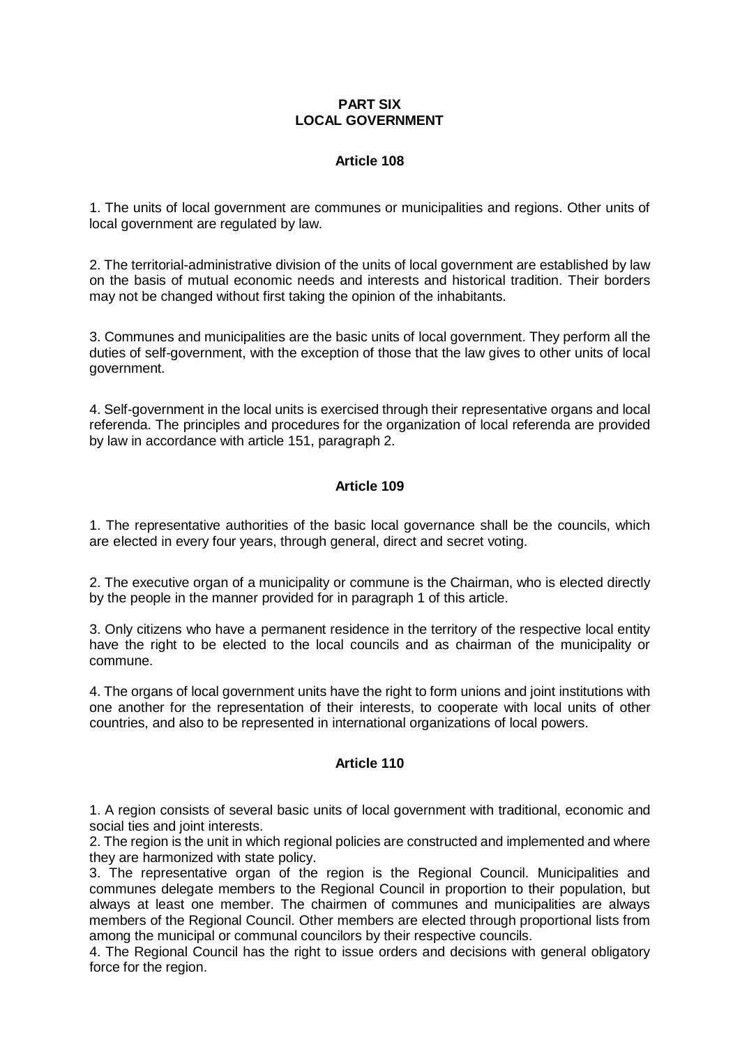# PART SIX
# LOCAL GOVERNMENT

## Article 108

1. The units of local government are communes or municipalities and regions. Other units of local government are regulated by law.

2. The territorial-administrative division of the units of local government are established by law on the basis of mutual economic needs and interests and historical tradition. Their borders may not be changed without first taking the opinion of the inhabitants.

3. Communes and municipalities are the basic units of local government. They perform all the duties of self-government, with the exception of those that the law gives to other units of local government.

4. Self-government in the local units is exercised through their representative organs and local referenda. The principles and procedures for the organization of local referenda are provided by law in accordance with article 151, paragraph 2.

## Article 109

1. The representative authorities of the basic local governance shall be the councils, which are elected in every four years, through general, direct and secret voting.

2. The executive organ of a municipality or commune is the Chairman, who is elected directly by the people in the manner provided for in paragraph 1 of this article.

3. Only citizens who have a permanent residence in the territory of the respective local entity have the right to be elected to the local councils and as chairman of the municipality or commune.

4. The organs of local government units have the right to form unions and joint institutions with one another for the representation of their interests, to cooperate with local units of other countries, and also to be represented in international organizations of local powers.

## Article 110

1. A region consists of several basic units of local government with traditional, economic and social ties and joint interests.
2. The region is the unit in which regional policies are constructed and implemented and where they are harmonized with state policy.
3. The representative organ of the region is the Regional Council. Municipalities and communes delegate members to the Regional Council in proportion to their population, but always at least one member. The chairmen of communes and municipalities are always members of the Regional Council. Other members are elected through proportional lists from among the municipal or communal councilors by their respective councils.
4. The Regional Council has the right to issue orders and decisions with general obligatory force for the region.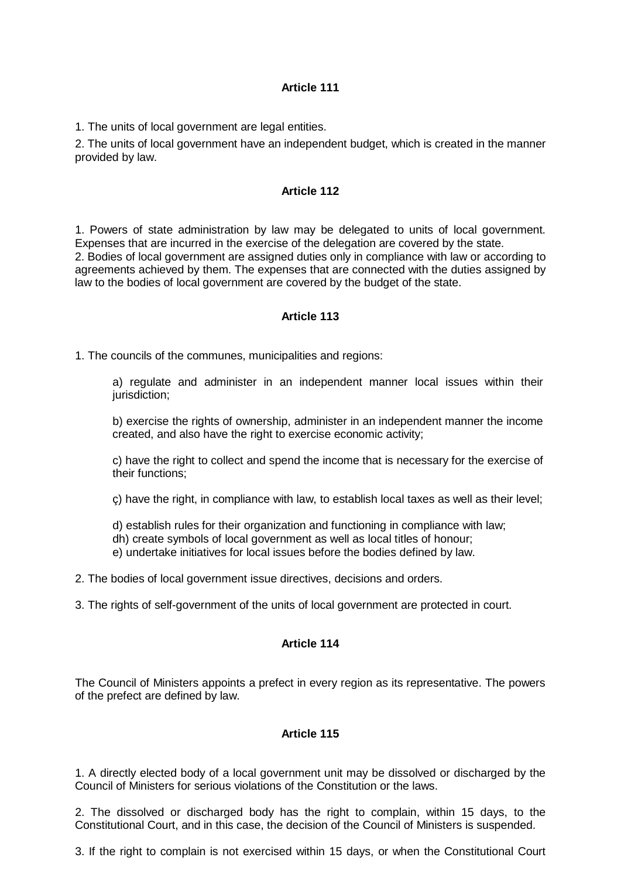**Article 111**

1. The units of local government are legal entities.

2. The units of local government have an independent budget, which is created in the manner provided by law.

**Article 112**

1. Powers of state administration by law may be delegated to units of local government. Expenses that are incurred in the exercise of the delegation are covered by the state.
2. Bodies of local government are assigned duties only in compliance with law or according to agreements achieved by them. The expenses that are connected with the duties assigned by law to the bodies of local government are covered by the budget of the state.

**Article 113**

1. The councils of the communes, municipalities and regions:

    a) regulate and administer in an independent manner local issues within their jurisdiction;

    b) exercise the rights of ownership, administer in an independent manner the income created, and also have the right to exercise economic activity;

    c) have the right to collect and spend the income that is necessary for the exercise of their functions;

    ç) have the right, in compliance with law, to establish local taxes as well as their level;

    d) establish rules for their organization and functioning in compliance with law;
    dh) create symbols of local government as well as local titles of honour;
    e) undertake initiatives for local issues before the bodies defined by law.

2. The bodies of local government issue directives, decisions and orders.

3. The rights of self-government of the units of local government are protected in court.

**Article 114**

The Council of Ministers appoints a prefect in every region as its representative. The powers of the prefect are defined by law.

**Article 115**

1. A directly elected body of a local government unit may be dissolved or discharged by the Council of Ministers for serious violations of the Constitution or the laws.

2. The dissolved or discharged body has the right to complain, within 15 days, to the Constitutional Court, and in this case, the decision of the Council of Ministers is suspended.

3. If the right to complain is not exercised within 15 days, or when the Constitutional Court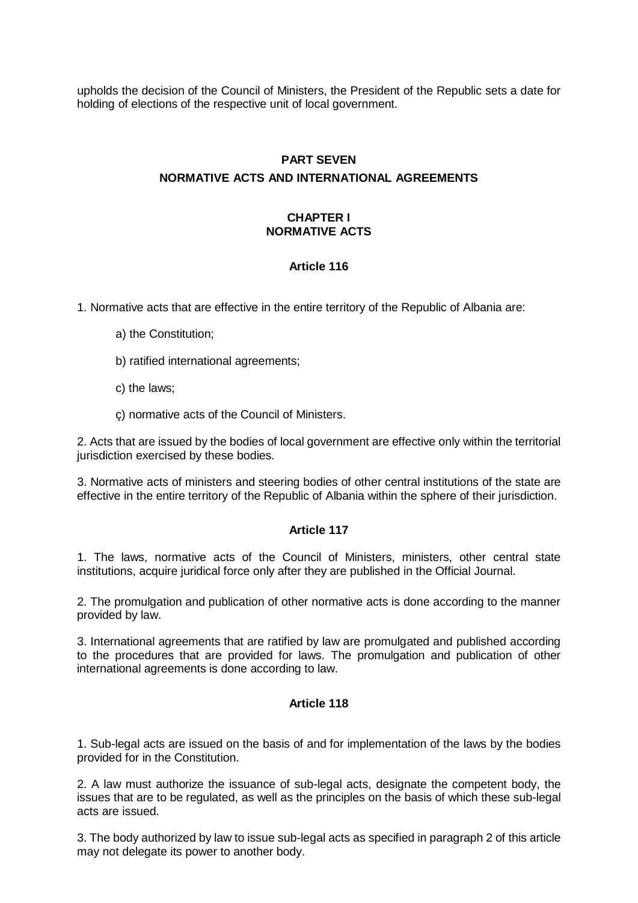upholds the decision of the Council of Ministers, the President of the Republic sets a date for holding of elections of the respective unit of local government.

## PART SEVEN

## NORMATIVE ACTS AND INTERNATIONAL AGREEMENTS

### CHAPTER I
### NORMATIVE ACTS

#### Article 116

1. Normative acts that are effective in the entire territory of the Republic of Albania are:

   a) the Constitution;

   b) ratified international agreements;

   c) the laws;

   ç) normative acts of the Council of Ministers.

2. Acts that are issued by the bodies of local government are effective only within the territorial jurisdiction exercised by these bodies.

3. Normative acts of ministers and steering bodies of other central institutions of the state are effective in the entire territory of the Republic of Albania within the sphere of their jurisdiction.

#### Article 117

1. The laws, normative acts of the Council of Ministers, ministers, other central state institutions, acquire juridical force only after they are published in the Official Journal.

2. The promulgation and publication of other normative acts is done according to the manner provided by law.

3. International agreements that are ratified by law are promulgated and published according to the procedures that are provided for laws. The promulgation and publication of other international agreements is done according to law.

#### Article 118

1. Sub-legal acts are issued on the basis of and for implementation of the laws by the bodies provided for in the Constitution.

2. A law must authorize the issuance of sub-legal acts, designate the competent body, the issues that are to be regulated, as well as the principles on the basis of which these sub-legal acts are issued.

3. The body authorized by law to issue sub-legal acts as specified in paragraph 2 of this article may not delegate its power to another body.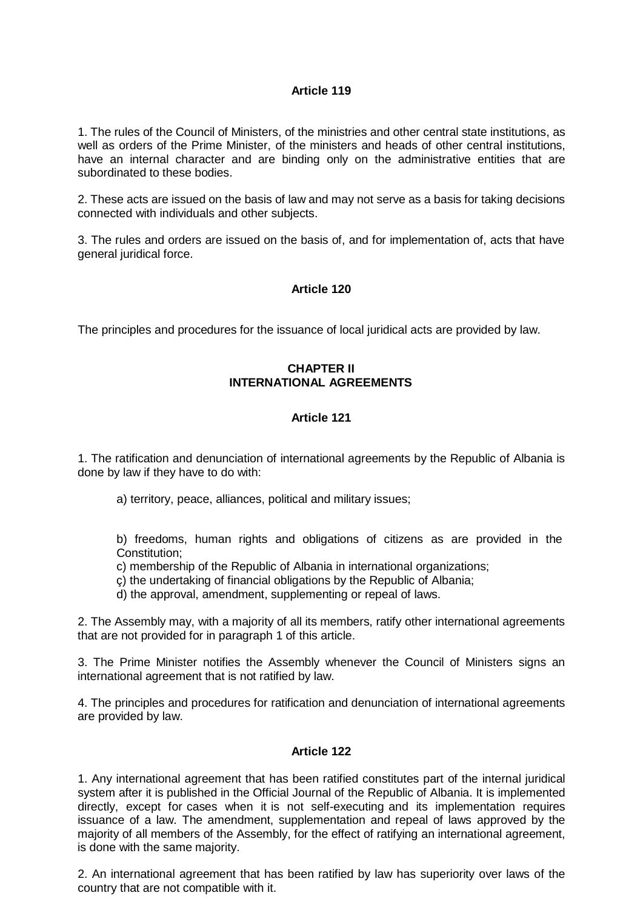**Article 119**

1. The rules of the Council of Ministers, of the ministries and other central state institutions, as well as orders of the Prime Minister, of the ministers and heads of other central institutions, have an internal character and are binding only on the administrative entities that are subordinated to these bodies.

2. These acts are issued on the basis of law and may not serve as a basis for taking decisions connected with individuals and other subjects.

3. The rules and orders are issued on the basis of, and for implementation of, acts that have general juridical force.

**Article 120**

The principles and procedures for the issuance of local juridical acts are provided by law.

## CHAPTER II
## INTERNATIONAL AGREEMENTS

**Article 121**

1. The ratification and denunciation of international agreements by the Republic of Albania is done by law if they have to do with:

   a) territory, peace, alliances, political and military issues;

   b) freedoms, human rights and obligations of citizens as are provided in the Constitution;
   c) membership of the Republic of Albania in international organizations;
   ç) the undertaking of financial obligations by the Republic of Albania;
   d) the approval, amendment, supplementing or repeal of laws.

2. The Assembly may, with a majority of all its members, ratify other international agreements that are not provided for in paragraph 1 of this article.

3. The Prime Minister notifies the Assembly whenever the Council of Ministers signs an international agreement that is not ratified by law.

4. The principles and procedures for ratification and denunciation of international agreements are provided by law.

**Article 122**

1. Any international agreement that has been ratified constitutes part of the internal juridical system after it is published in the Official Journal of the Republic of Albania. It is implemented directly, except for cases when it is not self-executing and its implementation requires issuance of a law. The amendment, supplementation and repeal of laws approved by the majority of all members of the Assembly, for the effect of ratifying an international agreement, is done with the same majority.

2. An international agreement that has been ratified by law has superiority over laws of the country that are not compatible with it.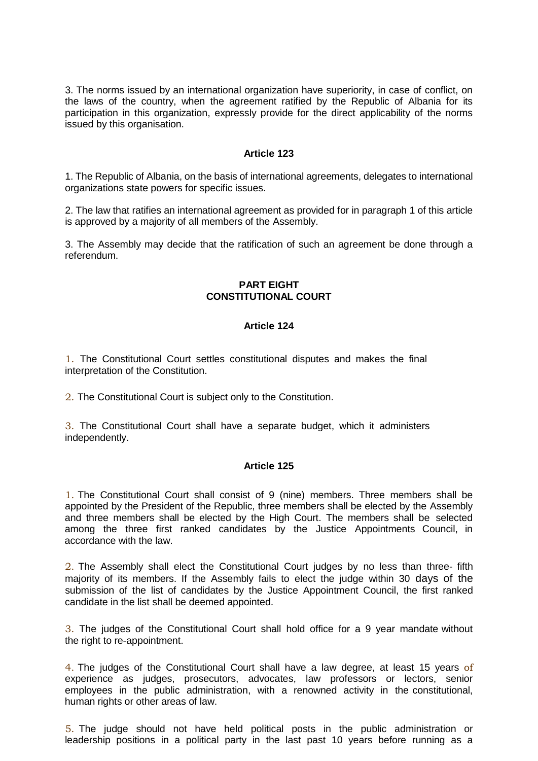3. The norms issued by an international organization have superiority, in case of conflict, on the laws of the country, when the agreement ratified by the Republic of Albania for its participation in this organization, expressly provide for the direct applicability of the norms issued by this organisation.

#### Article 123

1. The Republic of Albania, on the basis of international agreements, delegates to international organizations state powers for specific issues.

2. The law that ratifies an international agreement as provided for in paragraph 1 of this article is approved by a majority of all members of the Assembly.

3. The Assembly may decide that the ratification of such an agreement be done through a referendum.

## PART EIGHT
## CONSTITUTIONAL COURT

#### Article 124

1. The Constitutional Court settles constitutional disputes and makes the final interpretation of the Constitution.

2. The Constitutional Court is subject only to the Constitution.

3. The Constitutional Court shall have a separate budget, which it administers independently.

#### Article 125

1. The Constitutional Court shall consist of 9 (nine) members. Three members shall be appointed by the President of the Republic, three members shall be elected by the Assembly and three members shall be elected by the High Court. The members shall be selected among the three first ranked candidates by the Justice Appointments Council, in accordance with the law.

2. The Assembly shall elect the Constitutional Court judges by no less than three- fifth majority of its members. If the Assembly fails to elect the judge within 30 days of the submission of the list of candidates by the Justice Appointment Council, the first ranked candidate in the list shall be deemed appointed.

3. The judges of the Constitutional Court shall hold office for a 9 year mandate without the right to re-appointment.

4. The judges of the Constitutional Court shall have a law degree, at least 15 years of experience as judges, prosecutors, advocates, law professors or lectors, senior employees in the public administration, with a renowned activity in the constitutional, human rights or other areas of law.

5. The judge should not have held political posts in the public administration or leadership positions in a political party in the last past 10 years before running as a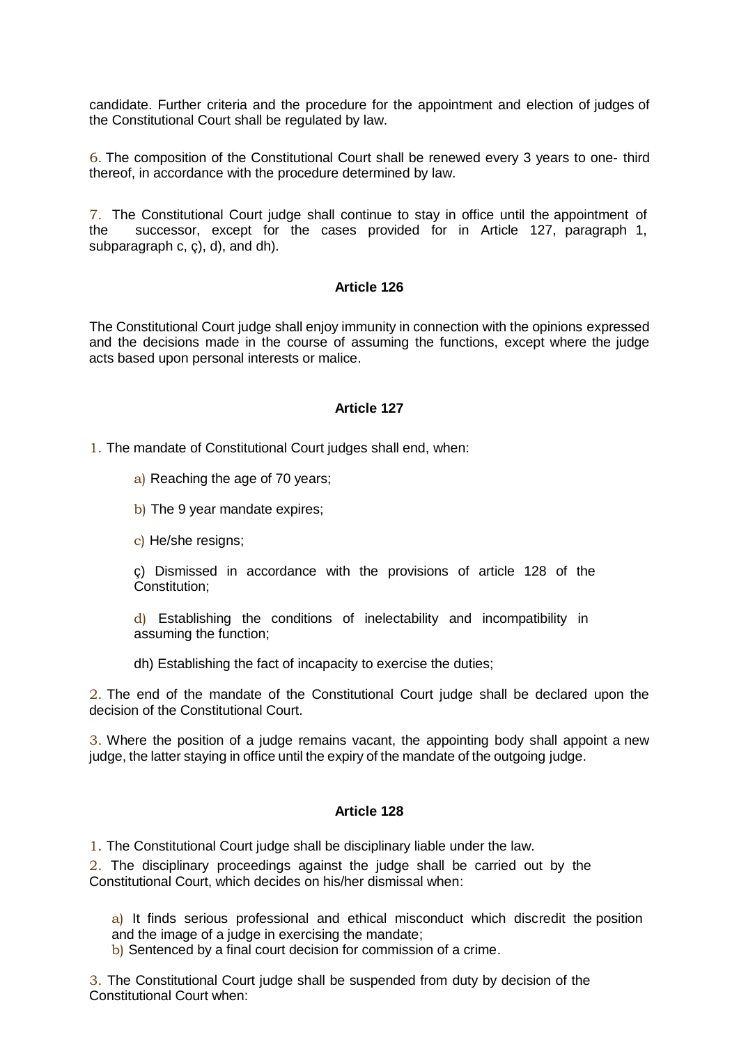candidate. Further criteria and the procedure for the appointment and election of judges of the Constitutional Court shall be regulated by law.

6. The composition of the Constitutional Court shall be renewed every 3 years to one- third thereof, in accordance with the procedure determined by law.

7. The Constitutional Court judge shall continue to stay in office until the appointment of the successor, except for the cases provided for in Article 127, paragraph 1, subparagraph c, ç), d), and dh).

#### Article 126

The Constitutional Court judge shall enjoy immunity in connection with the opinions expressed and the decisions made in the course of assuming the functions, except where the judge acts based upon personal interests or malice.

#### Article 127

1. The mandate of Constitutional Court judges shall end, when:

   a) Reaching the age of 70 years;

   b) The 9 year mandate expires;

   c) He/she resigns;

   ç) Dismissed in accordance with the provisions of article 128 of the Constitution;

   d) Establishing the conditions of inelectability and incompatibility in assuming the function;

   dh) Establishing the fact of incapacity to exercise the duties;

2. The end of the mandate of the Constitutional Court judge shall be declared upon the decision of the Constitutional Court.

3. Where the position of a judge remains vacant, the appointing body shall appoint a new judge, the latter staying in office until the expiry of the mandate of the outgoing judge.

#### Article 128

1. The Constitutional Court judge shall be disciplinary liable under the law.

2. The disciplinary proceedings against the judge shall be carried out by the Constitutional Court, which decides on his/her dismissal when:

   a) It finds serious professional and ethical misconduct which discredit the position and the image of a judge in exercising the mandate;
   b) Sentenced by a final court decision for commission of a crime.

3. The Constitutional Court judge shall be suspended from duty by decision of the Constitutional Court when: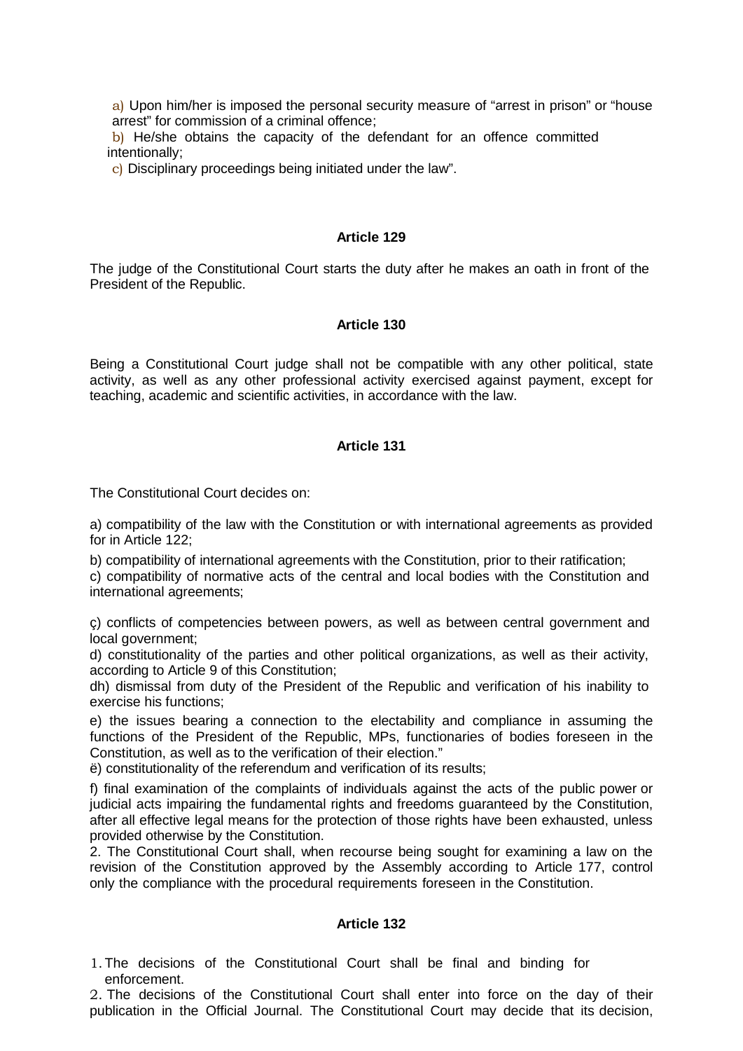a) Upon him/her is imposed the personal security measure of "arrest in prison" or "house arrest" for commission of a criminal offence;

b) He/she obtains the capacity of the defendant for an offence committed intentionally;

c) Disciplinary proceedings being initiated under the law".

### Article 129

The judge of the Constitutional Court starts the duty after he makes an oath in front of the President of the Republic.

### Article 130

Being a Constitutional Court judge shall not be compatible with any other political, state activity, as well as any other professional activity exercised against payment, except for teaching, academic and scientific activities, in accordance with the law.

### Article 131

The Constitutional Court decides on:

a) compatibility of the law with the Constitution or with international agreements as provided for in Article 122;

b) compatibility of international agreements with the Constitution, prior to their ratification;

c) compatibility of normative acts of the central and local bodies with the Constitution and international agreements;

ç) conflicts of competencies between powers, as well as between central government and local government;

d) constitutionality of the parties and other political organizations, as well as their activity, according to Article 9 of this Constitution;

dh) dismissal from duty of the President of the Republic and verification of his inability to exercise his functions;

e) the issues bearing a connection to the electability and compliance in assuming the functions of the President of the Republic, MPs, functionaries of bodies foreseen in the Constitution, as well as to the verification of their election."

ë) constitutionality of the referendum and verification of its results;

f) final examination of the complaints of individuals against the acts of the public power or judicial acts impairing the fundamental rights and freedoms guaranteed by the Constitution, after all effective legal means for the protection of those rights have been exhausted, unless provided otherwise by the Constitution.

2. The Constitutional Court shall, when recourse being sought for examining a law on the revision of the Constitution approved by the Assembly according to Article 177, control only the compliance with the procedural requirements foreseen in the Constitution.

### Article 132

1. The decisions of the Constitutional Court shall be final and binding for enforcement.
2. The decisions of the Constitutional Court shall enter into force on the day of their publication in the Official Journal. The Constitutional Court may decide that its decision,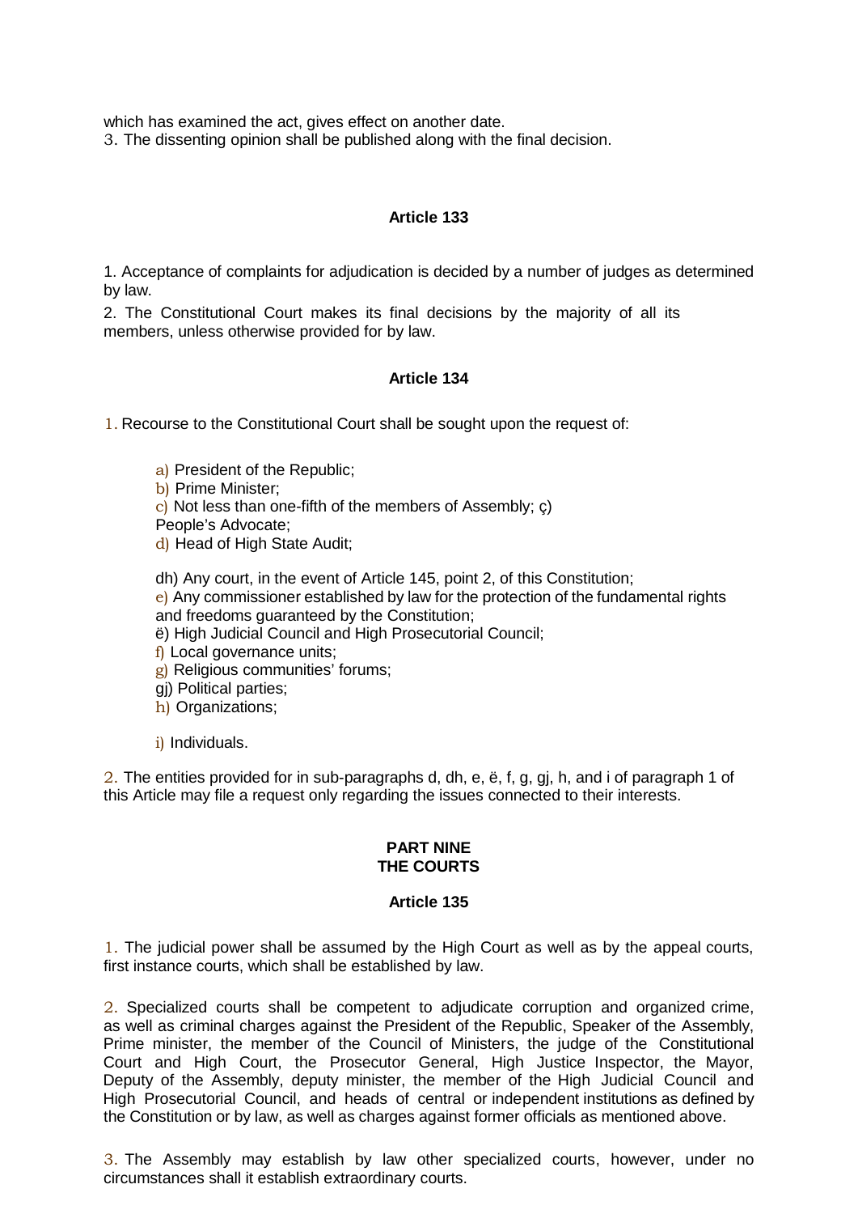which has examined the act, gives effect on another date.

3. The dissenting opinion shall be published along with the final decision.

### Article 133

1. Acceptance of complaints for adjudication is decided by a number of judges as determined by law.

2. The Constitutional Court makes its final decisions by the majority of all its members, unless otherwise provided for by law.

### Article 134

1. Recourse to the Constitutional Court shall be sought upon the request of:

   a) President of the Republic;
   b) Prime Minister;
   c) Not less than one-fifth of the members of Assembly; ç) People's Advocate;
   d) Head of High State Audit;

   dh) Any court, in the event of Article 145, point 2, of this Constitution;
   e) Any commissioner established by law for the protection of the fundamental rights and freedoms guaranteed by the Constitution;
   ë) High Judicial Council and High Prosecutorial Council;
   f) Local governance units;
   g) Religious communities' forums;
   gj) Political parties;
   h) Organizations;

   i) Individuals.

2. The entities provided for in sub-paragraphs d, dh, e, ë, f, g, gj, h, and i of paragraph 1 of this Article may file a request only regarding the issues connected to their interests.

## PART NINE
## THE COURTS

### Article 135

1. The judicial power shall be assumed by the High Court as well as by the appeal courts, first instance courts, which shall be established by law.

2. Specialized courts shall be competent to adjudicate corruption and organized crime, as well as criminal charges against the President of the Republic, Speaker of the Assembly, Prime minister, the member of the Council of Ministers, the judge of the Constitutional Court and High Court, the Prosecutor General, High Justice Inspector, the Mayor, Deputy of the Assembly, deputy minister, the member of the High Judicial Council and High Prosecutorial Council, and heads of central or independent institutions as defined by the Constitution or by law, as well as charges against former officials as mentioned above.

3. The Assembly may establish by law other specialized courts, however, under no circumstances shall it establish extraordinary courts.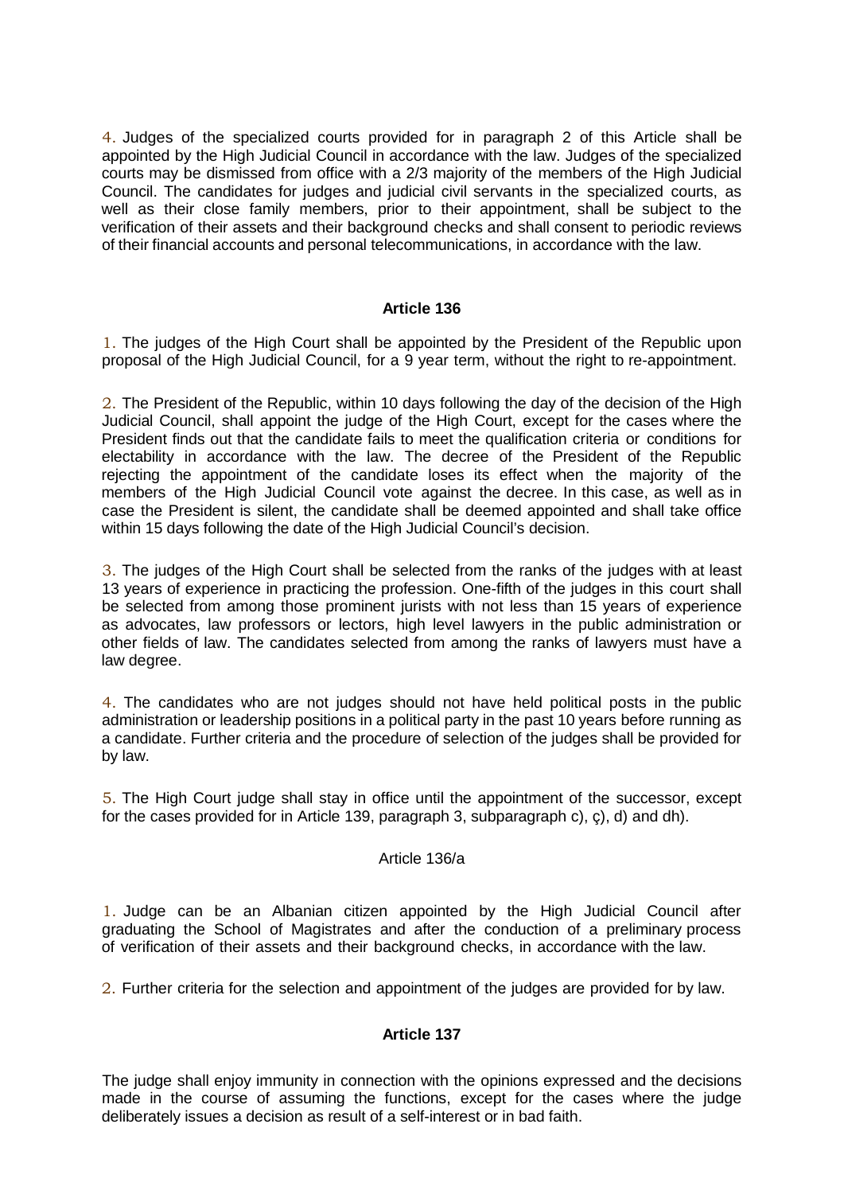4. Judges of the specialized courts provided for in paragraph 2 of this Article shall be appointed by the High Judicial Council in accordance with the law. Judges of the specialized courts may be dismissed from office with a 2/3 majority of the members of the High Judicial Council. The candidates for judges and judicial civil servants in the specialized courts, as well as their close family members, prior to their appointment, shall be subject to the verification of their assets and their background checks and shall consent to periodic reviews of their financial accounts and personal telecommunications, in accordance with the law.

**Article 136**

1. The judges of the High Court shall be appointed by the President of the Republic upon proposal of the High Judicial Council, for a 9 year term, without the right to re-appointment.

2. The President of the Republic, within 10 days following the day of the decision of the High Judicial Council, shall appoint the judge of the High Court, except for the cases where the President finds out that the candidate fails to meet the qualification criteria or conditions for electability in accordance with the law. The decree of the President of the Republic rejecting the appointment of the candidate loses its effect when the majority of the members of the High Judicial Council vote against the decree. In this case, as well as in case the President is silent, the candidate shall be deemed appointed and shall take office within 15 days following the date of the High Judicial Council's decision.

3. The judges of the High Court shall be selected from the ranks of the judges with at least 13 years of experience in practicing the profession. One-fifth of the judges in this court shall be selected from among those prominent jurists with not less than 15 years of experience as advocates, law professors or lectors, high level lawyers in the public administration or other fields of law. The candidates selected from among the ranks of lawyers must have a law degree.

4. The candidates who are not judges should not have held political posts in the public administration or leadership positions in a political party in the past 10 years before running as a candidate. Further criteria and the procedure of selection of the judges shall be provided for by law.

5. The High Court judge shall stay in office until the appointment of the successor, except for the cases provided for in Article 139, paragraph 3, subparagraph c), ç), d) and dh).

Article 136/a

1. Judge can be an Albanian citizen appointed by the High Judicial Council after graduating the School of Magistrates and after the conduction of a preliminary process of verification of their assets and their background checks, in accordance with the law.

2. Further criteria for the selection and appointment of the judges are provided for by law.

**Article 137**

The judge shall enjoy immunity in connection with the opinions expressed and the decisions made in the course of assuming the functions, except for the cases where the judge deliberately issues a decision as result of a self-interest or in bad faith.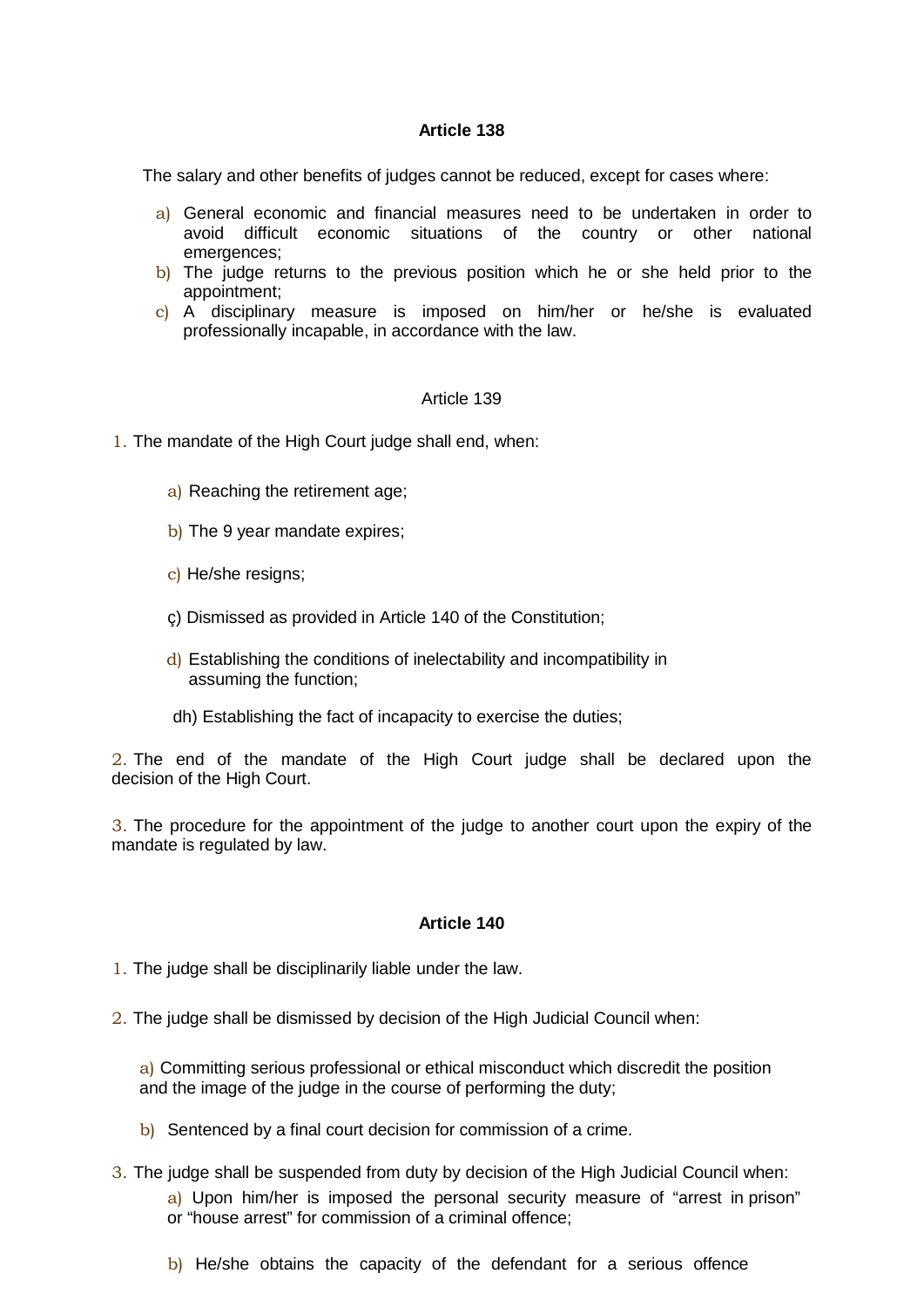**Article 138**

The salary and other benefits of judges cannot be reduced, except for cases where:

a) General economic and financial measures need to be undertaken in order to avoid difficult economic situations of the country or other national emergences;
b) The judge returns to the previous position which he or she held prior to the appointment;
c) A disciplinary measure is imposed on him/her or he/she is evaluated professionally incapable, in accordance with the law.

Article 139

1. The mandate of the High Court judge shall end, when:

a) Reaching the retirement age;

b) The 9 year mandate expires;

c) He/she resigns;

ç) Dismissed as provided in Article 140 of the Constitution;

d) Establishing the conditions of inelectability and incompatibility in assuming the function;

dh) Establishing the fact of incapacity to exercise the duties;

2. The end of the mandate of the High Court judge shall be declared upon the decision of the High Court.

3. The procedure for the appointment of the judge to another court upon the expiry of the mandate is regulated by law.

**Article 140**

1. The judge shall be disciplinarily liable under the law.

2. The judge shall be dismissed by decision of the High Judicial Council when:

a) Committing serious professional or ethical misconduct which discredit the position and the image of the judge in the course of performing the duty;

b) Sentenced by a final court decision for commission of a crime.

3. The judge shall be suspended from duty by decision of the High Judicial Council when:

a) Upon him/her is imposed the personal security measure of “arrest in prison” or “house arrest” for commission of a criminal offence;

b) He/she obtains the capacity of the defendant for a serious offence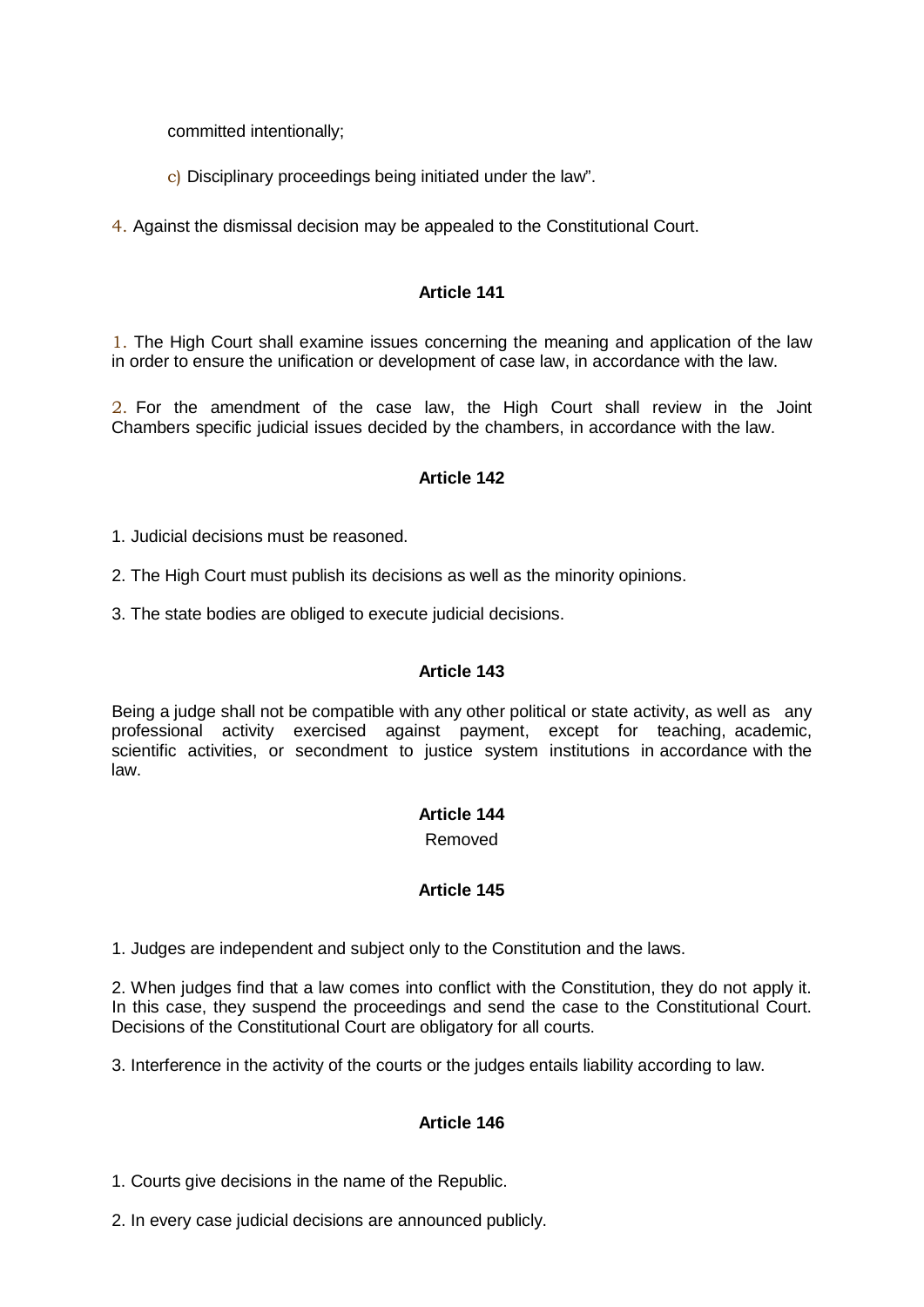committed intentionally;

c) Disciplinary proceedings being initiated under the law".

4. Against the dismissal decision may be appealed to the Constitutional Court.

**Article 141**

1. The High Court shall examine issues concerning the meaning and application of the law in order to ensure the unification or development of case law, in accordance with the law.

2. For the amendment of the case law, the High Court shall review in the Joint Chambers specific judicial issues decided by the chambers, in accordance with the law.

**Article 142**

1. Judicial decisions must be reasoned.

2. The High Court must publish its decisions as well as the minority opinions.

3. The state bodies are obliged to execute judicial decisions.

**Article 143**

Being a judge shall not be compatible with any other political or state activity, as well as any professional activity exercised against payment, except for teaching, academic, scientific activities, or secondment to justice system institutions in accordance with the law.

**Article 144**

Removed

**Article 145**

1. Judges are independent and subject only to the Constitution and the laws.

2. When judges find that a law comes into conflict with the Constitution, they do not apply it. In this case, they suspend the proceedings and send the case to the Constitutional Court. Decisions of the Constitutional Court are obligatory for all courts.

3. Interference in the activity of the courts or the judges entails liability according to law.

**Article 146**

1. Courts give decisions in the name of the Republic.

2. In every case judicial decisions are announced publicly.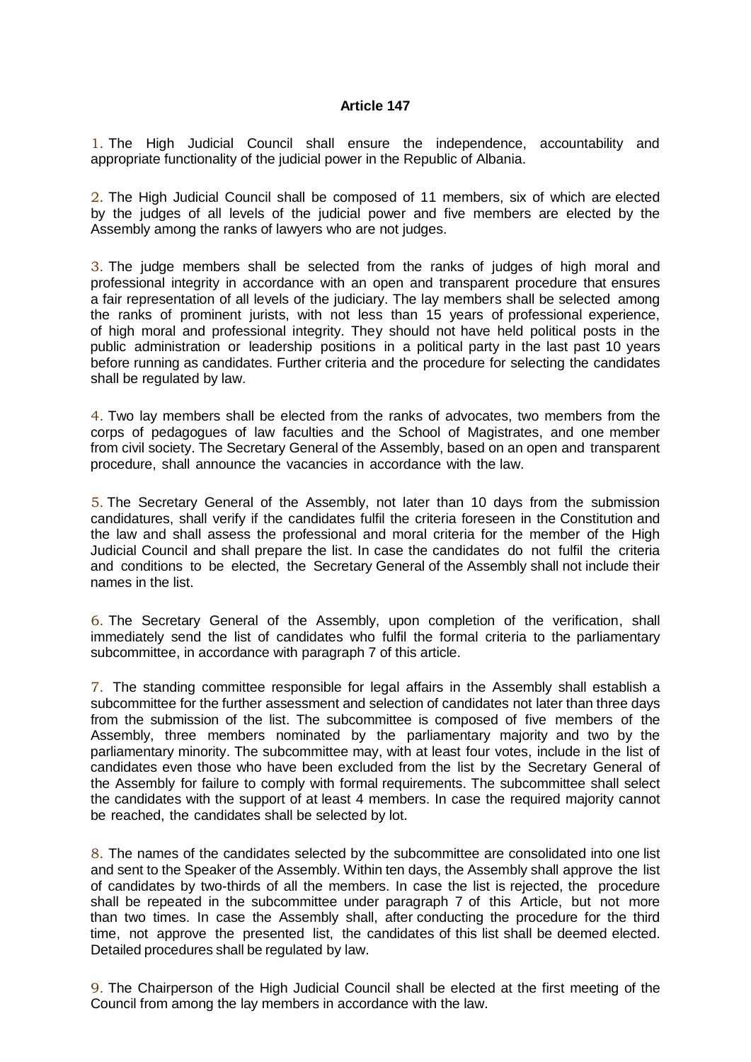**Article 147**

1. The High Judicial Council shall ensure the independence, accountability and appropriate functionality of the judicial power in the Republic of Albania.

2. The High Judicial Council shall be composed of 11 members, six of which are elected by the judges of all levels of the judicial power and five members are elected by the Assembly among the ranks of lawyers who are not judges.

3. The judge members shall be selected from the ranks of judges of high moral and professional integrity in accordance with an open and transparent procedure that ensures a fair representation of all levels of the judiciary. The lay members shall be selected among the ranks of prominent jurists, with not less than 15 years of professional experience, of high moral and professional integrity. They should not have held political posts in the public administration or leadership positions in a political party in the last past 10 years before running as candidates. Further criteria and the procedure for selecting the candidates shall be regulated by law.

4. Two lay members shall be elected from the ranks of advocates, two members from the corps of pedagogues of law faculties and the School of Magistrates, and one member from civil society. The Secretary General of the Assembly, based on an open and transparent procedure, shall announce the vacancies in accordance with the law.

5. The Secretary General of the Assembly, not later than 10 days from the submission candidatures, shall verify if the candidates fulfil the criteria foreseen in the Constitution and the law and shall assess the professional and moral criteria for the member of the High Judicial Council and shall prepare the list. In case the candidates do not fulfil the criteria and conditions to be elected, the Secretary General of the Assembly shall not include their names in the list.

6. The Secretary General of the Assembly, upon completion of the verification, shall immediately send the list of candidates who fulfil the formal criteria to the parliamentary subcommittee, in accordance with paragraph 7 of this article.

7. The standing committee responsible for legal affairs in the Assembly shall establish a subcommittee for the further assessment and selection of candidates not later than three days from the submission of the list. The subcommittee is composed of five members of the Assembly, three members nominated by the parliamentary majority and two by the parliamentary minority. The subcommittee may, with at least four votes, include in the list of candidates even those who have been excluded from the list by the Secretary General of the Assembly for failure to comply with formal requirements. The subcommittee shall select the candidates with the support of at least 4 members. In case the required majority cannot be reached, the candidates shall be selected by lot.

8. The names of the candidates selected by the subcommittee are consolidated into one list and sent to the Speaker of the Assembly. Within ten days, the Assembly shall approve the list of candidates by two-thirds of all the members. In case the list is rejected, the procedure shall be repeated in the subcommittee under paragraph 7 of this Article, but not more than two times. In case the Assembly shall, after conducting the procedure for the third time, not approve the presented list, the candidates of this list shall be deemed elected. Detailed procedures shall be regulated by law.

9. The Chairperson of the High Judicial Council shall be elected at the first meeting of the Council from among the lay members in accordance with the law.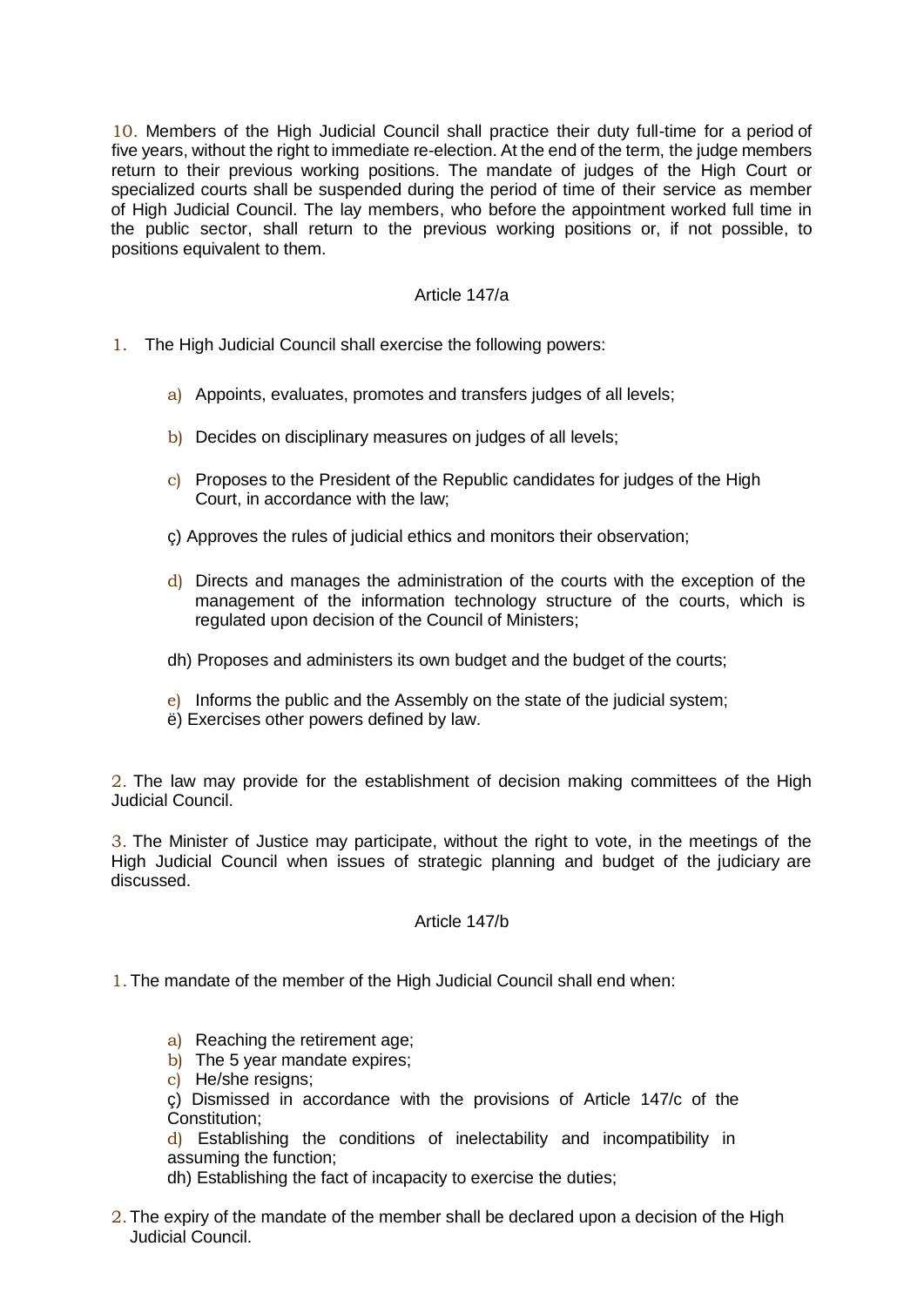10. Members of the High Judicial Council shall practice their duty full-time for a period of five years, without the right to immediate re-election. At the end of the term, the judge members return to their previous working positions. The mandate of judges of the High Court or specialized courts shall be suspended during the period of time of their service as member of High Judicial Council. The lay members, who before the appointment worked full time in the public sector, shall return to the previous working positions or, if not possible, to positions equivalent to them.

### Article 147/a

1. The High Judicial Council shall exercise the following powers:

   a) Appoints, evaluates, promotes and transfers judges of all levels;

   b) Decides on disciplinary measures on judges of all levels;

   c) Proposes to the President of the Republic candidates for judges of the High Court, in accordance with the law;

   ç) Approves the rules of judicial ethics and monitors their observation;

   d) Directs and manages the administration of the courts with the exception of the management of the information technology structure of the courts, which is regulated upon decision of the Council of Ministers;

   dh) Proposes and administers its own budget and the budget of the courts;

   e) Informs the public and the Assembly on the state of the judicial system;
   ë) Exercises other powers defined by law.

2. The law may provide for the establishment of decision making committees of the High Judicial Council.

3. The Minister of Justice may participate, without the right to vote, in the meetings of the High Judicial Council when issues of strategic planning and budget of the judiciary are discussed.

### Article 147/b

1. The mandate of the member of the High Judicial Council shall end when:

   a) Reaching the retirement age;
   b) The 5 year mandate expires;
   c) He/she resigns;
   ç) Dismissed in accordance with the provisions of Article 147/c of the Constitution;
   d) Establishing the conditions of inelectability and incompatibility in assuming the function;
   dh) Establishing the fact of incapacity to exercise the duties;

2. The expiry of the mandate of the member shall be declared upon a decision of the High Judicial Council.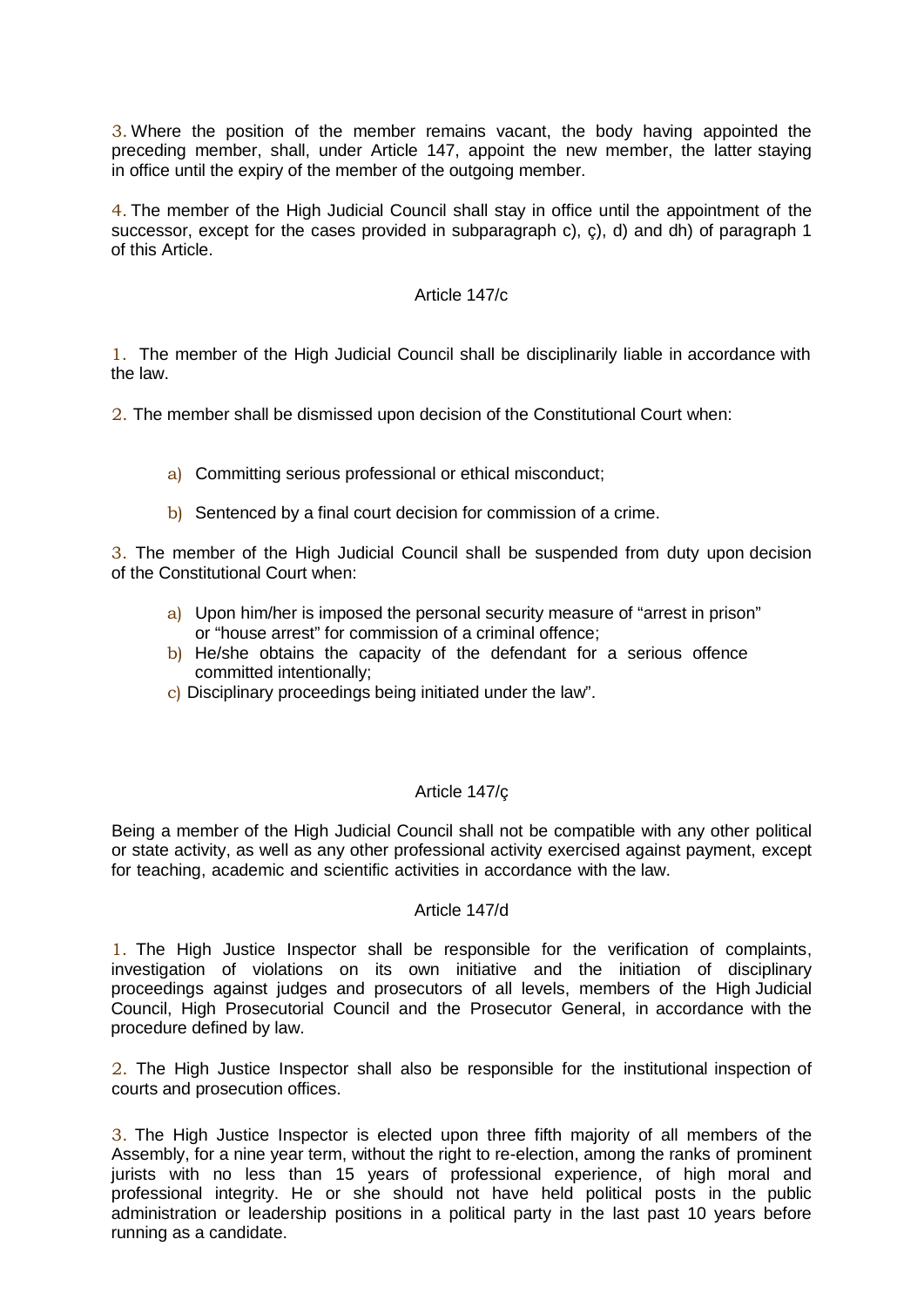3. Where the position of the member remains vacant, the body having appointed the preceding member, shall, under Article 147, appoint the new member, the latter staying in office until the expiry of the member of the outgoing member.

4. The member of the High Judicial Council shall stay in office until the appointment of the successor, except for the cases provided in subparagraph c), ç), d) and dh) of paragraph 1 of this Article.

### Article 147/c

1. The member of the High Judicial Council shall be disciplinarily liable in accordance with the law.

2. The member shall be dismissed upon decision of the Constitutional Court when:

   a) Committing serious professional or ethical misconduct;

   b) Sentenced by a final court decision for commission of a crime.

3. The member of the High Judicial Council shall be suspended from duty upon decision of the Constitutional Court when:

   a) Upon him/her is imposed the personal security measure of "arrest in prison" or "house arrest" for commission of a criminal offence;
   b) He/she obtains the capacity of the defendant for a serious offence committed intentionally;
   c) Disciplinary proceedings being initiated under the law".

### Article 147/ç

Being a member of the High Judicial Council shall not be compatible with any other political or state activity, as well as any other professional activity exercised against payment, except for teaching, academic and scientific activities in accordance with the law.

### Article 147/d

1. The High Justice Inspector shall be responsible for the verification of complaints, investigation of violations on its own initiative and the initiation of disciplinary proceedings against judges and prosecutors of all levels, members of the High Judicial Council, High Prosecutorial Council and the Prosecutor General, in accordance with the procedure defined by law.

2. The High Justice Inspector shall also be responsible for the institutional inspection of courts and prosecution offices.

3. The High Justice Inspector is elected upon three fifth majority of all members of the Assembly, for a nine year term, without the right to re-election, among the ranks of prominent jurists with no less than 15 years of professional experience, of high moral and professional integrity. He or she should not have held political posts in the public administration or leadership positions in a political party in the last past 10 years before running as a candidate.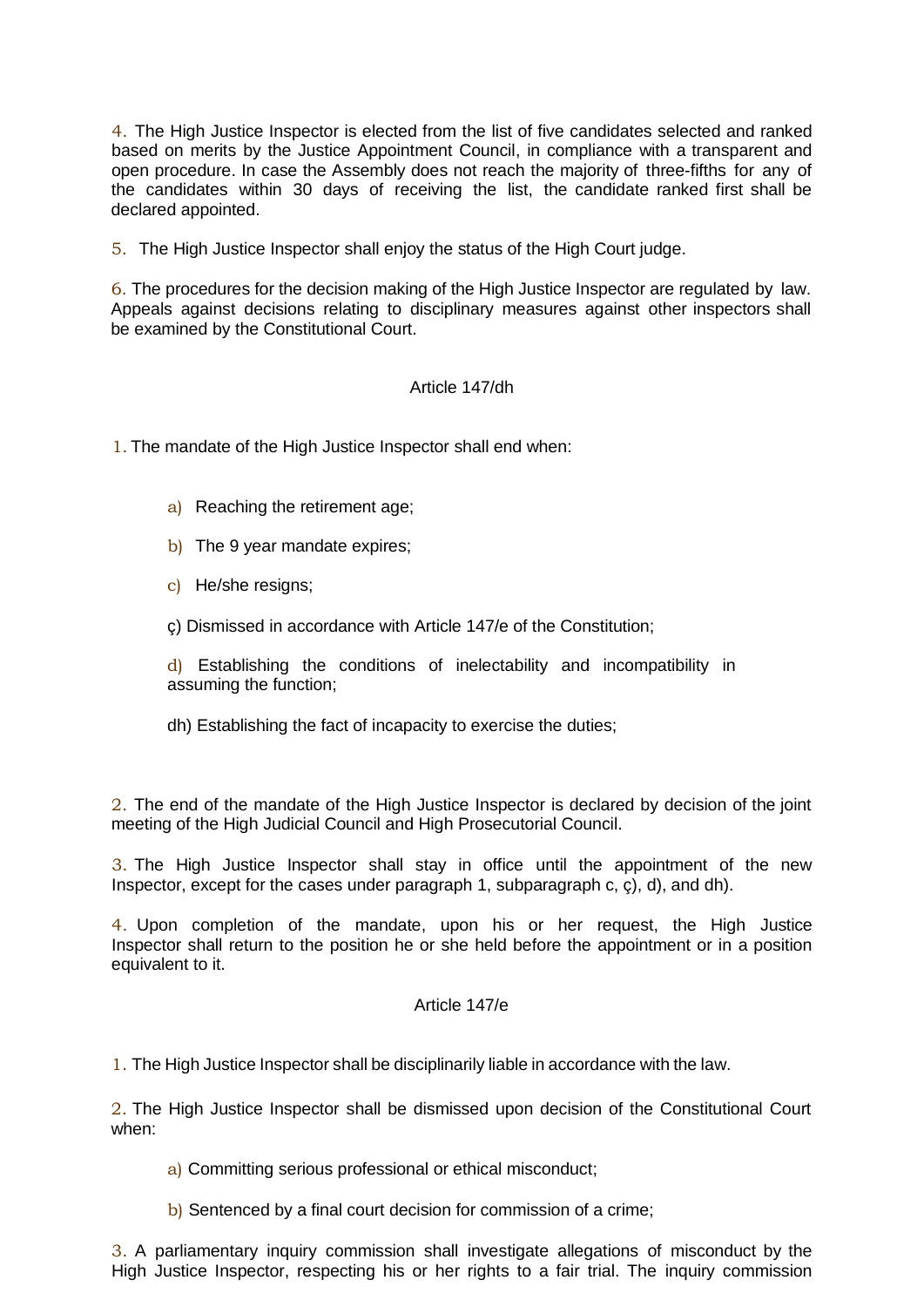4. The High Justice Inspector is elected from the list of five candidates selected and ranked based on merits by the Justice Appointment Council, in compliance with a transparent and open procedure. In case the Assembly does not reach the majority of three-fifths for any of the candidates within 30 days of receiving the list, the candidate ranked first shall be declared appointed.

5. The High Justice Inspector shall enjoy the status of the High Court judge.

6. The procedures for the decision making of the High Justice Inspector are regulated by law. Appeals against decisions relating to disciplinary measures against other inspectors shall be examined by the Constitutional Court.

### Article 147/dh

1. The mandate of the High Justice Inspector shall end when:

- a) Reaching the retirement age;
- b) The 9 year mandate expires;
- c) He/she resigns;
- ç) Dismissed in accordance with Article 147/e of the Constitution;
- d) Establishing the conditions of inelectability and incompatibility in assuming the function;
- dh) Establishing the fact of incapacity to exercise the duties;

2. The end of the mandate of the High Justice Inspector is declared by decision of the joint meeting of the High Judicial Council and High Prosecutorial Council.

3. The High Justice Inspector shall stay in office until the appointment of the new Inspector, except for the cases under paragraph 1, subparagraph c, ç), d), and dh).

4. Upon completion of the mandate, upon his or her request, the High Justice Inspector shall return to the position he or she held before the appointment or in a position equivalent to it.

### Article 147/e

1. The High Justice Inspector shall be disciplinarily liable in accordance with the law.

2. The High Justice Inspector shall be dismissed upon decision of the Constitutional Court when:

- a) Committing serious professional or ethical misconduct;
- b) Sentenced by a final court decision for commission of a crime;

3. A parliamentary inquiry commission shall investigate allegations of misconduct by the High Justice Inspector, respecting his or her rights to a fair trial. The inquiry commission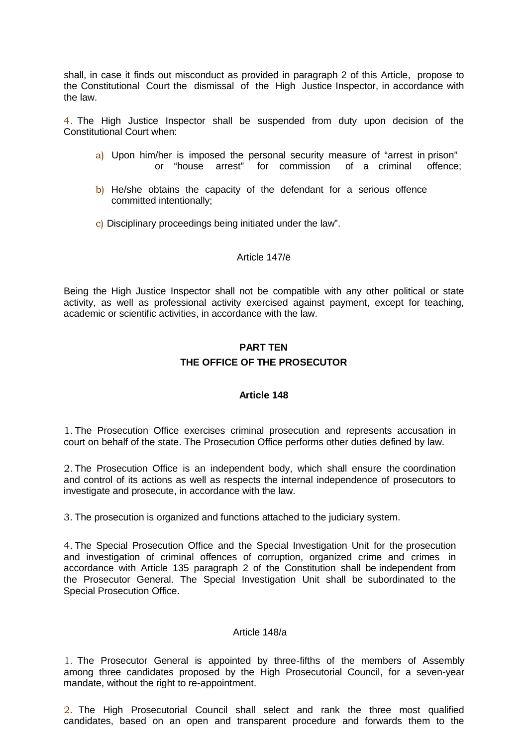shall, in case it finds out misconduct as provided in paragraph 2 of this Article, propose to the Constitutional Court the dismissal of the High Justice Inspector, in accordance with the law.

4. The High Justice Inspector shall be suspended from duty upon decision of the Constitutional Court when:

a) Upon him/her is imposed the personal security measure of "arrest in prison" or "house arrest" for commission of a criminal offence;

b) He/she obtains the capacity of the defendant for a serious offence committed intentionally;

c) Disciplinary proceedings being initiated under the law".

Article 147/ë

Being the High Justice Inspector shall not be compatible with any other political or state activity, as well as professional activity exercised against payment, except for teaching, academic or scientific activities, in accordance with the law.

## PART TEN
## THE OFFICE OF THE PROSECUTOR

### Article 148

1. The Prosecution Office exercises criminal prosecution and represents accusation in court on behalf of the state. The Prosecution Office performs other duties defined by law.

2. The Prosecution Office is an independent body, which shall ensure the coordination and control of its actions as well as respects the internal independence of prosecutors to investigate and prosecute, in accordance with the law.

3. The prosecution is organized and functions attached to the judiciary system.

4. The Special Prosecution Office and the Special Investigation Unit for the prosecution and investigation of criminal offences of corruption, organized crime and crimes in accordance with Article 135 paragraph 2 of the Constitution shall be independent from the Prosecutor General. The Special Investigation Unit shall be subordinated to the Special Prosecution Office.

Article 148/a

1. The Prosecutor General is appointed by three-fifths of the members of Assembly among three candidates proposed by the High Prosecutorial Council, for a seven-year mandate, without the right to re-appointment.

2. The High Prosecutorial Council shall select and rank the three most qualified candidates, based on an open and transparent procedure and forwards them to the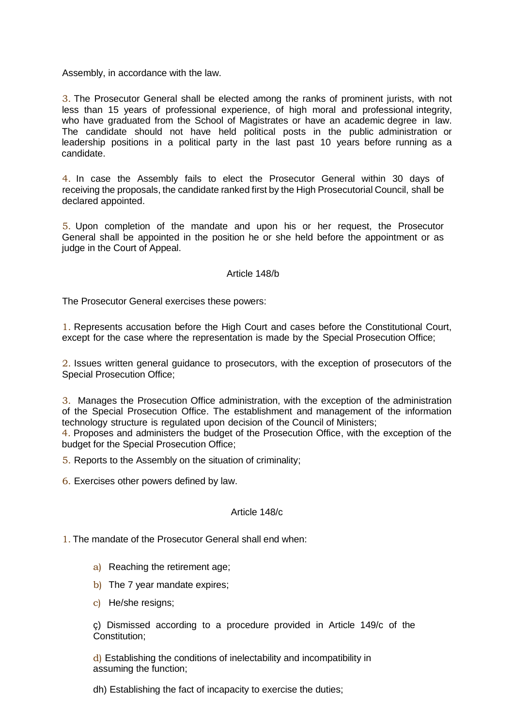Assembly, in accordance with the law.

3. The Prosecutor General shall be elected among the ranks of prominent jurists, with not less than 15 years of professional experience, of high moral and professional integrity, who have graduated from the School of Magistrates or have an academic degree in law. The candidate should not have held political posts in the public administration or leadership positions in a political party in the last past 10 years before running as a candidate.

4. In case the Assembly fails to elect the Prosecutor General within 30 days of receiving the proposals, the candidate ranked first by the High Prosecutorial Council, shall be declared appointed.

5. Upon completion of the mandate and upon his or her request, the Prosecutor General shall be appointed in the position he or she held before the appointment or as judge in the Court of Appeal.

Article 148/b

The Prosecutor General exercises these powers:

1. Represents accusation before the High Court and cases before the Constitutional Court, except for the case where the representation is made by the Special Prosecution Office;

2. Issues written general guidance to prosecutors, with the exception of prosecutors of the Special Prosecution Office;

3. Manages the Prosecution Office administration, with the exception of the administration of the Special Prosecution Office. The establishment and management of the information technology structure is regulated upon decision of the Council of Ministers;

4. Proposes and administers the budget of the Prosecution Office, with the exception of the budget for the Special Prosecution Office;

5. Reports to the Assembly on the situation of criminality;

6. Exercises other powers defined by law.

Article 148/c

1. The mandate of the Prosecutor General shall end when:

a) Reaching the retirement age;

b) The 7 year mandate expires;

c) He/she resigns;

ç) Dismissed according to a procedure provided in Article 149/c of the Constitution;

d) Establishing the conditions of inelectability and incompatibility in assuming the function;

dh) Establishing the fact of incapacity to exercise the duties;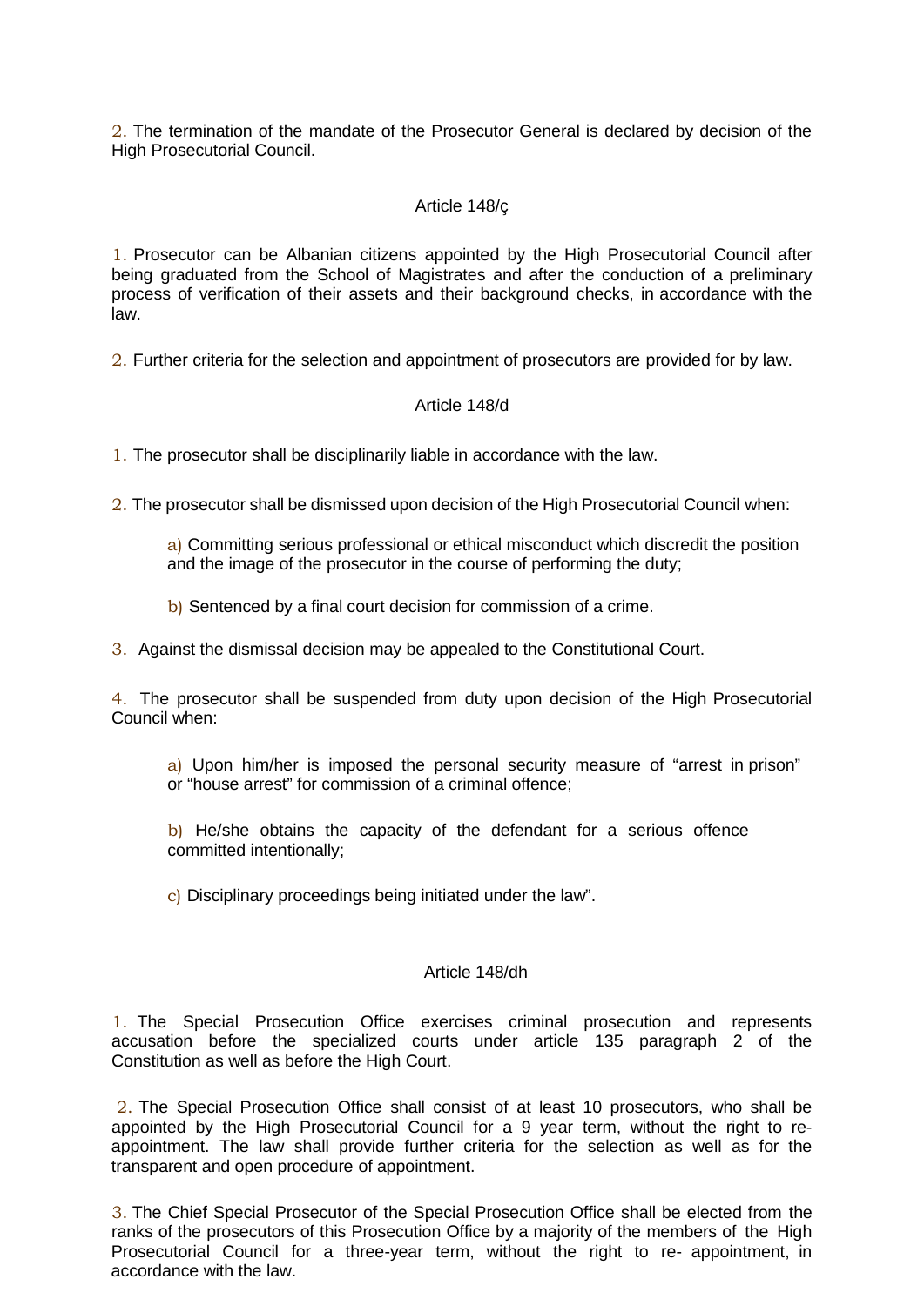2. The termination of the mandate of the Prosecutor General is declared by decision of the High Prosecutorial Council.

### Article 148/ç

1. Prosecutor can be Albanian citizens appointed by the High Prosecutorial Council after being graduated from the School of Magistrates and after the conduction of a preliminary process of verification of their assets and their background checks, in accordance with the law.

2. Further criteria for the selection and appointment of prosecutors are provided for by law.

### Article 148/d

1. The prosecutor shall be disciplinarily liable in accordance with the law.

2. The prosecutor shall be dismissed upon decision of the High Prosecutorial Council when:

   a) Committing serious professional or ethical misconduct which discredit the position and the image of the prosecutor in the course of performing the duty;

   b) Sentenced by a final court decision for commission of a crime.

3. Against the dismissal decision may be appealed to the Constitutional Court.

4. The prosecutor shall be suspended from duty upon decision of the High Prosecutorial Council when:

   a) Upon him/her is imposed the personal security measure of "arrest in prison" or "house arrest" for commission of a criminal offence;

   b) He/she obtains the capacity of the defendant for a serious offence committed intentionally;

   c) Disciplinary proceedings being initiated under the law".

### Article 148/dh

1. The Special Prosecution Office exercises criminal prosecution and represents accusation before the specialized courts under article 135 paragraph 2 of the Constitution as well as before the High Court.

2. The Special Prosecution Office shall consist of at least 10 prosecutors, who shall be appointed by the High Prosecutorial Council for a 9 year term, without the right to re-appointment. The law shall provide further criteria for the selection as well as for the transparent and open procedure of appointment.

3. The Chief Special Prosecutor of the Special Prosecution Office shall be elected from the ranks of the prosecutors of this Prosecution Office by a majority of the members of the High Prosecutorial Council for a three-year term, without the right to re- appointment, in accordance with the law.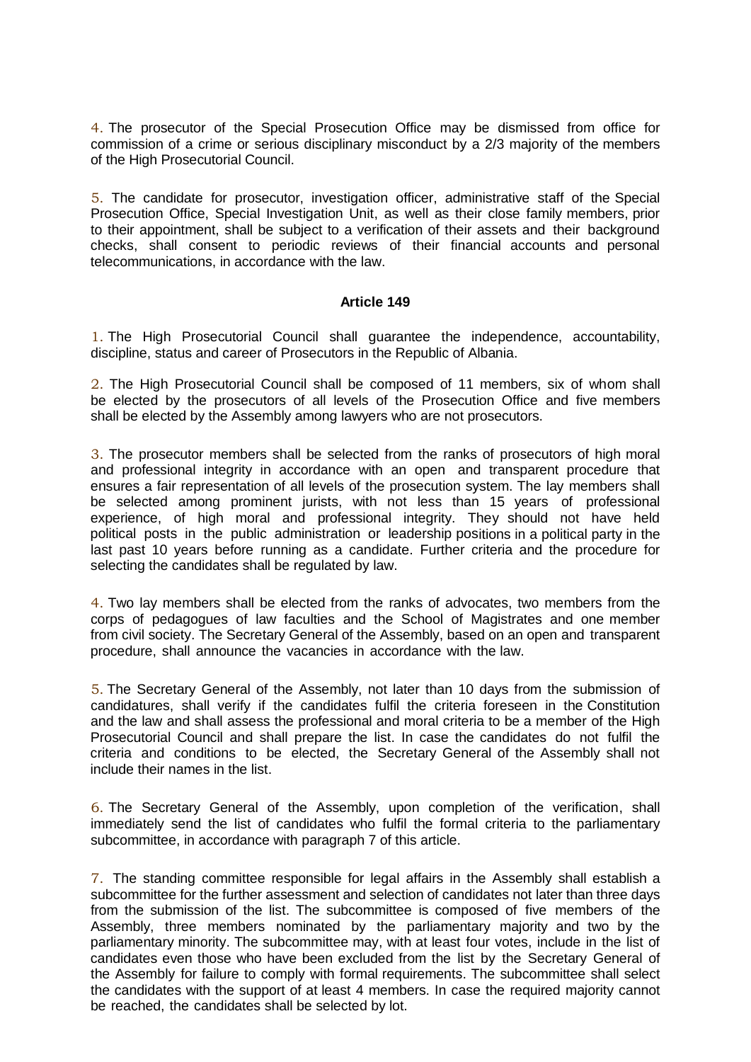4. The prosecutor of the Special Prosecution Office may be dismissed from office for commission of a crime or serious disciplinary misconduct by a 2/3 majority of the members of the High Prosecutorial Council.

5. The candidate for prosecutor, investigation officer, administrative staff of the Special Prosecution Office, Special Investigation Unit, as well as their close family members, prior to their appointment, shall be subject to a verification of their assets and their background checks, shall consent to periodic reviews of their financial accounts and personal telecommunications, in accordance with the law.

**Article 149**

1. The High Prosecutorial Council shall guarantee the independence, accountability, discipline, status and career of Prosecutors in the Republic of Albania.

2. The High Prosecutorial Council shall be composed of 11 members, six of whom shall be elected by the prosecutors of all levels of the Prosecution Office and five members shall be elected by the Assembly among lawyers who are not prosecutors.

3. The prosecutor members shall be selected from the ranks of prosecutors of high moral and professional integrity in accordance with an open and transparent procedure that ensures a fair representation of all levels of the prosecution system. The lay members shall be selected among prominent jurists, with not less than 15 years of professional experience, of high moral and professional integrity. They should not have held political posts in the public administration or leadership positions in a political party in the last past 10 years before running as a candidate. Further criteria and the procedure for selecting the candidates shall be regulated by law.

4. Two lay members shall be elected from the ranks of advocates, two members from the corps of pedagogues of law faculties and the School of Magistrates and one member from civil society. The Secretary General of the Assembly, based on an open and transparent procedure, shall announce the vacancies in accordance with the law.

5. The Secretary General of the Assembly, not later than 10 days from the submission of candidatures, shall verify if the candidates fulfil the criteria foreseen in the Constitution and the law and shall assess the professional and moral criteria to be a member of the High Prosecutorial Council and shall prepare the list. In case the candidates do not fulfil the criteria and conditions to be elected, the Secretary General of the Assembly shall not include their names in the list.

6. The Secretary General of the Assembly, upon completion of the verification, shall immediately send the list of candidates who fulfil the formal criteria to the parliamentary subcommittee, in accordance with paragraph 7 of this article.

7. The standing committee responsible for legal affairs in the Assembly shall establish a subcommittee for the further assessment and selection of candidates not later than three days from the submission of the list. The subcommittee is composed of five members of the Assembly, three members nominated by the parliamentary majority and two by the parliamentary minority. The subcommittee may, with at least four votes, include in the list of candidates even those who have been excluded from the list by the Secretary General of the Assembly for failure to comply with formal requirements. The subcommittee shall select the candidates with the support of at least 4 members. In case the required majority cannot be reached, the candidates shall be selected by lot.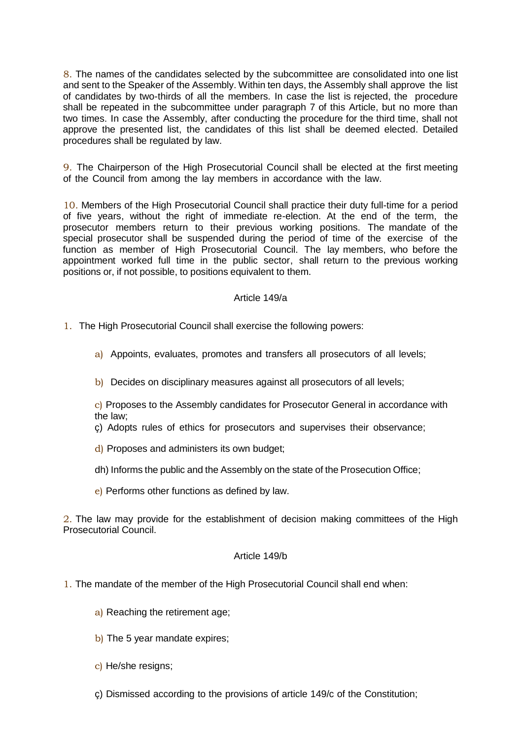8. The names of the candidates selected by the subcommittee are consolidated into one list and sent to the Speaker of the Assembly. Within ten days, the Assembly shall approve the list of candidates by two-thirds of all the members. In case the list is rejected, the procedure shall be repeated in the subcommittee under paragraph 7 of this Article, but no more than two times. In case the Assembly, after conducting the procedure for the third time, shall not approve the presented list, the candidates of this list shall be deemed elected. Detailed procedures shall be regulated by law.

9. The Chairperson of the High Prosecutorial Council shall be elected at the first meeting of the Council from among the lay members in accordance with the law.

10. Members of the High Prosecutorial Council shall practice their duty full-time for a period of five years, without the right of immediate re-election. At the end of the term, the prosecutor members return to their previous working positions. The mandate of the special prosecutor shall be suspended during the period of time of the exercise of the function as member of High Prosecutorial Council. The lay members, who before the appointment worked full time in the public sector, shall return to the previous working positions or, if not possible, to positions equivalent to them.

### Article 149/a

1. The High Prosecutorial Council shall exercise the following powers:

   a) Appoints, evaluates, promotes and transfers all prosecutors of all levels;

   b) Decides on disciplinary measures against all prosecutors of all levels;

   c) Proposes to the Assembly candidates for Prosecutor General in accordance with the law;

   ç) Adopts rules of ethics for prosecutors and supervises their observance;

   d) Proposes and administers its own budget;

   dh) Informs the public and the Assembly on the state of the Prosecution Office;

   e) Performs other functions as defined by law.

2. The law may provide for the establishment of decision making committees of the High Prosecutorial Council.

### Article 149/b

1. The mandate of the member of the High Prosecutorial Council shall end when:

   a) Reaching the retirement age;

   b) The 5 year mandate expires;

   c) He/she resigns;

   ç) Dismissed according to the provisions of article 149/c of the Constitution;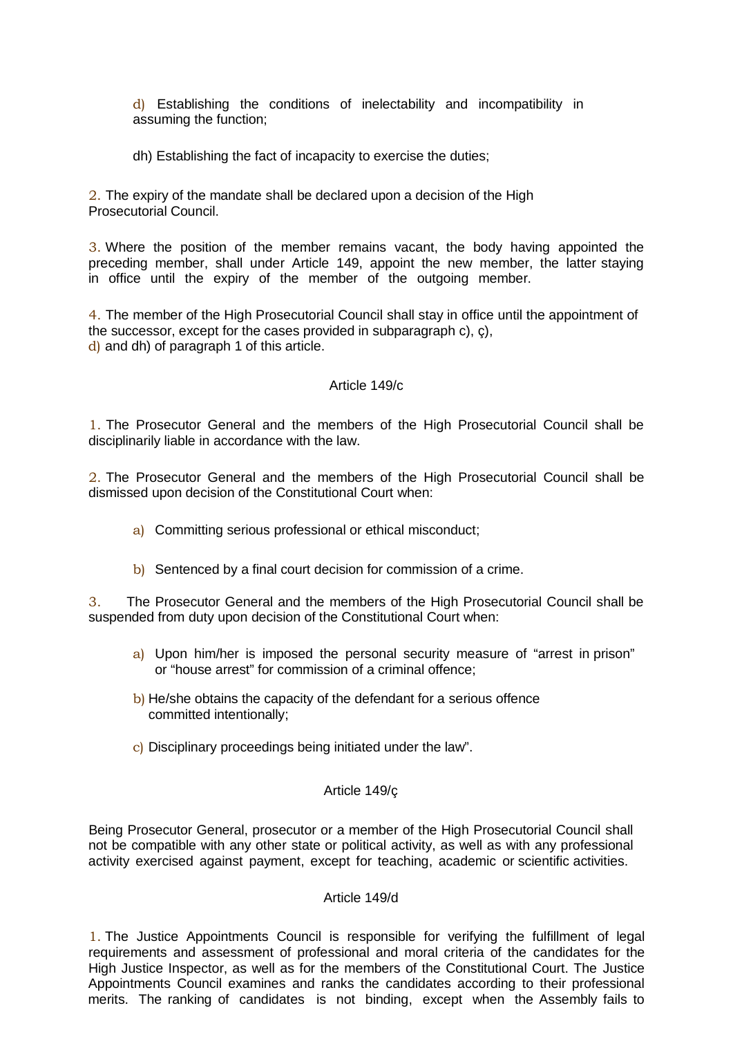d) Establishing the conditions of inelectability and incompatibility in assuming the function;

dh) Establishing the fact of incapacity to exercise the duties;

2. The expiry of the mandate shall be declared upon a decision of the High Prosecutorial Council.

3. Where the position of the member remains vacant, the body having appointed the preceding member, shall under Article 149, appoint the new member, the latter staying in office until the expiry of the member of the outgoing member.

4. The member of the High Prosecutorial Council shall stay in office until the appointment of the successor, except for the cases provided in subparagraph c), ç), d) and dh) of paragraph 1 of this article.

Article 149/c

1. The Prosecutor General and the members of the High Prosecutorial Council shall be disciplinarily liable in accordance with the law.

2. The Prosecutor General and the members of the High Prosecutorial Council shall be dismissed upon decision of the Constitutional Court when:

a) Committing serious professional or ethical misconduct;

b) Sentenced by a final court decision for commission of a crime.

3. The Prosecutor General and the members of the High Prosecutorial Council shall be suspended from duty upon decision of the Constitutional Court when:

a) Upon him/her is imposed the personal security measure of "arrest in prison" or "house arrest" for commission of a criminal offence;

b) He/she obtains the capacity of the defendant for a serious offence committed intentionally;

c) Disciplinary proceedings being initiated under the law".

Article 149/ç

Being Prosecutor General, prosecutor or a member of the High Prosecutorial Council shall not be compatible with any other state or political activity, as well as with any professional activity exercised against payment, except for teaching, academic or scientific activities.

Article 149/d

1. The Justice Appointments Council is responsible for verifying the fulfillment of legal requirements and assessment of professional and moral criteria of the candidates for the High Justice Inspector, as well as for the members of the Constitutional Court. The Justice Appointments Council examines and ranks the candidates according to their professional merits. The ranking of candidates is not binding, except when the Assembly fails to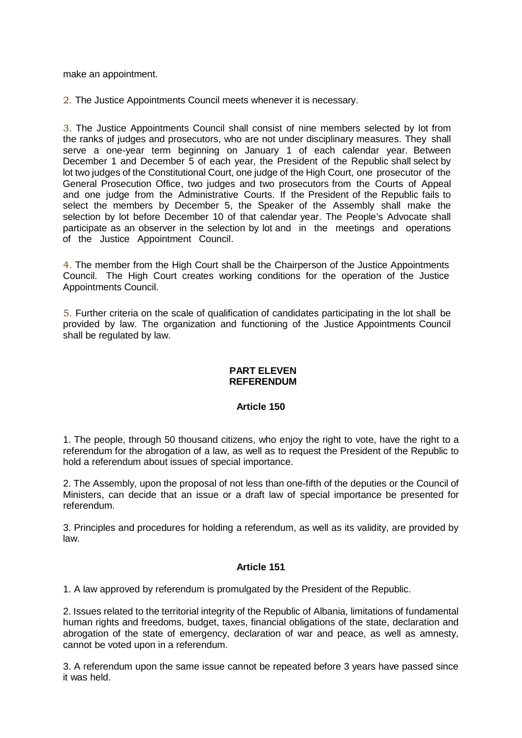make an appointment.

2. The Justice Appointments Council meets whenever it is necessary.

3. The Justice Appointments Council shall consist of nine members selected by lot from the ranks of judges and prosecutors, who are not under disciplinary measures. They shall serve a one-year term beginning on January 1 of each calendar year. Between December 1 and December 5 of each year, the President of the Republic shall select by lot two judges of the Constitutional Court, one judge of the High Court, one prosecutor of the General Prosecution Office, two judges and two prosecutors from the Courts of Appeal and one judge from the Administrative Courts. If the President of the Republic fails to select the members by December 5, the Speaker of the Assembly shall make the selection by lot before December 10 of that calendar year. The People's Advocate shall participate as an observer in the selection by lot and in the meetings and operations of the Justice Appointment Council.

4. The member from the High Court shall be the Chairperson of the Justice Appointments Council. The High Court creates working conditions for the operation of the Justice Appointments Council.

5. Further criteria on the scale of qualification of candidates participating in the lot shall be provided by law. The organization and functioning of the Justice Appointments Council shall be regulated by law.

## PART ELEVEN
## REFERENDUM

### Article 150

1. The people, through 50 thousand citizens, who enjoy the right to vote, have the right to a referendum for the abrogation of a law, as well as to request the President of the Republic to hold a referendum about issues of special importance.

2. The Assembly, upon the proposal of not less than one-fifth of the deputies or the Council of Ministers, can decide that an issue or a draft law of special importance be presented for referendum.

3. Principles and procedures for holding a referendum, as well as its validity, are provided by law.

### Article 151

1. A law approved by referendum is promulgated by the President of the Republic.

2. Issues related to the territorial integrity of the Republic of Albania, limitations of fundamental human rights and freedoms, budget, taxes, financial obligations of the state, declaration and abrogation of the state of emergency, declaration of war and peace, as well as amnesty, cannot be voted upon in a referendum.

3. A referendum upon the same issue cannot be repeated before 3 years have passed since it was held.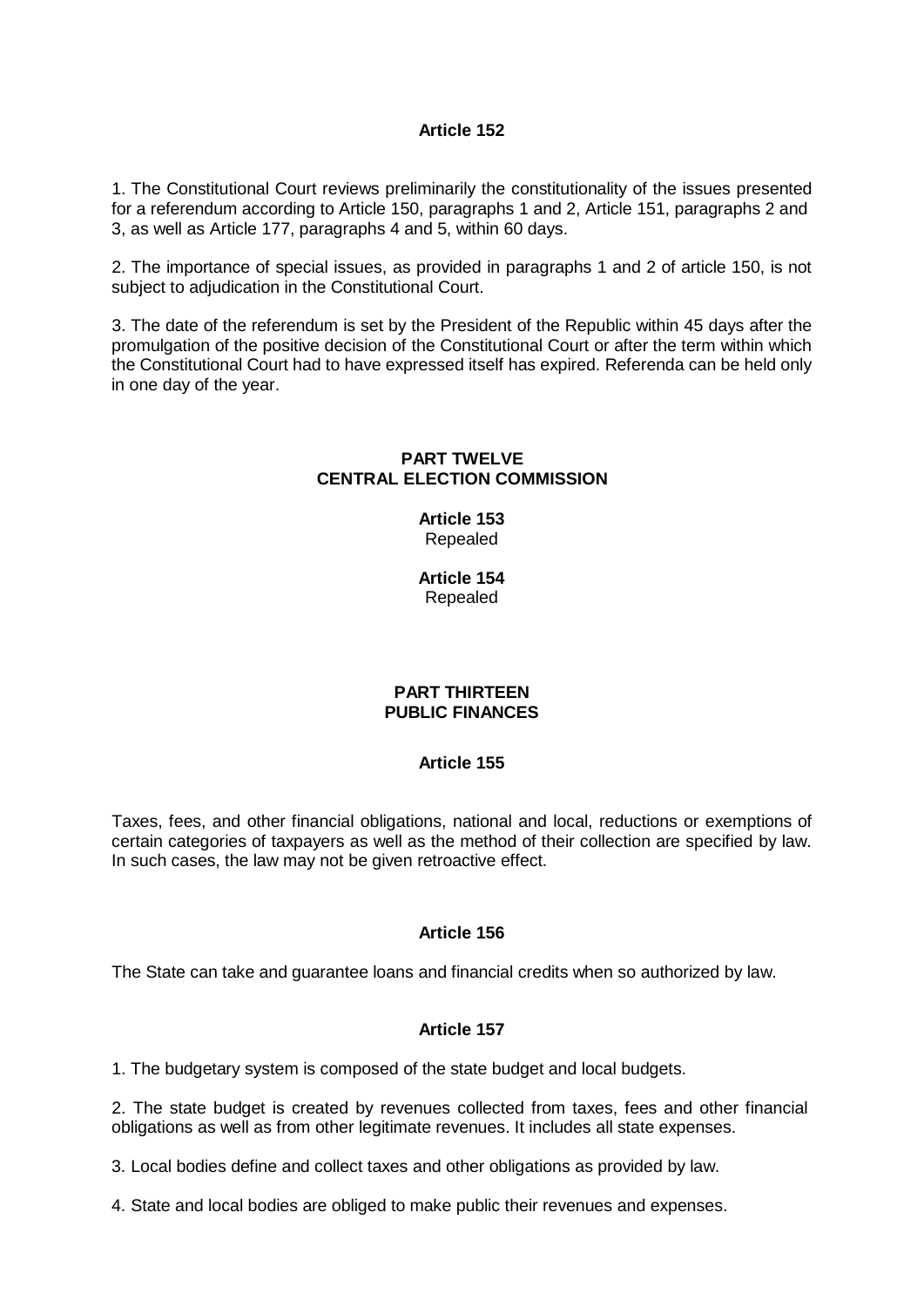**Article 152**

1. The Constitutional Court reviews preliminarily the constitutionality of the issues presented for a referendum according to Article 150, paragraphs 1 and 2, Article 151, paragraphs 2 and 3, as well as Article 177, paragraphs 4 and 5, within 60 days.

2. The importance of special issues, as provided in paragraphs 1 and 2 of article 150, is not subject to adjudication in the Constitutional Court.

3. The date of the referendum is set by the President of the Republic within 45 days after the promulgation of the positive decision of the Constitutional Court or after the term within which the Constitutional Court had to have expressed itself has expired. Referenda can be held only in one day of the year.

## PART TWELVE
## CENTRAL ELECTION COMMISSION

**Article 153**
Repealed

**Article 154**
Repealed

## PART THIRTEEN
## PUBLIC FINANCES

**Article 155**

Taxes, fees, and other financial obligations, national and local, reductions or exemptions of certain categories of taxpayers as well as the method of their collection are specified by law. In such cases, the law may not be given retroactive effect.

**Article 156**

The State can take and guarantee loans and financial credits when so authorized by law.

**Article 157**

1. The budgetary system is composed of the state budget and local budgets.

2. The state budget is created by revenues collected from taxes, fees and other financial obligations as well as from other legitimate revenues. It includes all state expenses.

3. Local bodies define and collect taxes and other obligations as provided by law.

4. State and local bodies are obliged to make public their revenues and expenses.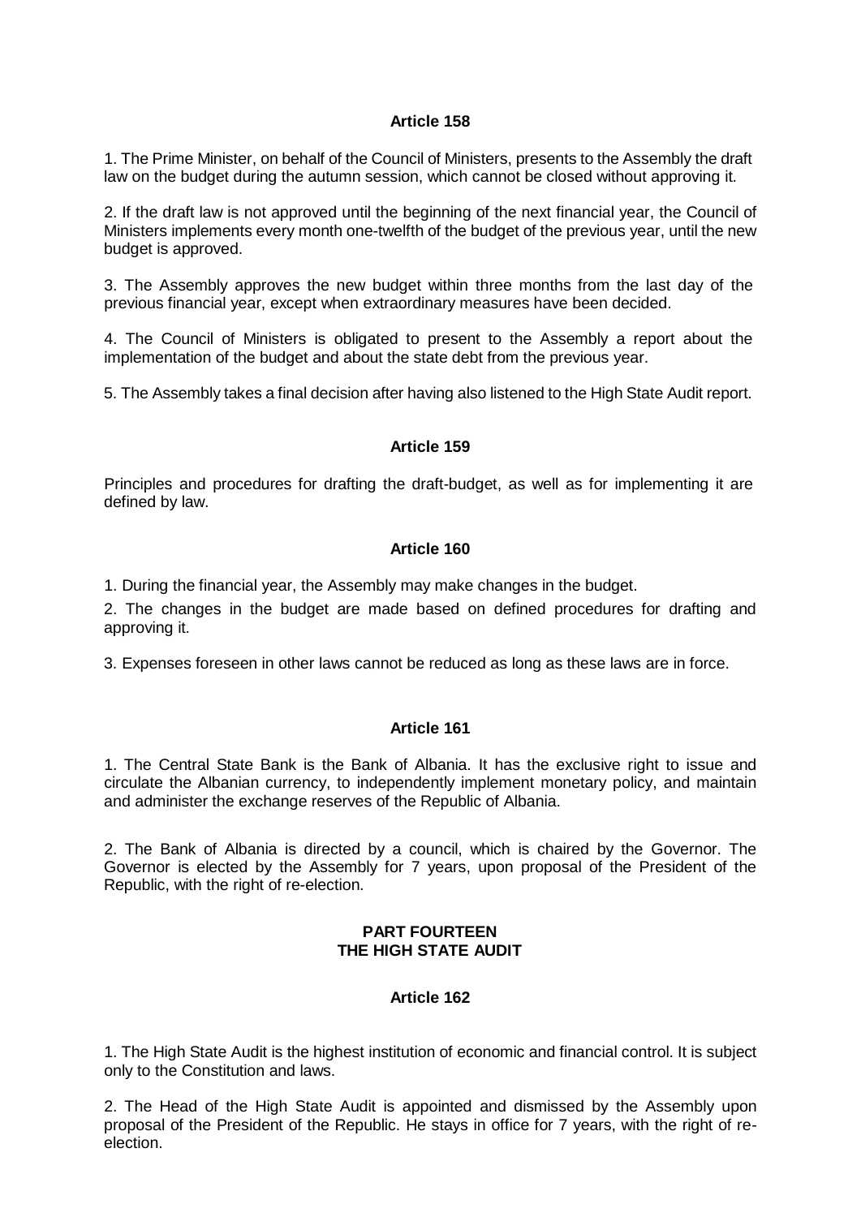### Article 158

1. The Prime Minister, on behalf of the Council of Ministers, presents to the Assembly the draft law on the budget during the autumn session, which cannot be closed without approving it.

2. If the draft law is not approved until the beginning of the next financial year, the Council of Ministers implements every month one-twelfth of the budget of the previous year, until the new budget is approved.

3. The Assembly approves the new budget within three months from the last day of the previous financial year, except when extraordinary measures have been decided.

4. The Council of Ministers is obligated to present to the Assembly a report about the implementation of the budget and about the state debt from the previous year.

5. The Assembly takes a final decision after having also listened to the High State Audit report.

### Article 159

Principles and procedures for drafting the draft-budget, as well as for implementing it are defined by law.

### Article 160

1. During the financial year, the Assembly may make changes in the budget.

2. The changes in the budget are made based on defined procedures for drafting and approving it.

3. Expenses foreseen in other laws cannot be reduced as long as these laws are in force.

### Article 161

1. The Central State Bank is the Bank of Albania. It has the exclusive right to issue and circulate the Albanian currency, to independently implement monetary policy, and maintain and administer the exchange reserves of the Republic of Albania.

2. The Bank of Albania is directed by a council, which is chaired by the Governor. The Governor is elected by the Assembly for 7 years, upon proposal of the President of the Republic, with the right of re-election.

## PART FOURTEEN
## THE HIGH STATE AUDIT

### Article 162

1. The High State Audit is the highest institution of economic and financial control. It is subject only to the Constitution and laws.

2. The Head of the High State Audit is appointed and dismissed by the Assembly upon proposal of the President of the Republic. He stays in office for 7 years, with the right of re-election.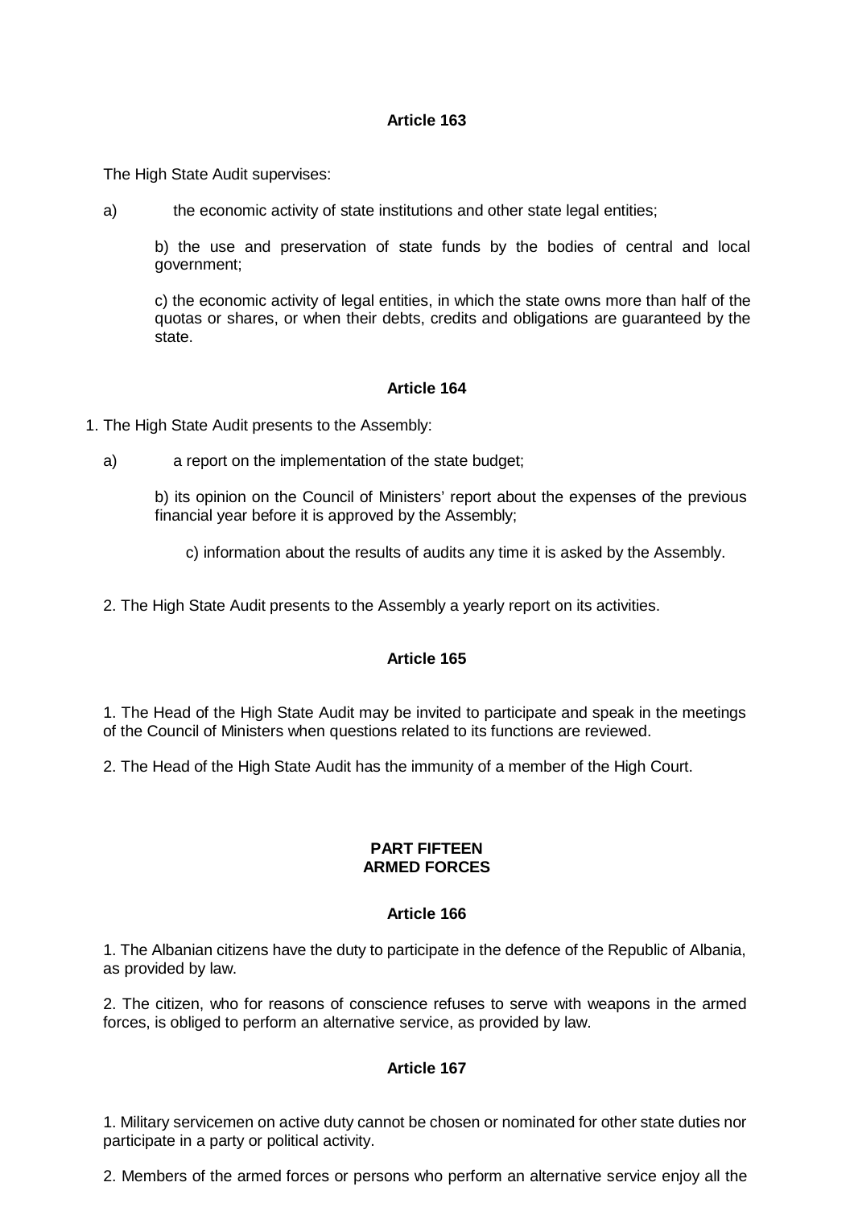### Article 163

The High State Audit supervises:

a) the economic activity of state institutions and other state legal entities;

b) the use and preservation of state funds by the bodies of central and local government;

c) the economic activity of legal entities, in which the state owns more than half of the quotas or shares, or when their debts, credits and obligations are guaranteed by the state.

### Article 164

1. The High State Audit presents to the Assembly:

a) a report on the implementation of the state budget;

b) its opinion on the Council of Ministers' report about the expenses of the previous financial year before it is approved by the Assembly;

c) information about the results of audits any time it is asked by the Assembly.

2. The High State Audit presents to the Assembly a yearly report on its activities.

### Article 165

1. The Head of the High State Audit may be invited to participate and speak in the meetings of the Council of Ministers when questions related to its functions are reviewed.

2. The Head of the High State Audit has the immunity of a member of the High Court.

## PART FIFTEEN
## ARMED FORCES

### Article 166

1. The Albanian citizens have the duty to participate in the defence of the Republic of Albania, as provided by law.

2. The citizen, who for reasons of conscience refuses to serve with weapons in the armed forces, is obliged to perform an alternative service, as provided by law.

### Article 167

1. Military servicemen on active duty cannot be chosen or nominated for other state duties nor participate in a party or political activity.

2. Members of the armed forces or persons who perform an alternative service enjoy all the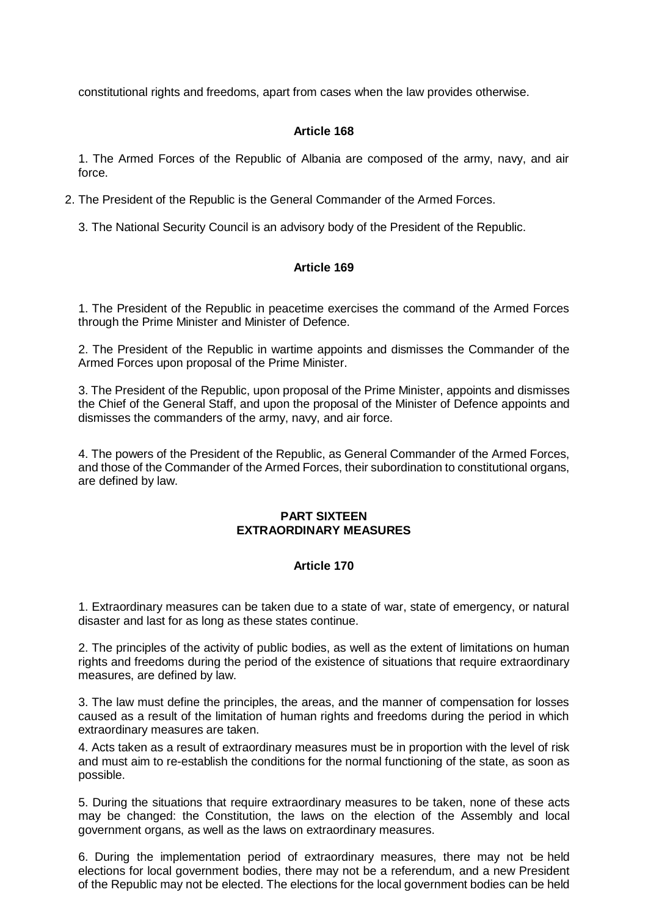constitutional rights and freedoms, apart from cases when the law provides otherwise.

**Article 168**

1. The Armed Forces of the Republic of Albania are composed of the army, navy, and air force.

2. The President of the Republic is the General Commander of the Armed Forces.

3. The National Security Council is an advisory body of the President of the Republic.

**Article 169**

1. The President of the Republic in peacetime exercises the command of the Armed Forces through the Prime Minister and Minister of Defence.

2. The President of the Republic in wartime appoints and dismisses the Commander of the Armed Forces upon proposal of the Prime Minister.

3. The President of the Republic, upon proposal of the Prime Minister, appoints and dismisses the Chief of the General Staff, and upon the proposal of the Minister of Defence appoints and dismisses the commanders of the army, navy, and air force.

4. The powers of the President of the Republic, as General Commander of the Armed Forces, and those of the Commander of the Armed Forces, their subordination to constitutional organs, are defined by law.

## PART SIXTEEN
## EXTRAORDINARY MEASURES

**Article 170**

1. Extraordinary measures can be taken due to a state of war, state of emergency, or natural disaster and last for as long as these states continue.

2. The principles of the activity of public bodies, as well as the extent of limitations on human rights and freedoms during the period of the existence of situations that require extraordinary measures, are defined by law.

3. The law must define the principles, the areas, and the manner of compensation for losses caused as a result of the limitation of human rights and freedoms during the period in which extraordinary measures are taken.

4. Acts taken as a result of extraordinary measures must be in proportion with the level of risk and must aim to re-establish the conditions for the normal functioning of the state, as soon as possible.

5. During the situations that require extraordinary measures to be taken, none of these acts may be changed: the Constitution, the laws on the election of the Assembly and local government organs, as well as the laws on extraordinary measures.

6. During the implementation period of extraordinary measures, there may not be held elections for local government bodies, there may not be a referendum, and a new President of the Republic may not be elected. The elections for the local government bodies can be held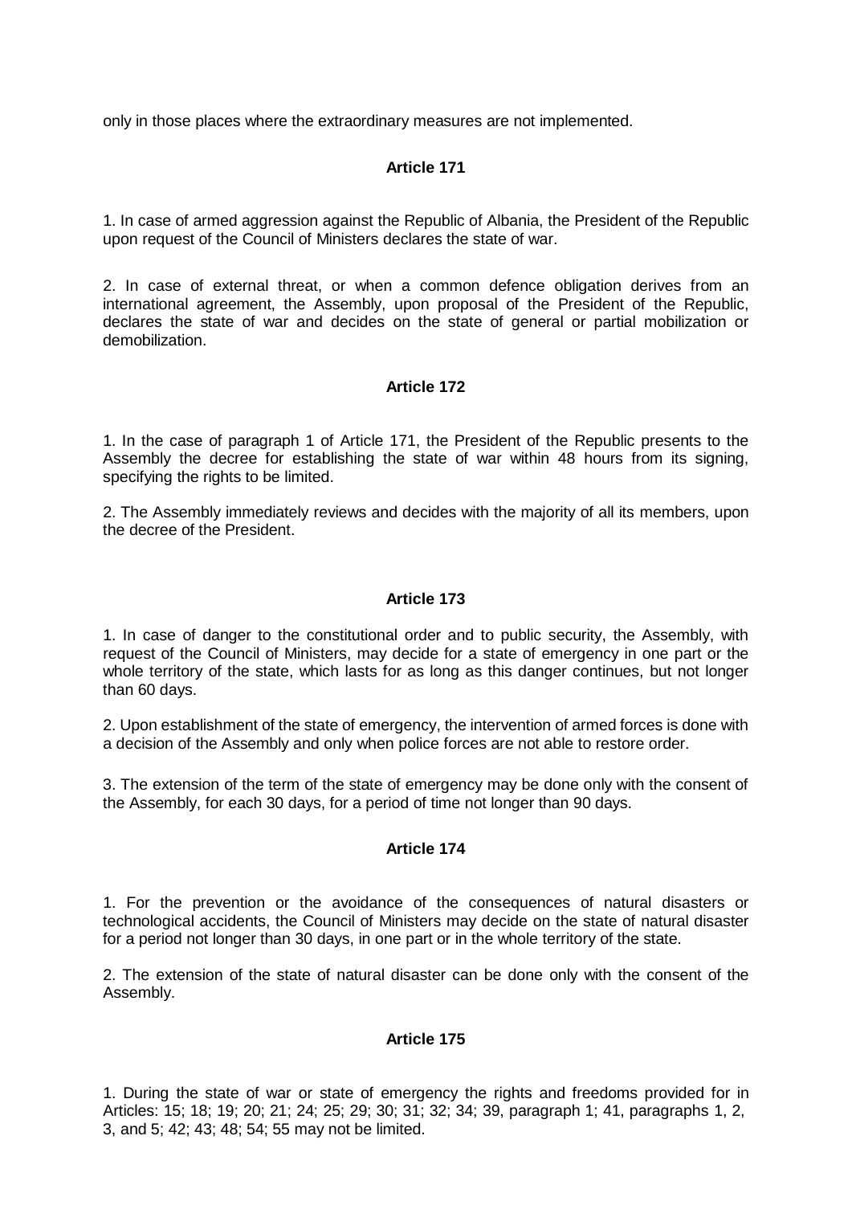only in those places where the extraordinary measures are not implemented.

### Article 171

1. In case of armed aggression against the Republic of Albania, the President of the Republic upon request of the Council of Ministers declares the state of war.

2. In case of external threat, or when a common defence obligation derives from an international agreement, the Assembly, upon proposal of the President of the Republic, declares the state of war and decides on the state of general or partial mobilization or demobilization.

### Article 172

1. In the case of paragraph 1 of Article 171, the President of the Republic presents to the Assembly the decree for establishing the state of war within 48 hours from its signing, specifying the rights to be limited.

2. The Assembly immediately reviews and decides with the majority of all its members, upon the decree of the President.

### Article 173

1. In case of danger to the constitutional order and to public security, the Assembly, with request of the Council of Ministers, may decide for a state of emergency in one part or the whole territory of the state, which lasts for as long as this danger continues, but not longer than 60 days.

2. Upon establishment of the state of emergency, the intervention of armed forces is done with a decision of the Assembly and only when police forces are not able to restore order.

3. The extension of the term of the state of emergency may be done only with the consent of the Assembly, for each 30 days, for a period of time not longer than 90 days.

### Article 174

1. For the prevention or the avoidance of the consequences of natural disasters or technological accidents, the Council of Ministers may decide on the state of natural disaster for a period not longer than 30 days, in one part or in the whole territory of the state.

2. The extension of the state of natural disaster can be done only with the consent of the Assembly.

### Article 175

1. During the state of war or state of emergency the rights and freedoms provided for in Articles: 15; 18; 19; 20; 21; 24; 25; 29; 30; 31; 32; 34; 39, paragraph 1; 41, paragraphs 1, 2, 3, and 5; 42; 43; 48; 54; 55 may not be limited.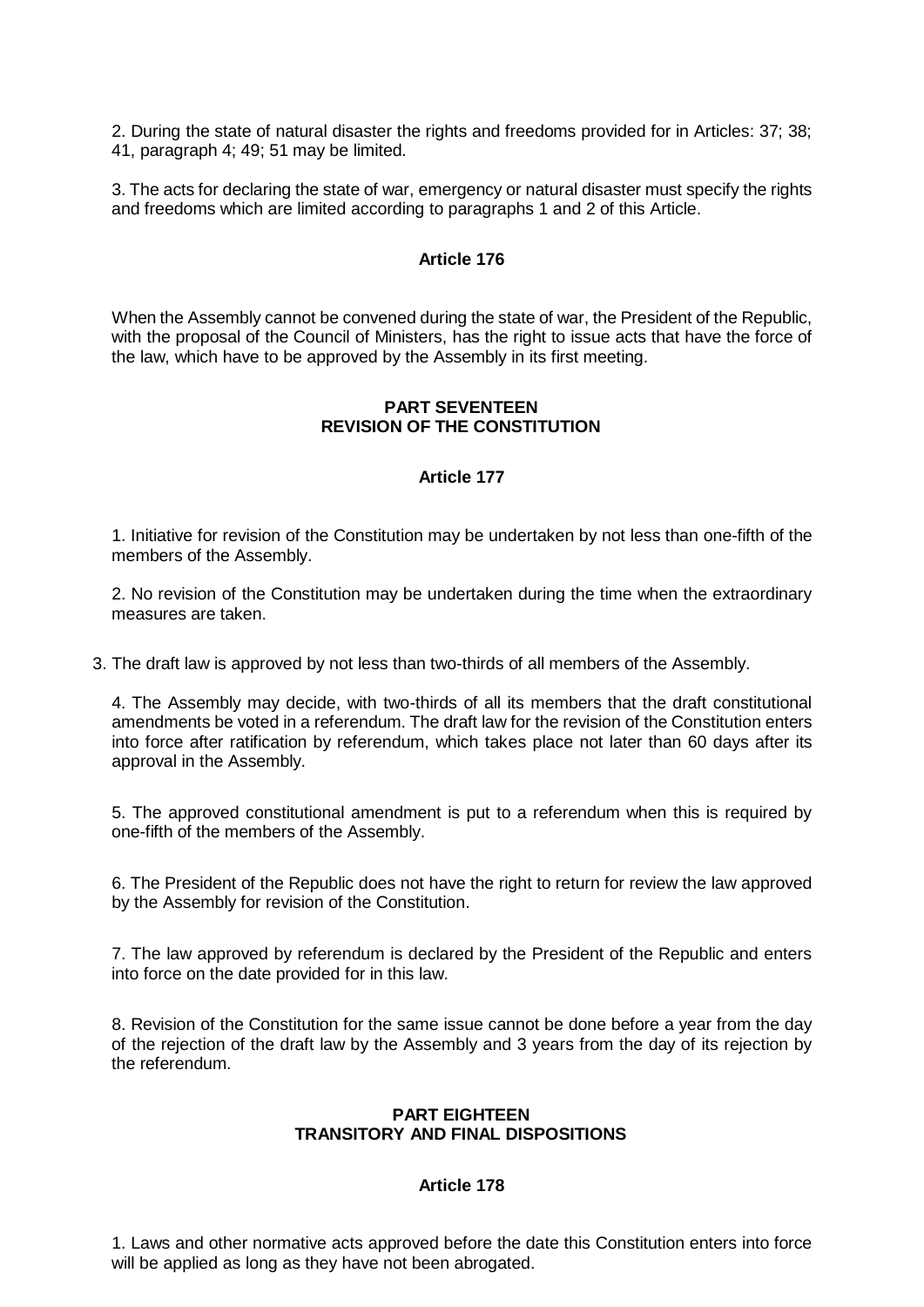2. During the state of natural disaster the rights and freedoms provided for in Articles: 37; 38; 41, paragraph 4; 49; 51 may be limited.

3. The acts for declaring the state of war, emergency or natural disaster must specify the rights and freedoms which are limited according to paragraphs 1 and 2 of this Article.

### Article 176

When the Assembly cannot be convened during the state of war, the President of the Republic, with the proposal of the Council of Ministers, has the right to issue acts that have the force of the law, which have to be approved by the Assembly in its first meeting.

## PART SEVENTEEN
## REVISION OF THE CONSTITUTION

### Article 177

1. Initiative for revision of the Constitution may be undertaken by not less than one-fifth of the members of the Assembly.

2. No revision of the Constitution may be undertaken during the time when the extraordinary measures are taken.

3. The draft law is approved by not less than two-thirds of all members of the Assembly.

4. The Assembly may decide, with two-thirds of all its members that the draft constitutional amendments be voted in a referendum. The draft law for the revision of the Constitution enters into force after ratification by referendum, which takes place not later than 60 days after its approval in the Assembly.

5. The approved constitutional amendment is put to a referendum when this is required by one-fifth of the members of the Assembly.

6. The President of the Republic does not have the right to return for review the law approved by the Assembly for revision of the Constitution.

7. The law approved by referendum is declared by the President of the Republic and enters into force on the date provided for in this law.

8. Revision of the Constitution for the same issue cannot be done before a year from the day of the rejection of the draft law by the Assembly and 3 years from the day of its rejection by the referendum.

## PART EIGHTEEN
## TRANSITORY AND FINAL DISPOSITIONS

### Article 178

1. Laws and other normative acts approved before the date this Constitution enters into force will be applied as long as they have not been abrogated.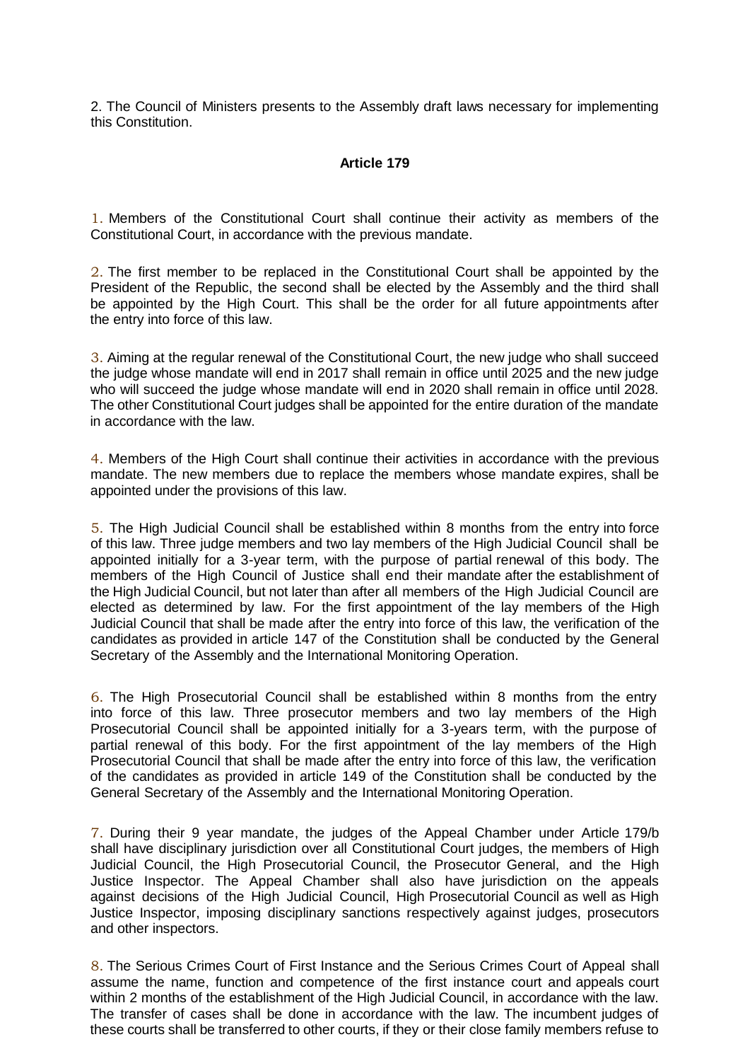2. The Council of Ministers presents to the Assembly draft laws necessary for implementing this Constitution.

**Article 179**

1. Members of the Constitutional Court shall continue their activity as members of the Constitutional Court, in accordance with the previous mandate.

2. The first member to be replaced in the Constitutional Court shall be appointed by the President of the Republic, the second shall be elected by the Assembly and the third shall be appointed by the High Court. This shall be the order for all future appointments after the entry into force of this law.

3. Aiming at the regular renewal of the Constitutional Court, the new judge who shall succeed the judge whose mandate will end in 2017 shall remain in office until 2025 and the new judge who will succeed the judge whose mandate will end in 2020 shall remain in office until 2028. The other Constitutional Court judges shall be appointed for the entire duration of the mandate in accordance with the law.

4. Members of the High Court shall continue their activities in accordance with the previous mandate. The new members due to replace the members whose mandate expires, shall be appointed under the provisions of this law.

5. The High Judicial Council shall be established within 8 months from the entry into force of this law. Three judge members and two lay members of the High Judicial Council shall be appointed initially for a 3-year term, with the purpose of partial renewal of this body. The members of the High Council of Justice shall end their mandate after the establishment of the High Judicial Council, but not later than after all members of the High Judicial Council are elected as determined by law. For the first appointment of the lay members of the High Judicial Council that shall be made after the entry into force of this law, the verification of the candidates as provided in article 147 of the Constitution shall be conducted by the General Secretary of the Assembly and the International Monitoring Operation.

6. The High Prosecutorial Council shall be established within 8 months from the entry into force of this law. Three prosecutor members and two lay members of the High Prosecutorial Council shall be appointed initially for a 3-years term, with the purpose of partial renewal of this body. For the first appointment of the lay members of the High Prosecutorial Council that shall be made after the entry into force of this law, the verification of the candidates as provided in article 149 of the Constitution shall be conducted by the General Secretary of the Assembly and the International Monitoring Operation.

7. During their 9 year mandate, the judges of the Appeal Chamber under Article 179/b shall have disciplinary jurisdiction over all Constitutional Court judges, the members of High Judicial Council, the High Prosecutorial Council, the Prosecutor General, and the High Justice Inspector. The Appeal Chamber shall also have jurisdiction on the appeals against decisions of the High Judicial Council, High Prosecutorial Council as well as High Justice Inspector, imposing disciplinary sanctions respectively against judges, prosecutors and other inspectors.

8. The Serious Crimes Court of First Instance and the Serious Crimes Court of Appeal shall assume the name, function and competence of the first instance court and appeals court within 2 months of the establishment of the High Judicial Council, in accordance with the law. The transfer of cases shall be done in accordance with the law. The incumbent judges of these courts shall be transferred to other courts, if they or their close family members refuse to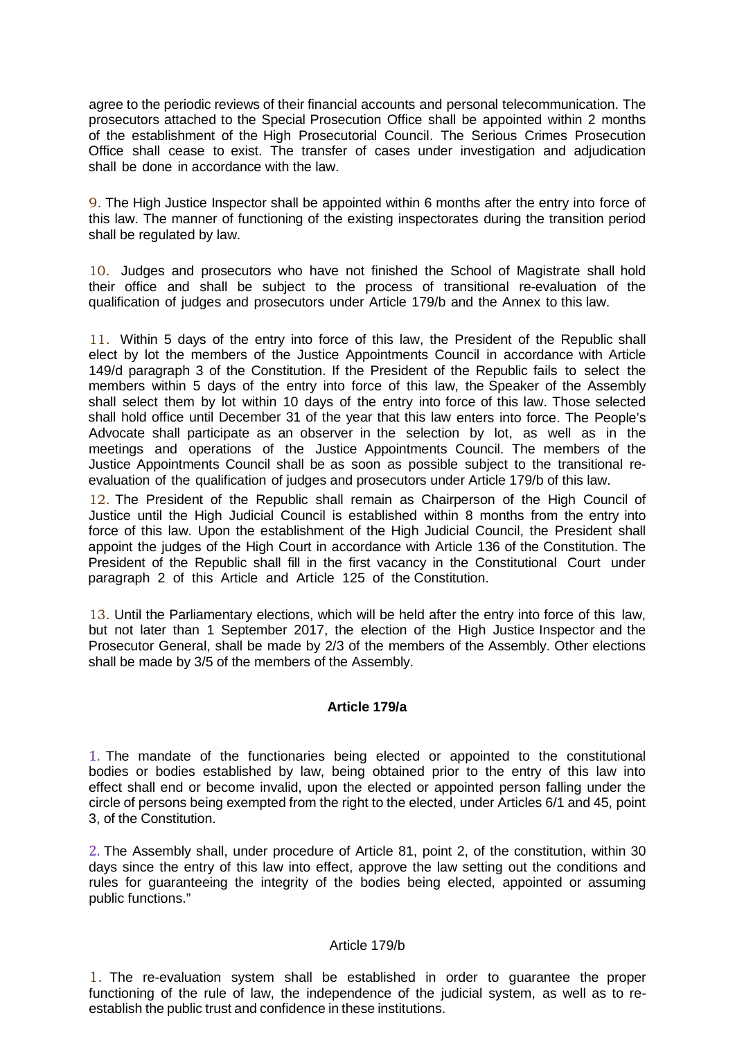agree to the periodic reviews of their financial accounts and personal telecommunication. The prosecutors attached to the Special Prosecution Office shall be appointed within 2 months of the establishment of the High Prosecutorial Council. The Serious Crimes Prosecution Office shall cease to exist. The transfer of cases under investigation and adjudication shall be done in accordance with the law.

9. The High Justice Inspector shall be appointed within 6 months after the entry into force of this law. The manner of functioning of the existing inspectorates during the transition period shall be regulated by law.

10. Judges and prosecutors who have not finished the School of Magistrate shall hold their office and shall be subject to the process of transitional re-evaluation of the qualification of judges and prosecutors under Article 179/b and the Annex to this law.

11. Within 5 days of the entry into force of this law, the President of the Republic shall elect by lot the members of the Justice Appointments Council in accordance with Article 149/d paragraph 3 of the Constitution. If the President of the Republic fails to select the members within 5 days of the entry into force of this law, the Speaker of the Assembly shall select them by lot within 10 days of the entry into force of this law. Those selected shall hold office until December 31 of the year that this law enters into force. The People's Advocate shall participate as an observer in the selection by lot, as well as in the meetings and operations of the Justice Appointments Council. The members of the Justice Appointments Council shall be as soon as possible subject to the transitional re-evaluation of the qualification of judges and prosecutors under Article 179/b of this law.

12. The President of the Republic shall remain as Chairperson of the High Council of Justice until the High Judicial Council is established within 8 months from the entry into force of this law. Upon the establishment of the High Judicial Council, the President shall appoint the judges of the High Court in accordance with Article 136 of the Constitution. The President of the Republic shall fill in the first vacancy in the Constitutional Court under paragraph 2 of this Article and Article 125 of the Constitution.

13. Until the Parliamentary elections, which will be held after the entry into force of this law, but not later than 1 September 2017, the election of the High Justice Inspector and the Prosecutor General, shall be made by 2/3 of the members of the Assembly. Other elections shall be made by 3/5 of the members of the Assembly.

**Article 179/a**

1. The mandate of the functionaries being elected or appointed to the constitutional bodies or bodies established by law, being obtained prior to the entry of this law into effect shall end or become invalid, upon the elected or appointed person falling under the circle of persons being exempted from the right to the elected, under Articles 6/1 and 45, point 3, of the Constitution.

2. The Assembly shall, under procedure of Article 81, point 2, of the constitution, within 30 days since the entry of this law into effect, approve the law setting out the conditions and rules for guaranteeing the integrity of the bodies being elected, appointed or assuming public functions."

Article 179/b

1. The re-evaluation system shall be established in order to guarantee the proper functioning of the rule of law, the independence of the judicial system, as well as to re-establish the public trust and confidence in these institutions.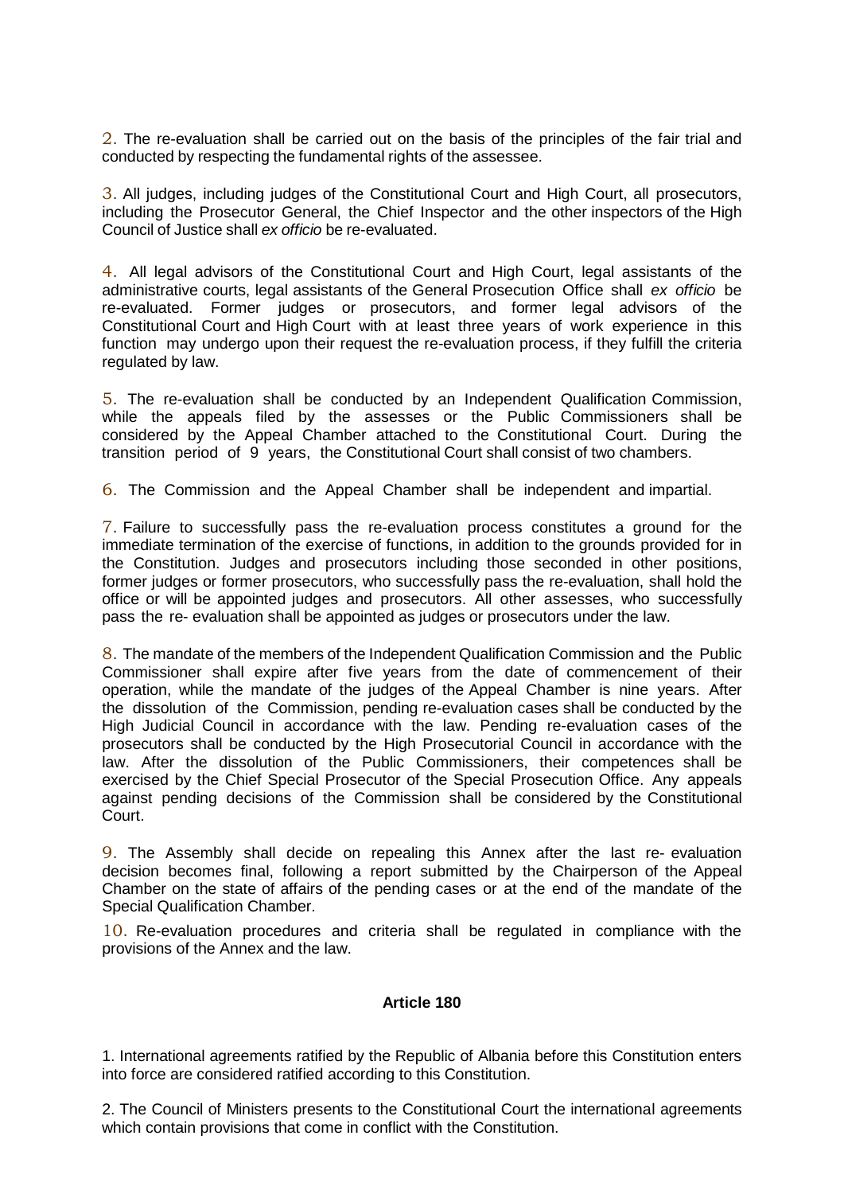2. The re-evaluation shall be carried out on the basis of the principles of the fair trial and conducted by respecting the fundamental rights of the assessee.

3. All judges, including judges of the Constitutional Court and High Court, all prosecutors, including the Prosecutor General, the Chief Inspector and the other inspectors of the High Council of Justice shall *ex officio* be re-evaluated.

4. All legal advisors of the Constitutional Court and High Court, legal assistants of the administrative courts, legal assistants of the General Prosecution Office shall *ex officio* be re-evaluated. Former judges or prosecutors, and former legal advisors of the Constitutional Court and High Court with at least three years of work experience in this function may undergo upon their request the re-evaluation process, if they fulfill the criteria regulated by law.

5. The re-evaluation shall be conducted by an Independent Qualification Commission, while the appeals filed by the assesses or the Public Commissioners shall be considered by the Appeal Chamber attached to the Constitutional Court. During the transition period of 9 years, the Constitutional Court shall consist of two chambers.

6. The Commission and the Appeal Chamber shall be independent and impartial.

7. Failure to successfully pass the re-evaluation process constitutes a ground for the immediate termination of the exercise of functions, in addition to the grounds provided for in the Constitution. Judges and prosecutors including those seconded in other positions, former judges or former prosecutors, who successfully pass the re-evaluation, shall hold the office or will be appointed judges and prosecutors. All other assesses, who successfully pass the re- evaluation shall be appointed as judges or prosecutors under the law.

8. The mandate of the members of the Independent Qualification Commission and the Public Commissioner shall expire after five years from the date of commencement of their operation, while the mandate of the judges of the Appeal Chamber is nine years. After the dissolution of the Commission, pending re-evaluation cases shall be conducted by the High Judicial Council in accordance with the law. Pending re-evaluation cases of the prosecutors shall be conducted by the High Prosecutorial Council in accordance with the law. After the dissolution of the Public Commissioners, their competences shall be exercised by the Chief Special Prosecutor of the Special Prosecution Office. Any appeals against pending decisions of the Commission shall be considered by the Constitutional Court.

9. The Assembly shall decide on repealing this Annex after the last re- evaluation decision becomes final, following a report submitted by the Chairperson of the Appeal Chamber on the state of affairs of the pending cases or at the end of the mandate of the Special Qualification Chamber.

10. Re-evaluation procedures and criteria shall be regulated in compliance with the provisions of the Annex and the law.

**Article 180**

1. International agreements ratified by the Republic of Albania before this Constitution enters into force are considered ratified according to this Constitution.

2. The Council of Ministers presents to the Constitutional Court the international agreements which contain provisions that come in conflict with the Constitution.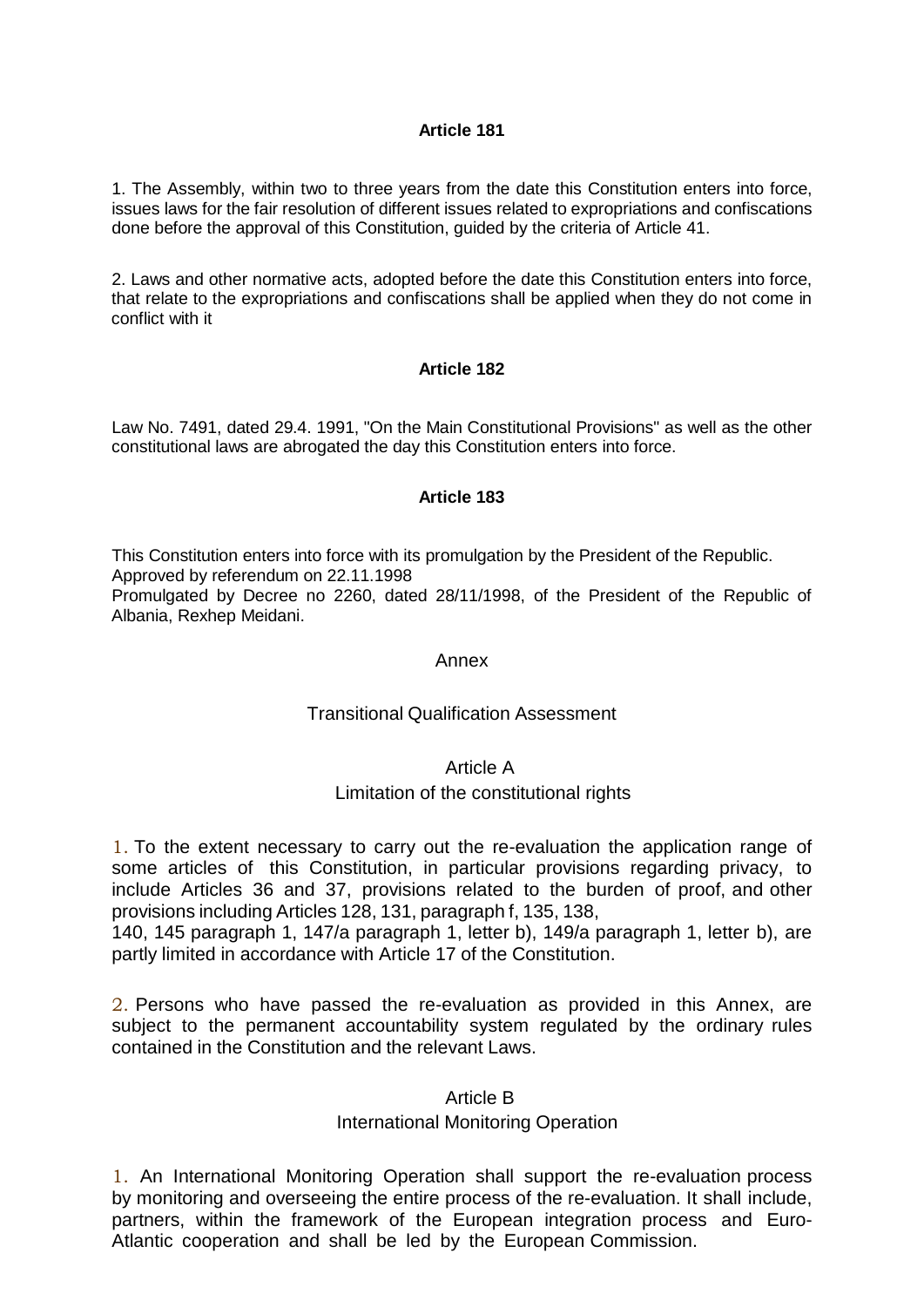**Article 181**

1. The Assembly, within two to three years from the date this Constitution enters into force, issues laws for the fair resolution of different issues related to expropriations and confiscations done before the approval of this Constitution, guided by the criteria of Article 41.

2. Laws and other normative acts, adopted before the date this Constitution enters into force, that relate to the expropriations and confiscations shall be applied when they do not come in conflict with it

**Article 182**

Law No. 7491, dated 29.4. 1991, "On the Main Constitutional Provisions" as well as the other constitutional laws are abrogated the day this Constitution enters into force.

**Article 183**

This Constitution enters into force with its promulgation by the President of the Republic.
Approved by referendum on 22.11.1998
Promulgated by Decree no 2260, dated 28/11/1998, of the President of the Republic of Albania, Rexhep Meidani.

Annex

Transitional Qualification Assessment

Article A
Limitation of the constitutional rights

1. To the extent necessary to carry out the re-evaluation the application range of some articles of this Constitution, in particular provisions regarding privacy, to include Articles 36 and 37, provisions related to the burden of proof, and other provisions including Articles 128, 131, paragraph f, 135, 138, 140, 145 paragraph 1, 147/a paragraph 1, letter b), 149/a paragraph 1, letter b), are partly limited in accordance with Article 17 of the Constitution.

2. Persons who have passed the re-evaluation as provided in this Annex, are subject to the permanent accountability system regulated by the ordinary rules contained in the Constitution and the relevant Laws.

Article B
International Monitoring Operation

1. An International Monitoring Operation shall support the re-evaluation process by monitoring and overseeing the entire process of the re-evaluation. It shall include, partners, within the framework of the European integration process and Euro-Atlantic cooperation and shall be led by the European Commission.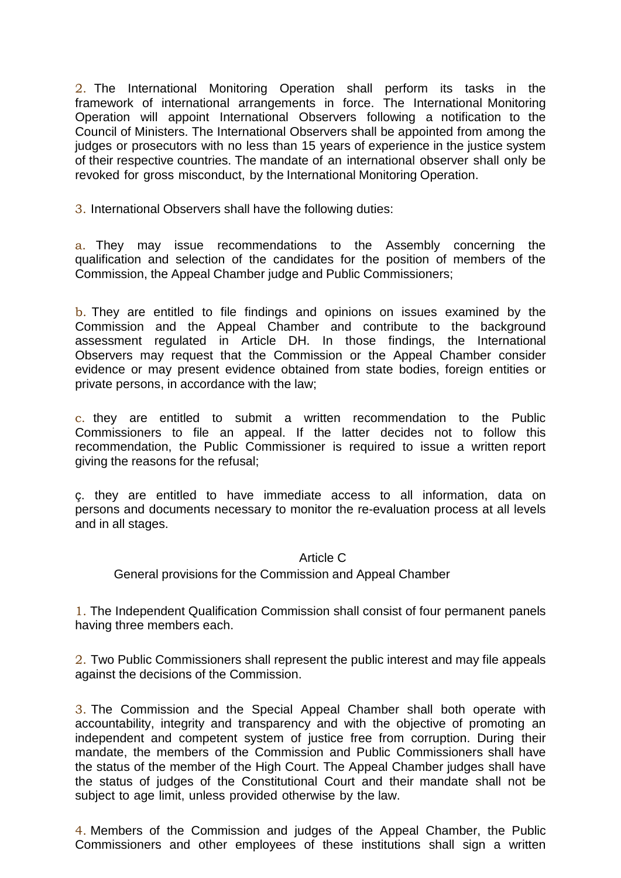2. The International Monitoring Operation shall perform its tasks in the framework of international arrangements in force. The International Monitoring Operation will appoint International Observers following a notification to the Council of Ministers. The International Observers shall be appointed from among the judges or prosecutors with no less than 15 years of experience in the justice system of their respective countries. The mandate of an international observer shall only be revoked for gross misconduct, by the International Monitoring Operation.

3. International Observers shall have the following duties:

a. They may issue recommendations to the Assembly concerning the qualification and selection of the candidates for the position of members of the Commission, the Appeal Chamber judge and Public Commissioners;

b. They are entitled to file findings and opinions on issues examined by the Commission and the Appeal Chamber and contribute to the background assessment regulated in Article DH. In those findings, the International Observers may request that the Commission or the Appeal Chamber consider evidence or may present evidence obtained from state bodies, foreign entities or private persons, in accordance with the law;

c. they are entitled to submit a written recommendation to the Public Commissioners to file an appeal. If the latter decides not to follow this recommendation, the Public Commissioner is required to issue a written report giving the reasons for the refusal;

ç. they are entitled to have immediate access to all information, data on persons and documents necessary to monitor the re-evaluation process at all levels and in all stages.

### Article C
### General provisions for the Commission and Appeal Chamber

1. The Independent Qualification Commission shall consist of four permanent panels having three members each.

2. Two Public Commissioners shall represent the public interest and may file appeals against the decisions of the Commission.

3. The Commission and the Special Appeal Chamber shall both operate with accountability, integrity and transparency and with the objective of promoting an independent and competent system of justice free from corruption. During their mandate, the members of the Commission and Public Commissioners shall have the status of the member of the High Court. The Appeal Chamber judges shall have the status of judges of the Constitutional Court and their mandate shall not be subject to age limit, unless provided otherwise by the law.

4. Members of the Commission and judges of the Appeal Chamber, the Public Commissioners and other employees of these institutions shall sign a written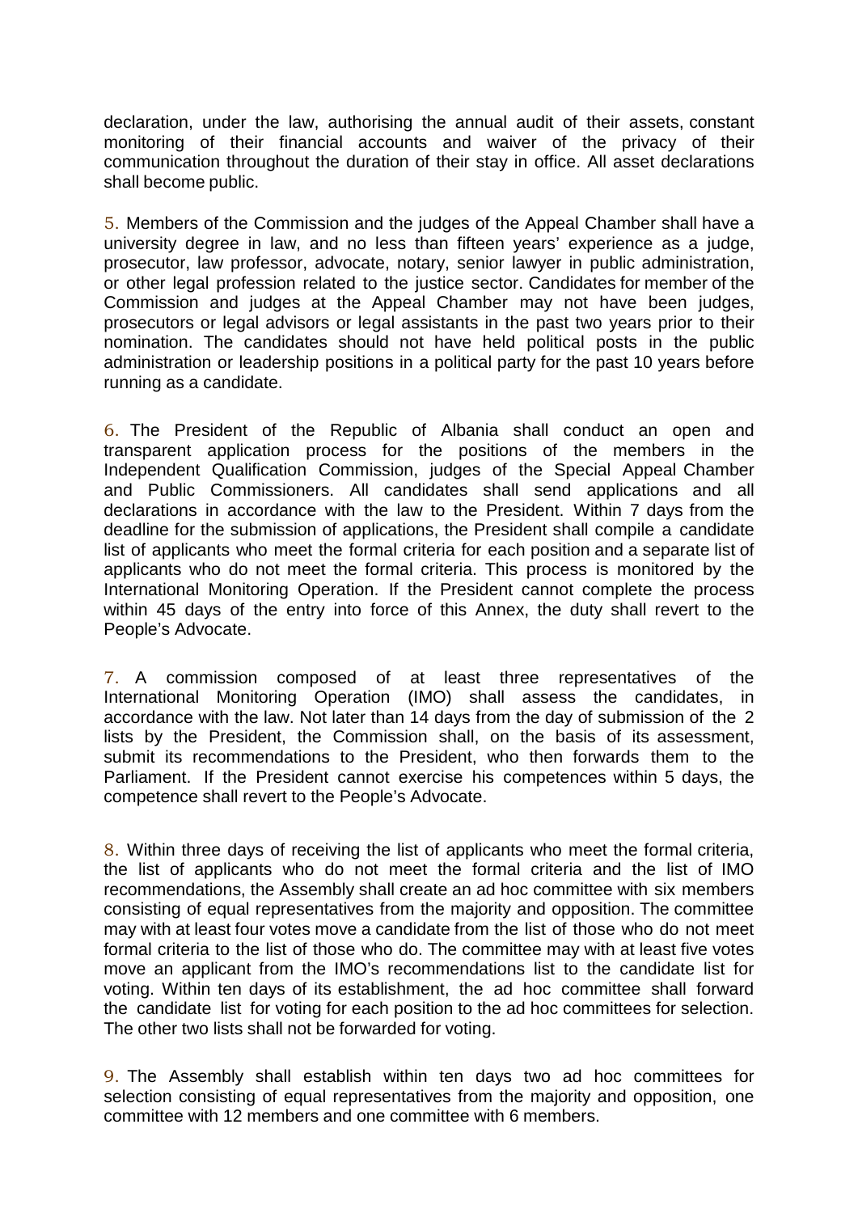declaration, under the law, authorising the annual audit of their assets, constant monitoring of their financial accounts and waiver of the privacy of their communication throughout the duration of their stay in office. All asset declarations shall become public.

5. Members of the Commission and the judges of the Appeal Chamber shall have a university degree in law, and no less than fifteen years' experience as a judge, prosecutor, law professor, advocate, notary, senior lawyer in public administration, or other legal profession related to the justice sector. Candidates for member of the Commission and judges at the Appeal Chamber may not have been judges, prosecutors or legal advisors or legal assistants in the past two years prior to their nomination. The candidates should not have held political posts in the public administration or leadership positions in a political party for the past 10 years before running as a candidate.

6. The President of the Republic of Albania shall conduct an open and transparent application process for the positions of the members in the Independent Qualification Commission, judges of the Special Appeal Chamber and Public Commissioners. All candidates shall send applications and all declarations in accordance with the law to the President. Within 7 days from the deadline for the submission of applications, the President shall compile a candidate list of applicants who meet the formal criteria for each position and a separate list of applicants who do not meet the formal criteria. This process is monitored by the International Monitoring Operation. If the President cannot complete the process within 45 days of the entry into force of this Annex, the duty shall revert to the People's Advocate.

7. A commission composed of at least three representatives of the International Monitoring Operation (IMO) shall assess the candidates, in accordance with the law. Not later than 14 days from the day of submission of the 2 lists by the President, the Commission shall, on the basis of its assessment, submit its recommendations to the President, who then forwards them to the Parliament. If the President cannot exercise his competences within 5 days, the competence shall revert to the People's Advocate.

8. Within three days of receiving the list of applicants who meet the formal criteria, the list of applicants who do not meet the formal criteria and the list of IMO recommendations, the Assembly shall create an ad hoc committee with six members consisting of equal representatives from the majority and opposition. The committee may with at least four votes move a candidate from the list of those who do not meet formal criteria to the list of those who do. The committee may with at least five votes move an applicant from the IMO's recommendations list to the candidate list for voting. Within ten days of its establishment, the ad hoc committee shall forward the candidate list for voting for each position to the ad hoc committees for selection. The other two lists shall not be forwarded for voting.

9. The Assembly shall establish within ten days two ad hoc committees for selection consisting of equal representatives from the majority and opposition, one committee with 12 members and one committee with 6 members.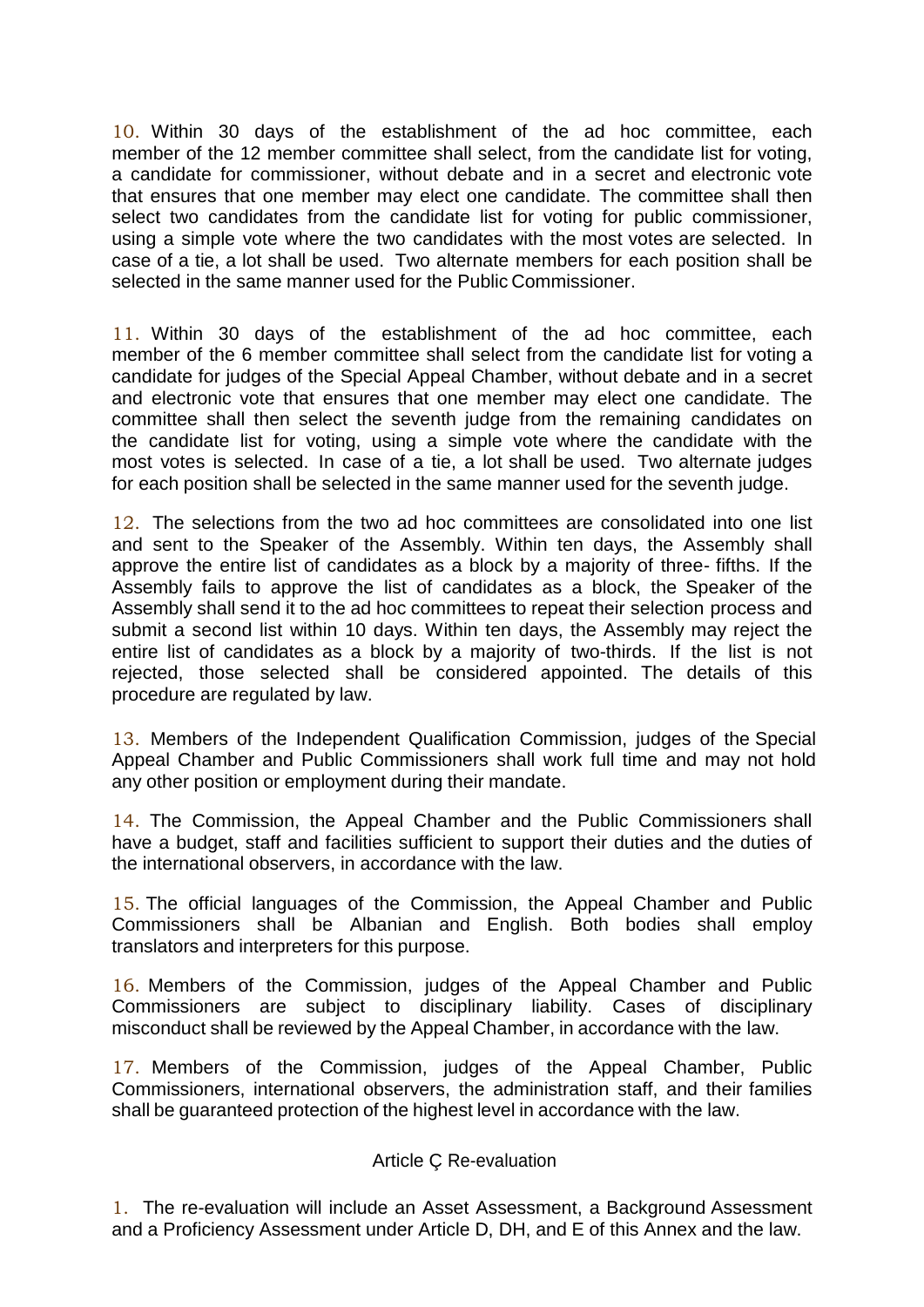10. Within 30 days of the establishment of the ad hoc committee, each member of the 12 member committee shall select, from the candidate list for voting, a candidate for commissioner, without debate and in a secret and electronic vote that ensures that one member may elect one candidate. The committee shall then select two candidates from the candidate list for voting for public commissioner, using a simple vote where the two candidates with the most votes are selected. In case of a tie, a lot shall be used. Two alternate members for each position shall be selected in the same manner used for the Public Commissioner.

11. Within 30 days of the establishment of the ad hoc committee, each member of the 6 member committee shall select from the candidate list for voting a candidate for judges of the Special Appeal Chamber, without debate and in a secret and electronic vote that ensures that one member may elect one candidate. The committee shall then select the seventh judge from the remaining candidates on the candidate list for voting, using a simple vote where the candidate with the most votes is selected. In case of a tie, a lot shall be used. Two alternate judges for each position shall be selected in the same manner used for the seventh judge.

12. The selections from the two ad hoc committees are consolidated into one list and sent to the Speaker of the Assembly. Within ten days, the Assembly shall approve the entire list of candidates as a block by a majority of three- fifths. If the Assembly fails to approve the list of candidates as a block, the Speaker of the Assembly shall send it to the ad hoc committees to repeat their selection process and submit a second list within 10 days. Within ten days, the Assembly may reject the entire list of candidates as a block by a majority of two-thirds. If the list is not rejected, those selected shall be considered appointed. The details of this procedure are regulated by law.

13. Members of the Independent Qualification Commission, judges of the Special Appeal Chamber and Public Commissioners shall work full time and may not hold any other position or employment during their mandate.

14. The Commission, the Appeal Chamber and the Public Commissioners shall have a budget, staff and facilities sufficient to support their duties and the duties of the international observers, in accordance with the law.

15. The official languages of the Commission, the Appeal Chamber and Public Commissioners shall be Albanian and English. Both bodies shall employ translators and interpreters for this purpose.

16. Members of the Commission, judges of the Appeal Chamber and Public Commissioners are subject to disciplinary liability. Cases of disciplinary misconduct shall be reviewed by the Appeal Chamber, in accordance with the law.

17. Members of the Commission, judges of the Appeal Chamber, Public Commissioners, international observers, the administration staff, and their families shall be guaranteed protection of the highest level in accordance with the law.

### Article Ç Re-evaluation

1. The re-evaluation will include an Asset Assessment, a Background Assessment and a Proficiency Assessment under Article D, DH, and E of this Annex and the law.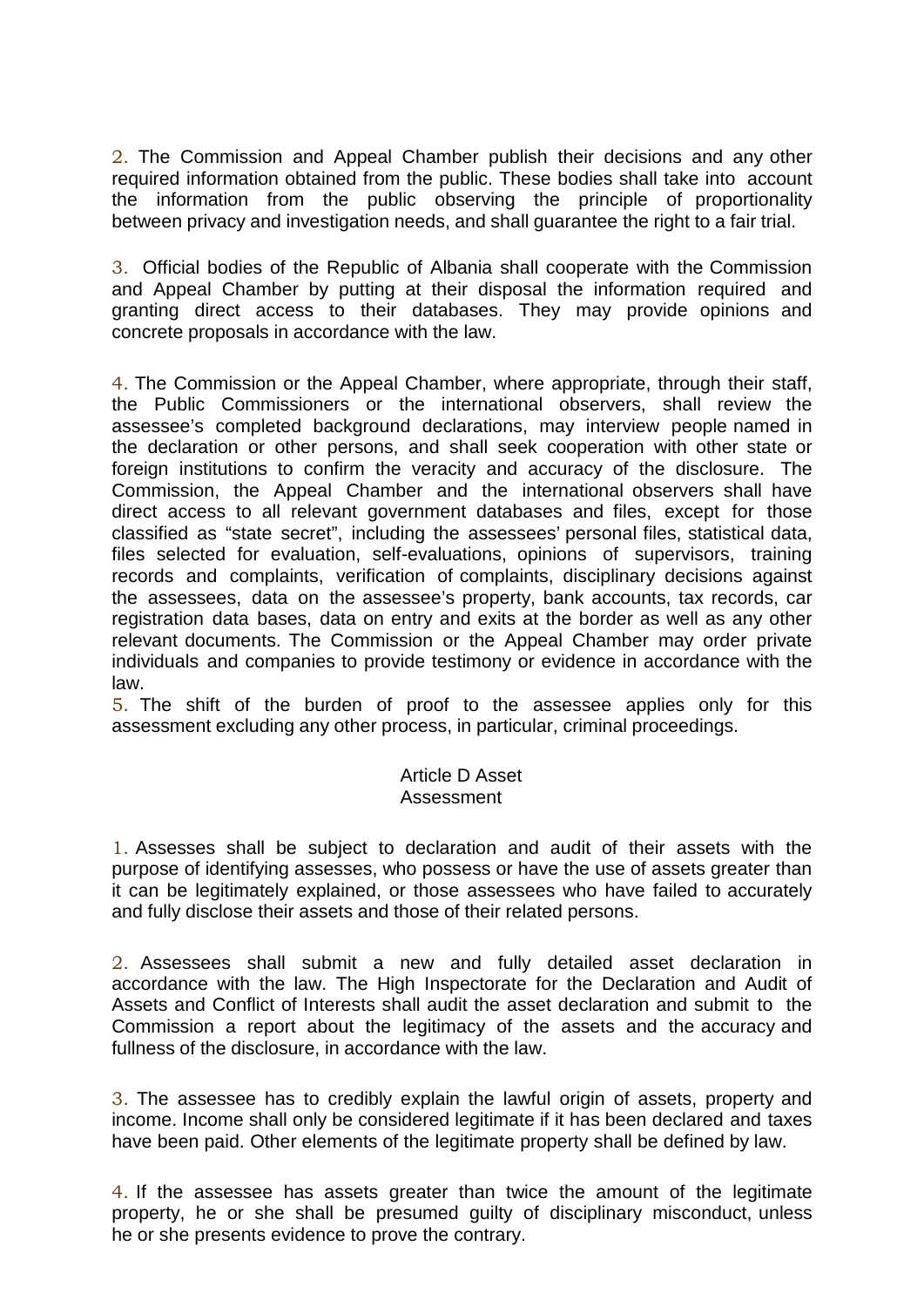2. The Commission and Appeal Chamber publish their decisions and any other required information obtained from the public. These bodies shall take into account the information from the public observing the principle of proportionality between privacy and investigation needs, and shall guarantee the right to a fair trial.

3. Official bodies of the Republic of Albania shall cooperate with the Commission and Appeal Chamber by putting at their disposal the information required and granting direct access to their databases. They may provide opinions and concrete proposals in accordance with the law.

4. The Commission or the Appeal Chamber, where appropriate, through their staff, the Public Commissioners or the international observers, shall review the assessee's completed background declarations, may interview people named in the declaration or other persons, and shall seek cooperation with other state or foreign institutions to confirm the veracity and accuracy of the disclosure. The Commission, the Appeal Chamber and the international observers shall have direct access to all relevant government databases and files, except for those classified as "state secret", including the assessees' personal files, statistical data, files selected for evaluation, self-evaluations, opinions of supervisors, training records and complaints, verification of complaints, disciplinary decisions against the assessees, data on the assessee's property, bank accounts, tax records, car registration data bases, data on entry and exits at the border as well as any other relevant documents. The Commission or the Appeal Chamber may order private individuals and companies to provide testimony or evidence in accordance with the law.

5. The shift of the burden of proof to the assessee applies only for this assessment excluding any other process, in particular, criminal proceedings.

### Article D Asset Assessment

1. Assesses shall be subject to declaration and audit of their assets with the purpose of identifying assesses, who possess or have the use of assets greater than it can be legitimately explained, or those assessees who have failed to accurately and fully disclose their assets and those of their related persons.

2. Assessees shall submit a new and fully detailed asset declaration in accordance with the law. The High Inspectorate for the Declaration and Audit of Assets and Conflict of Interests shall audit the asset declaration and submit to the Commission a report about the legitimacy of the assets and the accuracy and fullness of the disclosure, in accordance with the law.

3. The assessee has to credibly explain the lawful origin of assets, property and income. Income shall only be considered legitimate if it has been declared and taxes have been paid. Other elements of the legitimate property shall be defined by law.

4. If the assessee has assets greater than twice the amount of the legitimate property, he or she shall be presumed guilty of disciplinary misconduct, unless he or she presents evidence to prove the contrary.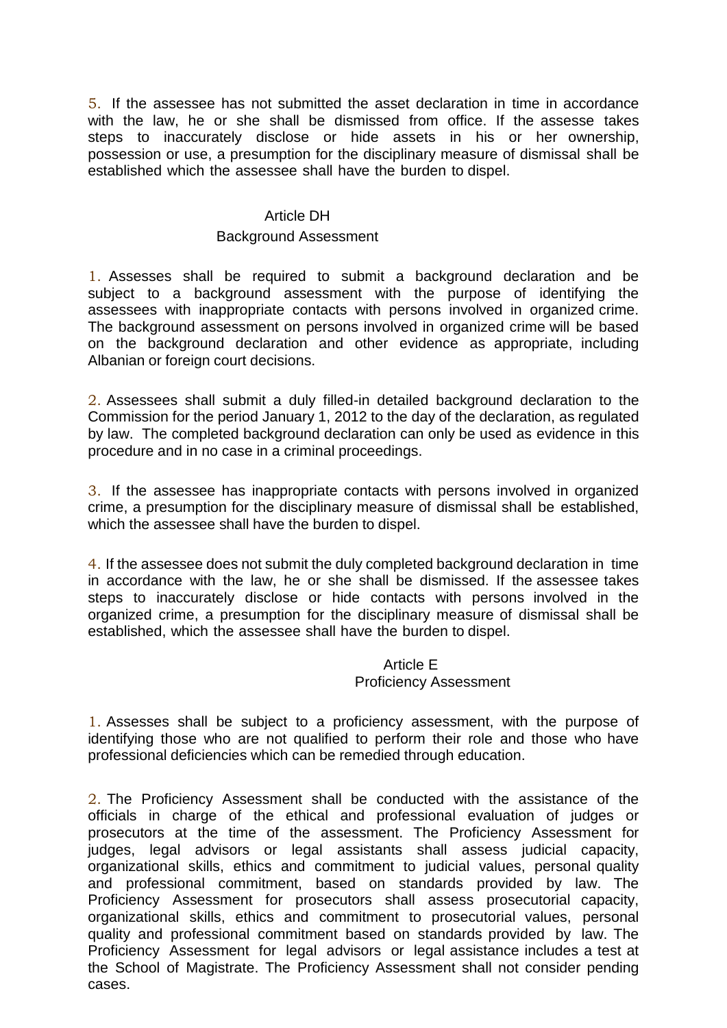5. If the assessee has not submitted the asset declaration in time in accordance with the law, he or she shall be dismissed from office. If the assesse takes steps to inaccurately disclose or hide assets in his or her ownership, possession or use, a presumption for the disciplinary measure of dismissal shall be established which the assessee shall have the burden to dispel.

### Article DH
### Background Assessment

1. Assesses shall be required to submit a background declaration and be subject to a background assessment with the purpose of identifying the assessees with inappropriate contacts with persons involved in organized crime. The background assessment on persons involved in organized crime will be based on the background declaration and other evidence as appropriate, including Albanian or foreign court decisions.

2. Assessees shall submit a duly filled-in detailed background declaration to the Commission for the period January 1, 2012 to the day of the declaration, as regulated by law. The completed background declaration can only be used as evidence in this procedure and in no case in a criminal proceedings.

3. If the assessee has inappropriate contacts with persons involved in organized crime, a presumption for the disciplinary measure of dismissal shall be established, which the assessee shall have the burden to dispel.

4. If the assessee does not submit the duly completed background declaration in time in accordance with the law, he or she shall be dismissed. If the assessee takes steps to inaccurately disclose or hide contacts with persons involved in the organized crime, a presumption for the disciplinary measure of dismissal shall be established, which the assessee shall have the burden to dispel.

### Article E
### Proficiency Assessment

1. Assesses shall be subject to a proficiency assessment, with the purpose of identifying those who are not qualified to perform their role and those who have professional deficiencies which can be remedied through education.

2. The Proficiency Assessment shall be conducted with the assistance of the officials in charge of the ethical and professional evaluation of judges or prosecutors at the time of the assessment. The Proficiency Assessment for judges, legal advisors or legal assistants shall assess judicial capacity, organizational skills, ethics and commitment to judicial values, personal quality and professional commitment, based on standards provided by law. The Proficiency Assessment for prosecutors shall assess prosecutorial capacity, organizational skills, ethics and commitment to prosecutorial values, personal quality and professional commitment based on standards provided by law. The Proficiency Assessment for legal advisors or legal assistance includes a test at the School of Magistrate. The Proficiency Assessment shall not consider pending cases.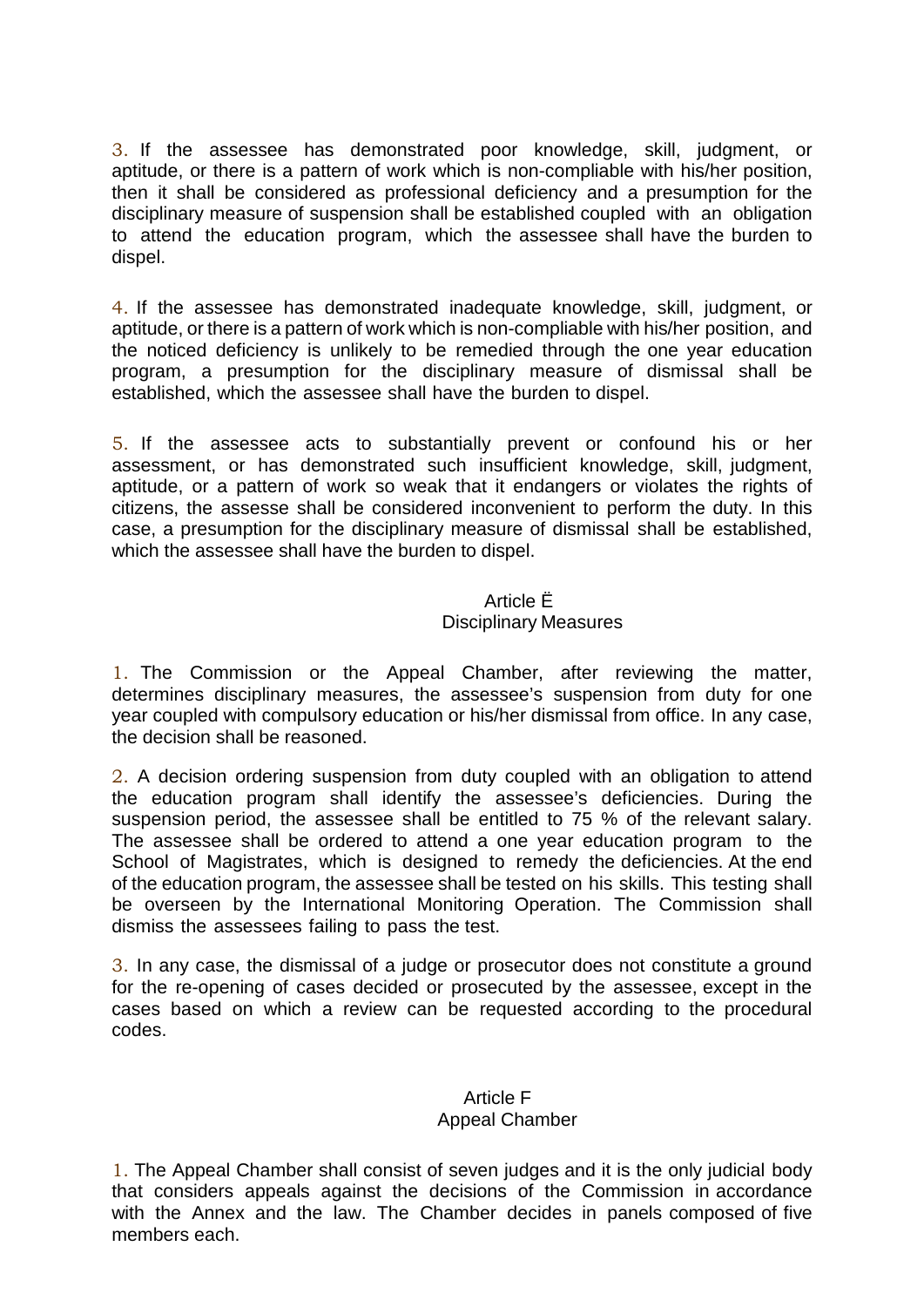3. If the assessee has demonstrated poor knowledge, skill, judgment, or aptitude, or there is a pattern of work which is non-compliable with his/her position, then it shall be considered as professional deficiency and a presumption for the disciplinary measure of suspension shall be established coupled with an obligation to attend the education program, which the assessee shall have the burden to dispel.

4. If the assessee has demonstrated inadequate knowledge, skill, judgment, or aptitude, or there is a pattern of work which is non-compliable with his/her position, and the noticed deficiency is unlikely to be remedied through the one year education program, a presumption for the disciplinary measure of dismissal shall be established, which the assessee shall have the burden to dispel.

5. If the assessee acts to substantially prevent or confound his or her assessment, or has demonstrated such insufficient knowledge, skill, judgment, aptitude, or a pattern of work so weak that it endangers or violates the rights of citizens, the assesse shall be considered inconvenient to perform the duty. In this case, a presumption for the disciplinary measure of dismissal shall be established, which the assessee shall have the burden to dispel.

### Article Ë
### Disciplinary Measures

1. The Commission or the Appeal Chamber, after reviewing the matter, determines disciplinary measures, the assessee's suspension from duty for one year coupled with compulsory education or his/her dismissal from office. In any case, the decision shall be reasoned.

2. A decision ordering suspension from duty coupled with an obligation to attend the education program shall identify the assessee's deficiencies. During the suspension period, the assessee shall be entitled to 75 % of the relevant salary. The assessee shall be ordered to attend a one year education program to the School of Magistrates, which is designed to remedy the deficiencies. At the end of the education program, the assessee shall be tested on his skills. This testing shall be overseen by the International Monitoring Operation. The Commission shall dismiss the assessees failing to pass the test.

3. In any case, the dismissal of a judge or prosecutor does not constitute a ground for the re-opening of cases decided or prosecuted by the assessee, except in the cases based on which a review can be requested according to the procedural codes.

### Article F
### Appeal Chamber

1. The Appeal Chamber shall consist of seven judges and it is the only judicial body that considers appeals against the decisions of the Commission in accordance with the Annex and the law. The Chamber decides in panels composed of five members each.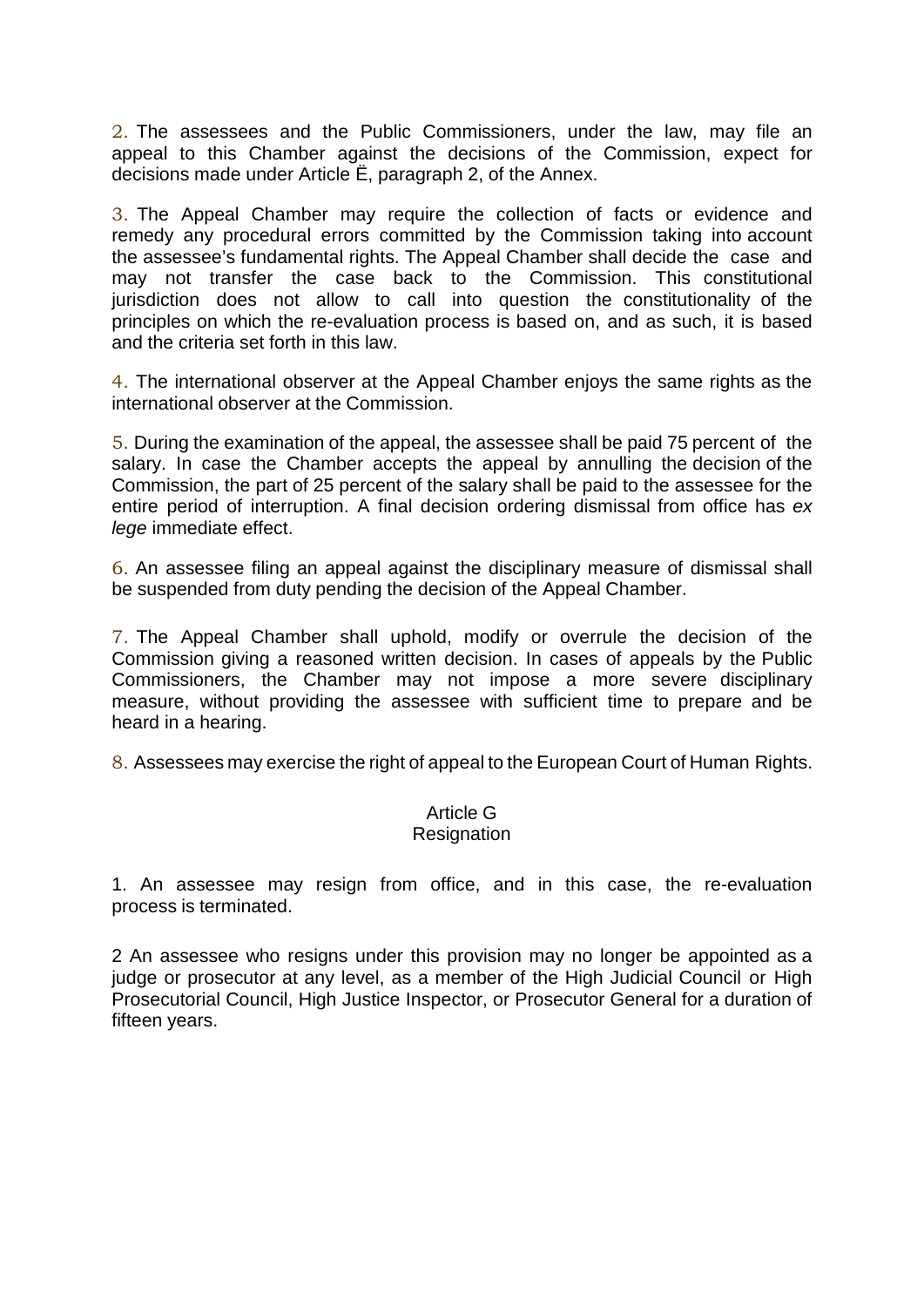2. The assessees and the Public Commissioners, under the law, may file an appeal to this Chamber against the decisions of the Commission, expect for decisions made under Article Ë, paragraph 2, of the Annex.

3. The Appeal Chamber may require the collection of facts or evidence and remedy any procedural errors committed by the Commission taking into account the assessee's fundamental rights. The Appeal Chamber shall decide the case and may not transfer the case back to the Commission. This constitutional jurisdiction does not allow to call into question the constitutionality of the principles on which the re-evaluation process is based on, and as such, it is based and the criteria set forth in this law.

4. The international observer at the Appeal Chamber enjoys the same rights as the international observer at the Commission.

5. During the examination of the appeal, the assessee shall be paid 75 percent of the salary. In case the Chamber accepts the appeal by annulling the decision of the Commission, the part of 25 percent of the salary shall be paid to the assessee for the entire period of interruption. A final decision ordering dismissal from office has *ex lege* immediate effect.

6. An assessee filing an appeal against the disciplinary measure of dismissal shall be suspended from duty pending the decision of the Appeal Chamber.

7. The Appeal Chamber shall uphold, modify or overrule the decision of the Commission giving a reasoned written decision. In cases of appeals by the Public Commissioners, the Chamber may not impose a more severe disciplinary measure, without providing the assessee with sufficient time to prepare and be heard in a hearing.

8. Assessees may exercise the right of appeal to the European Court of Human Rights.

## Article G
## Resignation

1. An assessee may resign from office, and in this case, the re-evaluation process is terminated.

2 An assessee who resigns under this provision may no longer be appointed as a judge or prosecutor at any level, as a member of the High Judicial Council or High Prosecutorial Council, High Justice Inspector, or Prosecutor General for a duration of fifteen years.